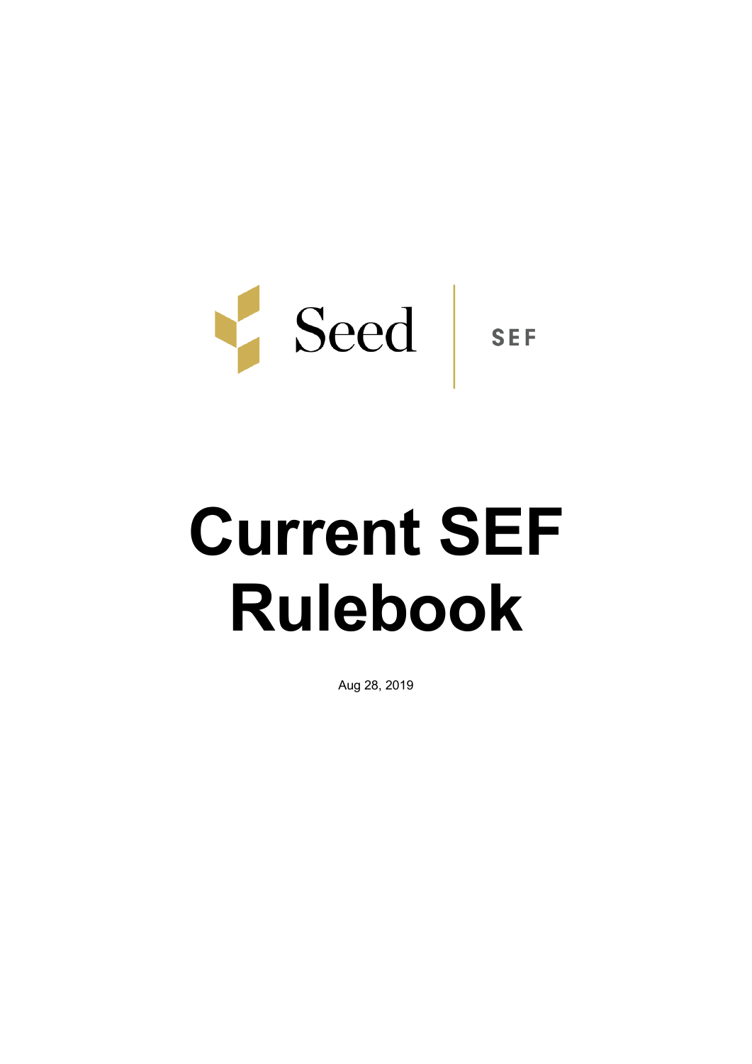Seed | SEF

# Current SEF Rulebook

Aug 28, 2019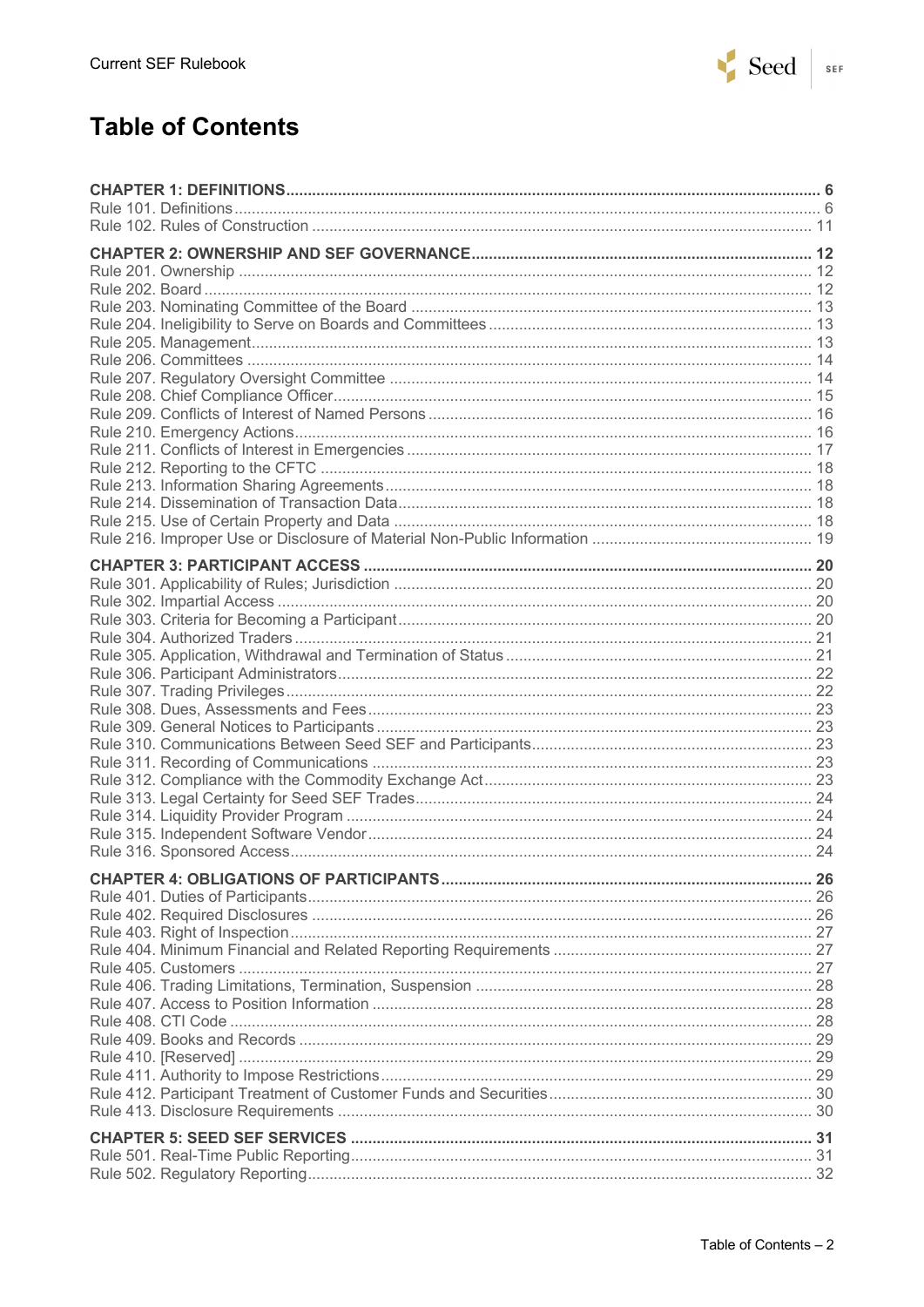# Table of Contents

**CHAPTER 1: DEFINITIONS** .......... 6
Rule 101. Definitions .......... 6
Rule 102. Rules of Construction .......... 11

**CHAPTER 2: OWNERSHIP AND SEF GOVERNANCE** .......... 12
Rule 201. Ownership .......... 12
Rule 202. Board .......... 12
Rule 203. Nominating Committee of the Board .......... 13
Rule 204. Ineligibility to Serve on Boards and Committees .......... 13
Rule 205. Management .......... 13
Rule 206. Committees .......... 14
Rule 207. Regulatory Oversight Committee .......... 14
Rule 208. Chief Compliance Officer .......... 15
Rule 209. Conflicts of Interest of Named Persons .......... 16
Rule 210. Emergency Actions .......... 16
Rule 211. Conflicts of Interest in Emergencies .......... 17
Rule 212. Reporting to the CFTC .......... 18
Rule 213. Information Sharing Agreements .......... 18
Rule 214. Dissemination of Transaction Data .......... 18
Rule 215. Use of Certain Property and Data .......... 18
Rule 216. Improper Use or Disclosure of Material Non-Public Information .......... 19

**CHAPTER 3: PARTICIPANT ACCESS** .......... 20
Rule 301. Applicability of Rules; Jurisdiction .......... 20
Rule 302. Impartial Access .......... 20
Rule 303. Criteria for Becoming a Participant .......... 20
Rule 304. Authorized Traders .......... 21
Rule 305. Application, Withdrawal and Termination of Status .......... 21
Rule 306. Participant Administrators .......... 22
Rule 307. Trading Privileges .......... 22
Rule 308. Dues, Assessments and Fees .......... 23
Rule 309. General Notices to Participants .......... 23
Rule 310. Communications Between Seed SEF and Participants .......... 23
Rule 311. Recording of Communications .......... 23
Rule 312. Compliance with the Commodity Exchange Act .......... 23
Rule 313. Legal Certainty for Seed SEF Trades .......... 24
Rule 314. Liquidity Provider Program .......... 24
Rule 315. Independent Software Vendor .......... 24
Rule 316. Sponsored Access .......... 24

**CHAPTER 4: OBLIGATIONS OF PARTICIPANTS** .......... 26
Rule 401. Duties of Participants .......... 26
Rule 402. Required Disclosures .......... 26
Rule 403. Right of Inspection .......... 27
Rule 404. Minimum Financial and Related Reporting Requirements .......... 27
Rule 405. Customers .......... 27
Rule 406. Trading Limitations, Termination, Suspension .......... 28
Rule 407. Access to Position Information .......... 28
Rule 408. CTI Code .......... 28
Rule 409. Books and Records .......... 29
Rule 410. [Reserved] .......... 29
Rule 411. Authority to Impose Restrictions .......... 29
Rule 412. Participant Treatment of Customer Funds and Securities .......... 30
Rule 413. Disclosure Requirements .......... 30

**CHAPTER 5: SEED SEF SERVICES** .......... 31
Rule 501. Real-Time Public Reporting .......... 31
Rule 502. Regulatory Reporting .......... 32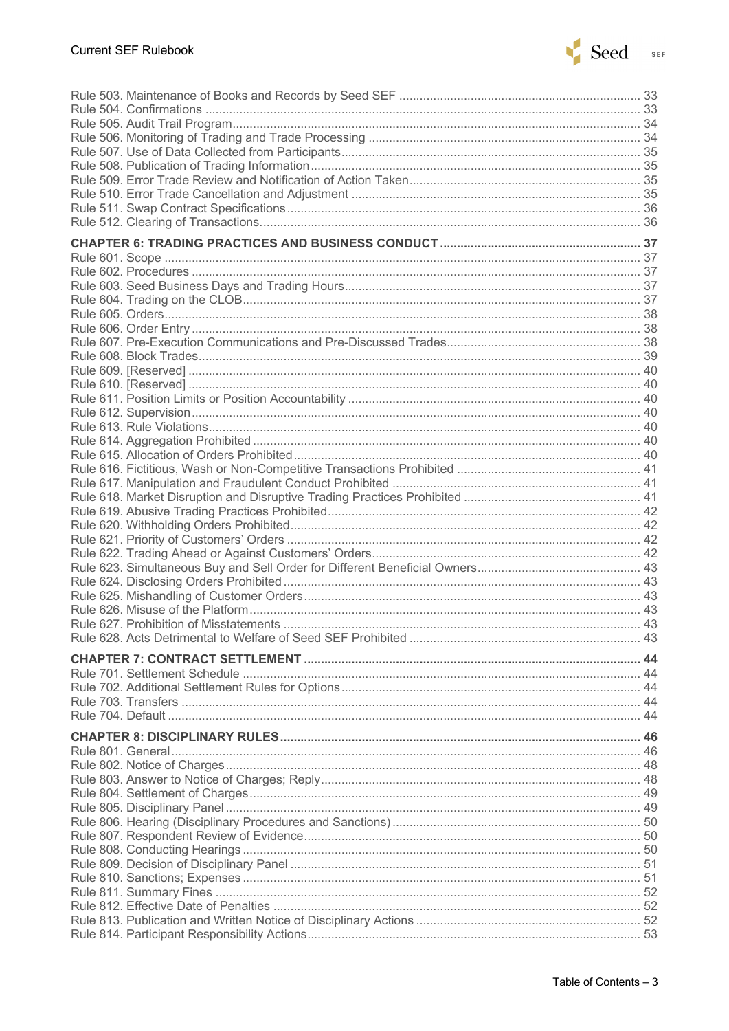Rule 503. Maintenance of Books and Records by Seed SEF ..... 33
Rule 504. Confirmations ..... 33
Rule 505. Audit Trail Program ..... 34
Rule 506. Monitoring of Trading and Trade Processing ..... 34
Rule 507. Use of Data Collected from Participants ..... 35
Rule 508. Publication of Trading Information ..... 35
Rule 509. Error Trade Review and Notification of Action Taken ..... 35
Rule 510. Error Trade Cancellation and Adjustment ..... 35
Rule 511. Swap Contract Specifications ..... 36
Rule 512. Clearing of Transactions ..... 36

**CHAPTER 6: TRADING PRACTICES AND BUSINESS CONDUCT ..... 37**

Rule 601. Scope ..... 37
Rule 602. Procedures ..... 37
Rule 603. Seed Business Days and Trading Hours ..... 37
Rule 604. Trading on the CLOB ..... 37
Rule 605. Orders ..... 38
Rule 606. Order Entry ..... 38
Rule 607. Pre-Execution Communications and Pre-Discussed Trades ..... 38
Rule 608. Block Trades ..... 39
Rule 609. [Reserved] ..... 40
Rule 610. [Reserved] ..... 40
Rule 611. Position Limits or Position Accountability ..... 40
Rule 612. Supervision ..... 40
Rule 613. Rule Violations ..... 40
Rule 614. Aggregation Prohibited ..... 40
Rule 615. Allocation of Orders Prohibited ..... 40
Rule 616. Fictitious, Wash or Non-Competitive Transactions Prohibited ..... 41
Rule 617. Manipulation and Fraudulent Conduct Prohibited ..... 41
Rule 618. Market Disruption and Disruptive Trading Practices Prohibited ..... 41
Rule 619. Abusive Trading Practices Prohibited ..... 42
Rule 620. Withholding Orders Prohibited ..... 42
Rule 621. Priority of Customers' Orders ..... 42
Rule 622. Trading Ahead or Against Customers' Orders ..... 42
Rule 623. Simultaneous Buy and Sell Order for Different Beneficial Owners ..... 43
Rule 624. Disclosing Orders Prohibited ..... 43
Rule 625. Mishandling of Customer Orders ..... 43
Rule 626. Misuse of the Platform ..... 43
Rule 627. Prohibition of Misstatements ..... 43
Rule 628. Acts Detrimental to Welfare of Seed SEF Prohibited ..... 43

**CHAPTER 7: CONTRACT SETTLEMENT ..... 44**

Rule 701. Settlement Schedule ..... 44
Rule 702. Additional Settlement Rules for Options ..... 44
Rule 703. Transfers ..... 44
Rule 704. Default ..... 44

**CHAPTER 8: DISCIPLINARY RULES ..... 46**

Rule 801. General ..... 46
Rule 802. Notice of Charges ..... 48
Rule 803. Answer to Notice of Charges; Reply ..... 48
Rule 804. Settlement of Charges ..... 49
Rule 805. Disciplinary Panel ..... 49
Rule 806. Hearing (Disciplinary Procedures and Sanctions) ..... 50
Rule 807. Respondent Review of Evidence ..... 50
Rule 808. Conducting Hearings ..... 50
Rule 809. Decision of Disciplinary Panel ..... 51
Rule 810. Sanctions; Expenses ..... 51
Rule 811. Summary Fines ..... 52
Rule 812. Effective Date of Penalties ..... 52
Rule 813. Publication and Written Notice of Disciplinary Actions ..... 52
Rule 814. Participant Responsibility Actions ..... 53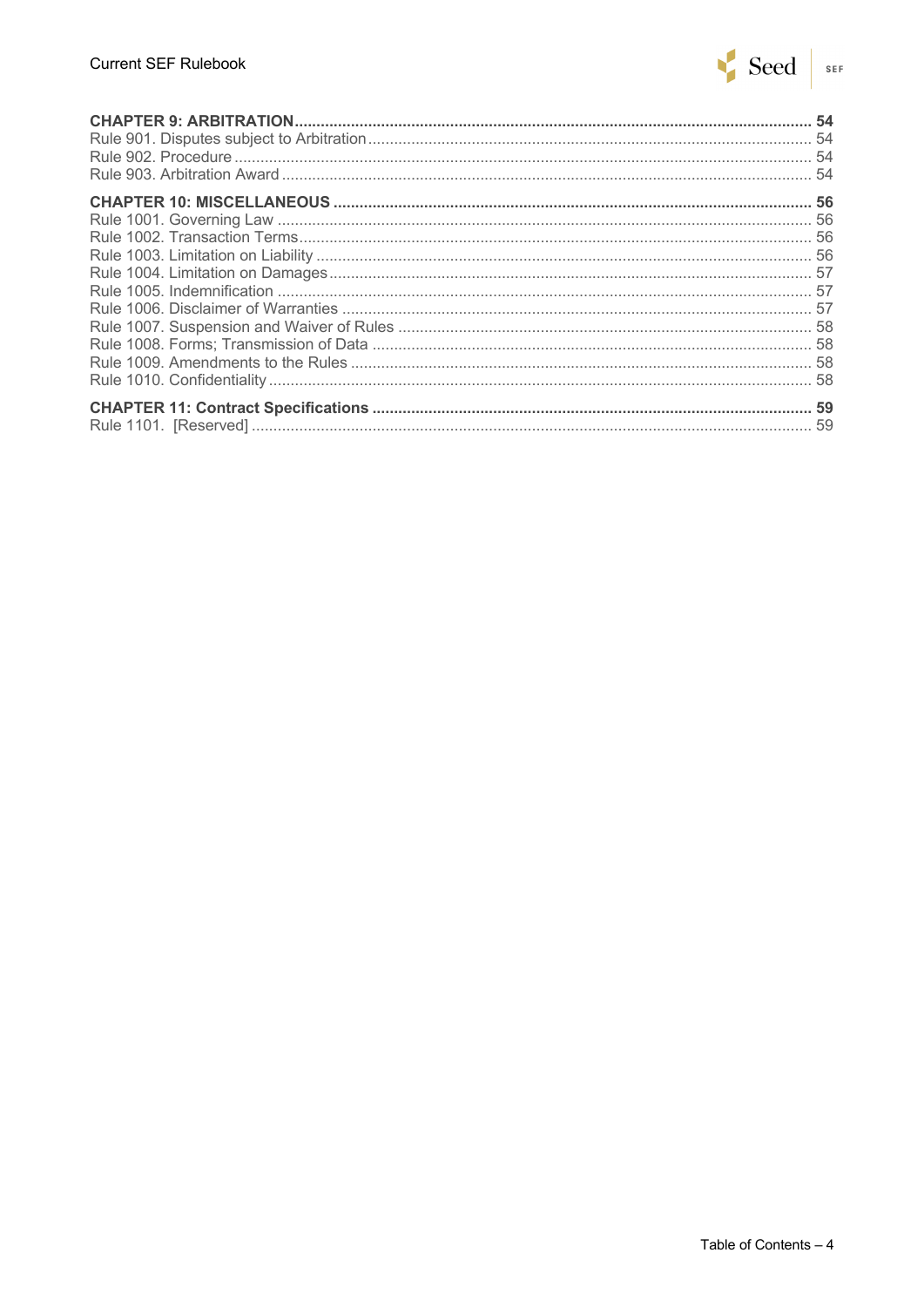**CHAPTER 9: ARBITRATION** ........ 54
Rule 901. Disputes subject to Arbitration ........ 54
Rule 902. Procedure ........ 54
Rule 903. Arbitration Award ........ 54

**CHAPTER 10: MISCELLANEOUS** ........ 56
Rule 1001. Governing Law ........ 56
Rule 1002. Transaction Terms ........ 56
Rule 1003. Limitation on Liability ........ 56
Rule 1004. Limitation on Damages ........ 57
Rule 1005. Indemnification ........ 57
Rule 1006. Disclaimer of Warranties ........ 57
Rule 1007. Suspension and Waiver of Rules ........ 58
Rule 1008. Forms; Transmission of Data ........ 58
Rule 1009. Amendments to the Rules ........ 58
Rule 1010. Confidentiality ........ 58

**CHAPTER 11: Contract Specifications** ........ 59
Rule 1101. [Reserved] ........ 59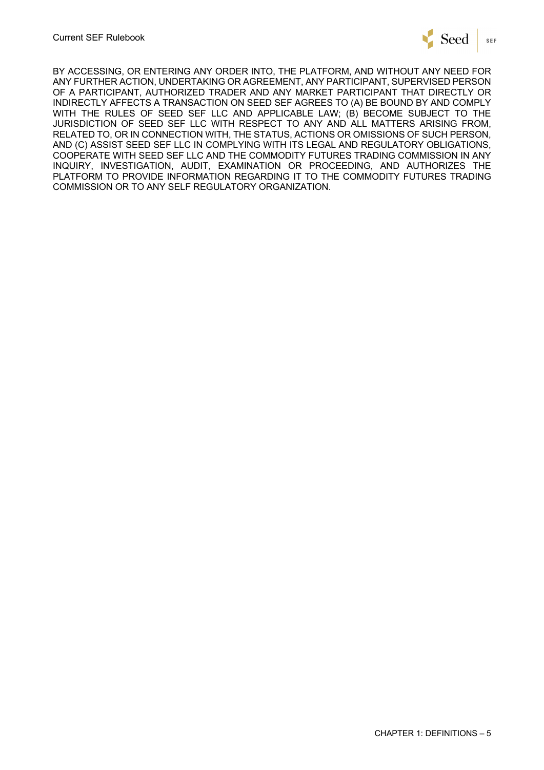BY ACCESSING, OR ENTERING ANY ORDER INTO, THE PLATFORM, AND WITHOUT ANY NEED FOR ANY FURTHER ACTION, UNDERTAKING OR AGREEMENT, ANY PARTICIPANT, SUPERVISED PERSON OF A PARTICIPANT, AUTHORIZED TRADER AND ANY MARKET PARTICIPANT THAT DIRECTLY OR INDIRECTLY AFFECTS A TRANSACTION ON SEED SEF AGREES TO (A) BE BOUND BY AND COMPLY WITH THE RULES OF SEED SEF LLC AND APPLICABLE LAW; (B) BECOME SUBJECT TO THE JURISDICTION OF SEED SEF LLC WITH RESPECT TO ANY AND ALL MATTERS ARISING FROM, RELATED TO, OR IN CONNECTION WITH, THE STATUS, ACTIONS OR OMISSIONS OF SUCH PERSON, AND (C) ASSIST SEED SEF LLC IN COMPLYING WITH ITS LEGAL AND REGULATORY OBLIGATIONS, COOPERATE WITH SEED SEF LLC AND THE COMMODITY FUTURES TRADING COMMISSION IN ANY INQUIRY, INVESTIGATION, AUDIT, EXAMINATION OR PROCEEDING, AND AUTHORIZES THE PLATFORM TO PROVIDE INFORMATION REGARDING IT TO THE COMMODITY FUTURES TRADING COMMISSION OR TO ANY SELF REGULATORY ORGANIZATION.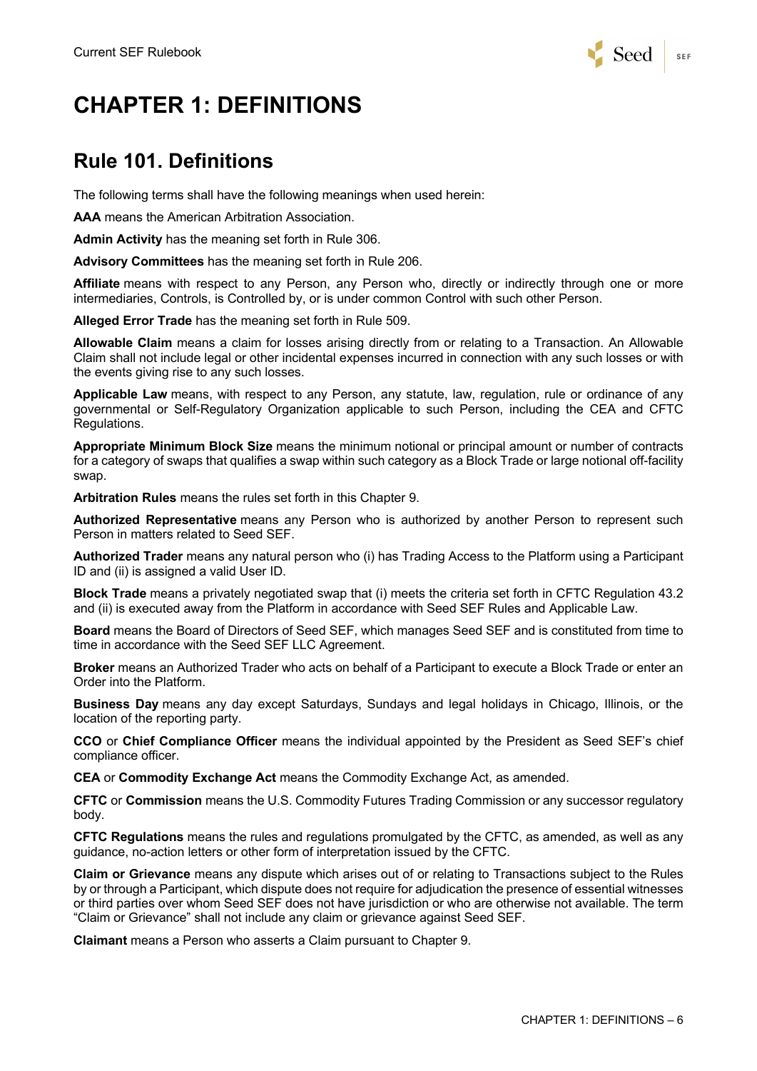# CHAPTER 1: DEFINITIONS

## Rule 101. Definitions

The following terms shall have the following meanings when used herein:

**AAA** means the American Arbitration Association.

**Admin Activity** has the meaning set forth in Rule 306.

**Advisory Committees** has the meaning set forth in Rule 206.

**Affiliate** means with respect to any Person, any Person who, directly or indirectly through one or more intermediaries, Controls, is Controlled by, or is under common Control with such other Person.

**Alleged Error Trade** has the meaning set forth in Rule 509.

**Allowable Claim** means a claim for losses arising directly from or relating to a Transaction. An Allowable Claim shall not include legal or other incidental expenses incurred in connection with any such losses or with the events giving rise to any such losses.

**Applicable Law** means, with respect to any Person, any statute, law, regulation, rule or ordinance of any governmental or Self-Regulatory Organization applicable to such Person, including the CEA and CFTC Regulations.

**Appropriate Minimum Block Size** means the minimum notional or principal amount or number of contracts for a category of swaps that qualifies a swap within such category as a Block Trade or large notional off-facility swap.

**Arbitration Rules** means the rules set forth in this Chapter 9.

**Authorized Representative** means any Person who is authorized by another Person to represent such Person in matters related to Seed SEF.

**Authorized Trader** means any natural person who (i) has Trading Access to the Platform using a Participant ID and (ii) is assigned a valid User ID.

**Block Trade** means a privately negotiated swap that (i) meets the criteria set forth in CFTC Regulation 43.2 and (ii) is executed away from the Platform in accordance with Seed SEF Rules and Applicable Law.

**Board** means the Board of Directors of Seed SEF, which manages Seed SEF and is constituted from time to time in accordance with the Seed SEF LLC Agreement.

**Broker** means an Authorized Trader who acts on behalf of a Participant to execute a Block Trade or enter an Order into the Platform.

**Business Day** means any day except Saturdays, Sundays and legal holidays in Chicago, Illinois, or the location of the reporting party.

**CCO** or **Chief Compliance Officer** means the individual appointed by the President as Seed SEF's chief compliance officer.

**CEA** or **Commodity Exchange Act** means the Commodity Exchange Act, as amended.

**CFTC** or **Commission** means the U.S. Commodity Futures Trading Commission or any successor regulatory body.

**CFTC Regulations** means the rules and regulations promulgated by the CFTC, as amended, as well as any guidance, no-action letters or other form of interpretation issued by the CFTC.

**Claim or Grievance** means any dispute which arises out of or relating to Transactions subject to the Rules by or through a Participant, which dispute does not require for adjudication the presence of essential witnesses or third parties over whom Seed SEF does not have jurisdiction or who are otherwise not available. The term "Claim or Grievance" shall not include any claim or grievance against Seed SEF.

**Claimant** means a Person who asserts a Claim pursuant to Chapter 9.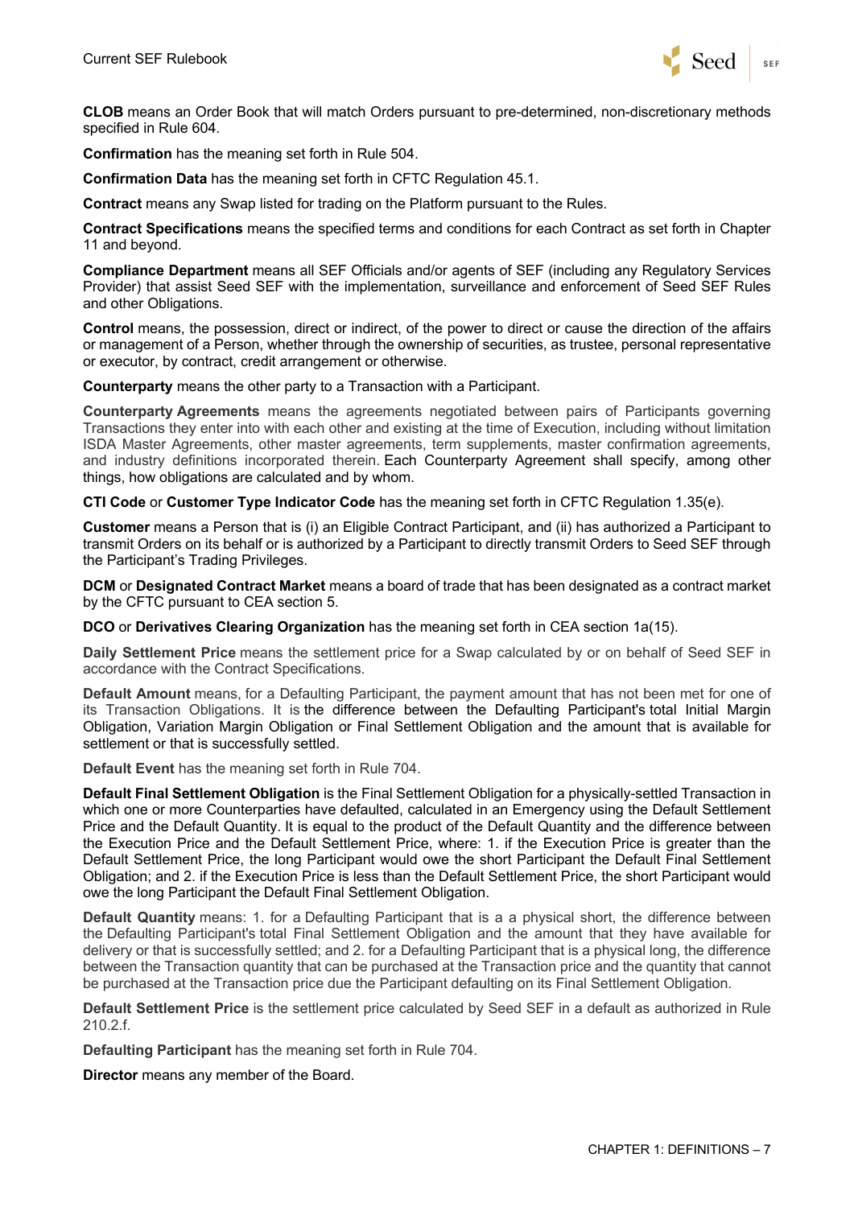**CLOB** means an Order Book that will match Orders pursuant to pre-determined, non-discretionary methods specified in Rule 604.

**Confirmation** has the meaning set forth in Rule 504.

**Confirmation Data** has the meaning set forth in CFTC Regulation 45.1.

**Contract** means any Swap listed for trading on the Platform pursuant to the Rules.

**Contract Specifications** means the specified terms and conditions for each Contract as set forth in Chapter 11 and beyond.

**Compliance Department** means all SEF Officials and/or agents of SEF (including any Regulatory Services Provider) that assist Seed SEF with the implementation, surveillance and enforcement of Seed SEF Rules and other Obligations.

**Control** means, the possession, direct or indirect, of the power to direct or cause the direction of the affairs or management of a Person, whether through the ownership of securities, as trustee, personal representative or executor, by contract, credit arrangement or otherwise.

**Counterparty** means the other party to a Transaction with a Participant.

**Counterparty Agreements** means the agreements negotiated between pairs of Participants governing Transactions they enter into with each other and existing at the time of Execution, including without limitation ISDA Master Agreements, other master agreements, term supplements, master confirmation agreements, and industry definitions incorporated therein. Each Counterparty Agreement shall specify, among other things, how obligations are calculated and by whom.

**CTI Code** or **Customer Type Indicator Code** has the meaning set forth in CFTC Regulation 1.35(e).

**Customer** means a Person that is (i) an Eligible Contract Participant, and (ii) has authorized a Participant to transmit Orders on its behalf or is authorized by a Participant to directly transmit Orders to Seed SEF through the Participant's Trading Privileges.

**DCM** or **Designated Contract Market** means a board of trade that has been designated as a contract market by the CFTC pursuant to CEA section 5.

**DCO** or **Derivatives Clearing Organization** has the meaning set forth in CEA section 1a(15).

**Daily Settlement Price** means the settlement price for a Swap calculated by or on behalf of Seed SEF in accordance with the Contract Specifications.

**Default Amount** means, for a Defaulting Participant, the payment amount that has not been met for one of its Transaction Obligations. It is the difference between the Defaulting Participant's total Initial Margin Obligation, Variation Margin Obligation or Final Settlement Obligation and the amount that is available for settlement or that is successfully settled.

**Default Event** has the meaning set forth in Rule 704.

**Default Final Settlement Obligation** is the Final Settlement Obligation for a physically-settled Transaction in which one or more Counterparties have defaulted, calculated in an Emergency using the Default Settlement Price and the Default Quantity. It is equal to the product of the Default Quantity and the difference between the Execution Price and the Default Settlement Price, where: 1. if the Execution Price is greater than the Default Settlement Price, the long Participant would owe the short Participant the Default Final Settlement Obligation; and 2. if the Execution Price is less than the Default Settlement Price, the short Participant would owe the long Participant the Default Final Settlement Obligation.

**Default Quantity** means: 1. for a Defaulting Participant that is a a physical short, the difference between the Defaulting Participant's total Final Settlement Obligation and the amount that they have available for delivery or that is successfully settled; and 2. for a Defaulting Participant that is a physical long, the difference between the Transaction quantity that can be purchased at the Transaction price and the quantity that cannot be purchased at the Transaction price due the Participant defaulting on its Final Settlement Obligation.

**Default Settlement Price** is the settlement price calculated by Seed SEF in a default as authorized in Rule 210.2.f.

**Defaulting Participant** has the meaning set forth in Rule 704.

**Director** means any member of the Board.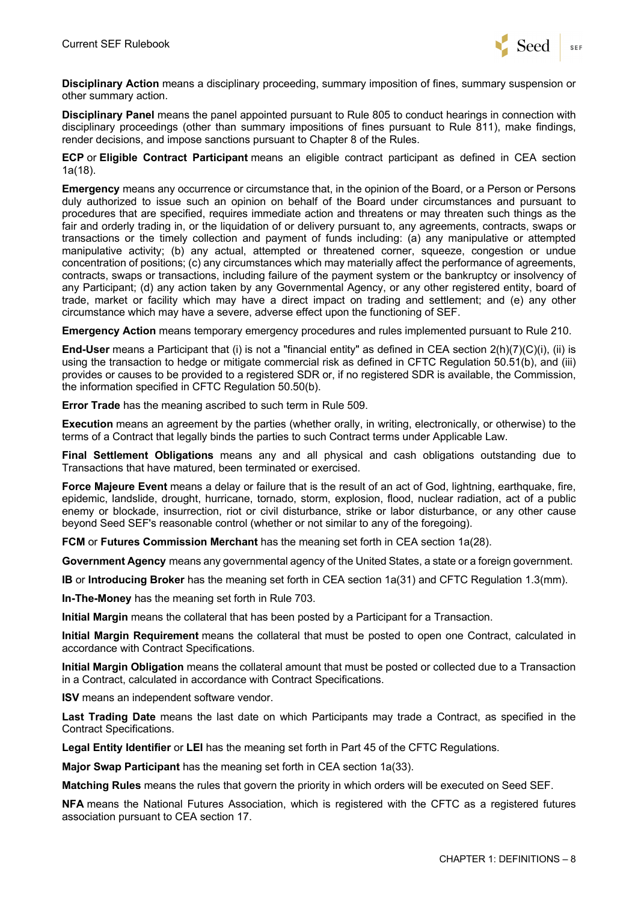**Disciplinary Action** means a disciplinary proceeding, summary imposition of fines, summary suspension or other summary action.

**Disciplinary Panel** means the panel appointed pursuant to Rule 805 to conduct hearings in connection with disciplinary proceedings (other than summary impositions of fines pursuant to Rule 811), make findings, render decisions, and impose sanctions pursuant to Chapter 8 of the Rules.

**ECP** or **Eligible Contract Participant** means an eligible contract participant as defined in CEA section 1a(18).

**Emergency** means any occurrence or circumstance that, in the opinion of the Board, or a Person or Persons duly authorized to issue such an opinion on behalf of the Board under circumstances and pursuant to procedures that are specified, requires immediate action and threatens or may threaten such things as the fair and orderly trading in, or the liquidation of or delivery pursuant to, any agreements, contracts, swaps or transactions or the timely collection and payment of funds including: (a) any manipulative or attempted manipulative activity; (b) any actual, attempted or threatened corner, squeeze, congestion or undue concentration of positions; (c) any circumstances which may materially affect the performance of agreements, contracts, swaps or transactions, including failure of the payment system or the bankruptcy or insolvency of any Participant; (d) any action taken by any Governmental Agency, or any other registered entity, board of trade, market or facility which may have a direct impact on trading and settlement; and (e) any other circumstance which may have a severe, adverse effect upon the functioning of SEF.

**Emergency Action** means temporary emergency procedures and rules implemented pursuant to Rule 210.

**End-User** means a Participant that (i) is not a "financial entity" as defined in CEA section 2(h)(7)(C)(i), (ii) is using the transaction to hedge or mitigate commercial risk as defined in CFTC Regulation 50.51(b), and (iii) provides or causes to be provided to a registered SDR or, if no registered SDR is available, the Commission, the information specified in CFTC Regulation 50.50(b).

**Error Trade** has the meaning ascribed to such term in Rule 509.

**Execution** means an agreement by the parties (whether orally, in writing, electronically, or otherwise) to the terms of a Contract that legally binds the parties to such Contract terms under Applicable Law.

**Final Settlement Obligations** means any and all physical and cash obligations outstanding due to Transactions that have matured, been terminated or exercised.

**Force Majeure Event** means a delay or failure that is the result of an act of God, lightning, earthquake, fire, epidemic, landslide, drought, hurricane, tornado, storm, explosion, flood, nuclear radiation, act of a public enemy or blockade, insurrection, riot or civil disturbance, strike or labor disturbance, or any other cause beyond Seed SEF's reasonable control (whether or not similar to any of the foregoing).

**FCM** or **Futures Commission Merchant** has the meaning set forth in CEA section 1a(28).

**Government Agency** means any governmental agency of the United States, a state or a foreign government.

**IB** or **Introducing Broker** has the meaning set forth in CEA section 1a(31) and CFTC Regulation 1.3(mm).

**In-The-Money** has the meaning set forth in Rule 703.

**Initial Margin** means the collateral that has been posted by a Participant for a Transaction.

**Initial Margin Requirement** means the collateral that must be posted to open one Contract, calculated in accordance with Contract Specifications.

**Initial Margin Obligation** means the collateral amount that must be posted or collected due to a Transaction in a Contract, calculated in accordance with Contract Specifications.

**ISV** means an independent software vendor.

**Last Trading Date** means the last date on which Participants may trade a Contract, as specified in the Contract Specifications.

**Legal Entity Identifier** or **LEI** has the meaning set forth in Part 45 of the CFTC Regulations.

**Major Swap Participant** has the meaning set forth in CEA section 1a(33).

**Matching Rules** means the rules that govern the priority in which orders will be executed on Seed SEF.

**NFA** means the National Futures Association, which is registered with the CFTC as a registered futures association pursuant to CEA section 17.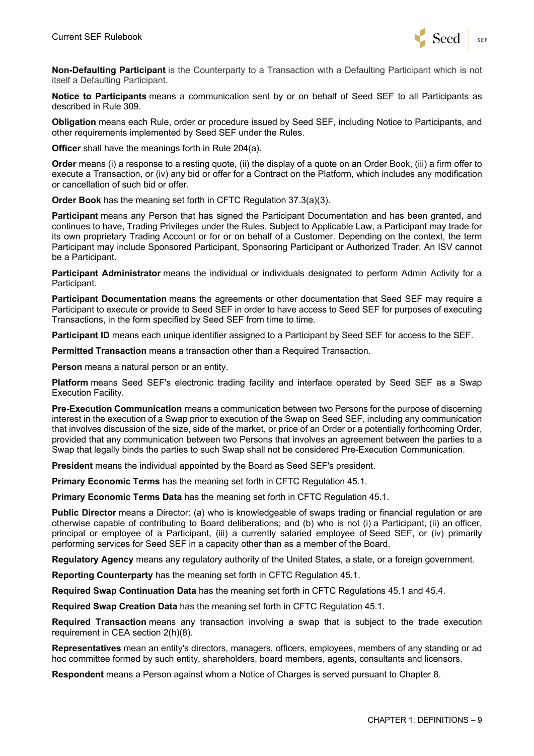**Non-Defaulting Participant** is the Counterparty to a Transaction with a Defaulting Participant which is not itself a Defaulting Participant.

**Notice to Participants** means a communication sent by or on behalf of Seed SEF to all Participants as described in Rule 309.

**Obligation** means each Rule, order or procedure issued by Seed SEF, including Notice to Participants, and other requirements implemented by Seed SEF under the Rules.

**Officer** shall have the meanings forth in Rule 204(a).

**Order** means (i) a response to a resting quote, (ii) the display of a quote on an Order Book, (iii) a firm offer to execute a Transaction, or (iv) any bid or offer for a Contract on the Platform, which includes any modification or cancellation of such bid or offer.

**Order Book** has the meaning set forth in CFTC Regulation 37.3(a)(3).

**Participant** means any Person that has signed the Participant Documentation and has been granted, and continues to have, Trading Privileges under the Rules. Subject to Applicable Law, a Participant may trade for its own proprietary Trading Account or for or on behalf of a Customer. Depending on the context, the term Participant may include Sponsored Participant, Sponsoring Participant or Authorized Trader. An ISV cannot be a Participant.

**Participant Administrator** means the individual or individuals designated to perform Admin Activity for a Participant.

**Participant Documentation** means the agreements or other documentation that Seed SEF may require a Participant to execute or provide to Seed SEF in order to have access to Seed SEF for purposes of executing Transactions, in the form specified by Seed SEF from time to time.

**Participant ID** means each unique identifier assigned to a Participant by Seed SEF for access to the SEF.

**Permitted Transaction** means a transaction other than a Required Transaction.

**Person** means a natural person or an entity.

**Platform** means Seed SEF's electronic trading facility and interface operated by Seed SEF as a Swap Execution Facility.

**Pre-Execution Communication** means a communication between two Persons for the purpose of discerning interest in the execution of a Swap prior to execution of the Swap on Seed SEF, including any communication that involves discussion of the size, side of the market, or price of an Order or a potentially forthcoming Order, provided that any communication between two Persons that involves an agreement between the parties to a Swap that legally binds the parties to such Swap shall not be considered Pre-Execution Communication.

**President** means the individual appointed by the Board as Seed SEF's president.

**Primary Economic Terms** has the meaning set forth in CFTC Regulation 45.1.

**Primary Economic Terms Data** has the meaning set forth in CFTC Regulation 45.1.

**Public Director** means a Director: (a) who is knowledgeable of swaps trading or financial regulation or are otherwise capable of contributing to Board deliberations; and (b) who is not (i) a Participant, (ii) an officer, principal or employee of a Participant, (iii) a currently salaried employee of Seed SEF, or (iv) primarily performing services for Seed SEF in a capacity other than as a member of the Board.

**Regulatory Agency** means any regulatory authority of the United States, a state, or a foreign government.

**Reporting Counterparty** has the meaning set forth in CFTC Regulation 45.1.

**Required Swap Continuation Data** has the meaning set forth in CFTC Regulations 45.1 and 45.4.

**Required Swap Creation Data** has the meaning set forth in CFTC Regulation 45.1.

**Required Transaction** means any transaction involving a swap that is subject to the trade execution requirement in CEA section 2(h)(8).

**Representatives** mean an entity's directors, managers, officers, employees, members of any standing or ad hoc committee formed by such entity, shareholders, board members, agents, consultants and licensors.

**Respondent** means a Person against whom a Notice of Charges is served pursuant to Chapter 8.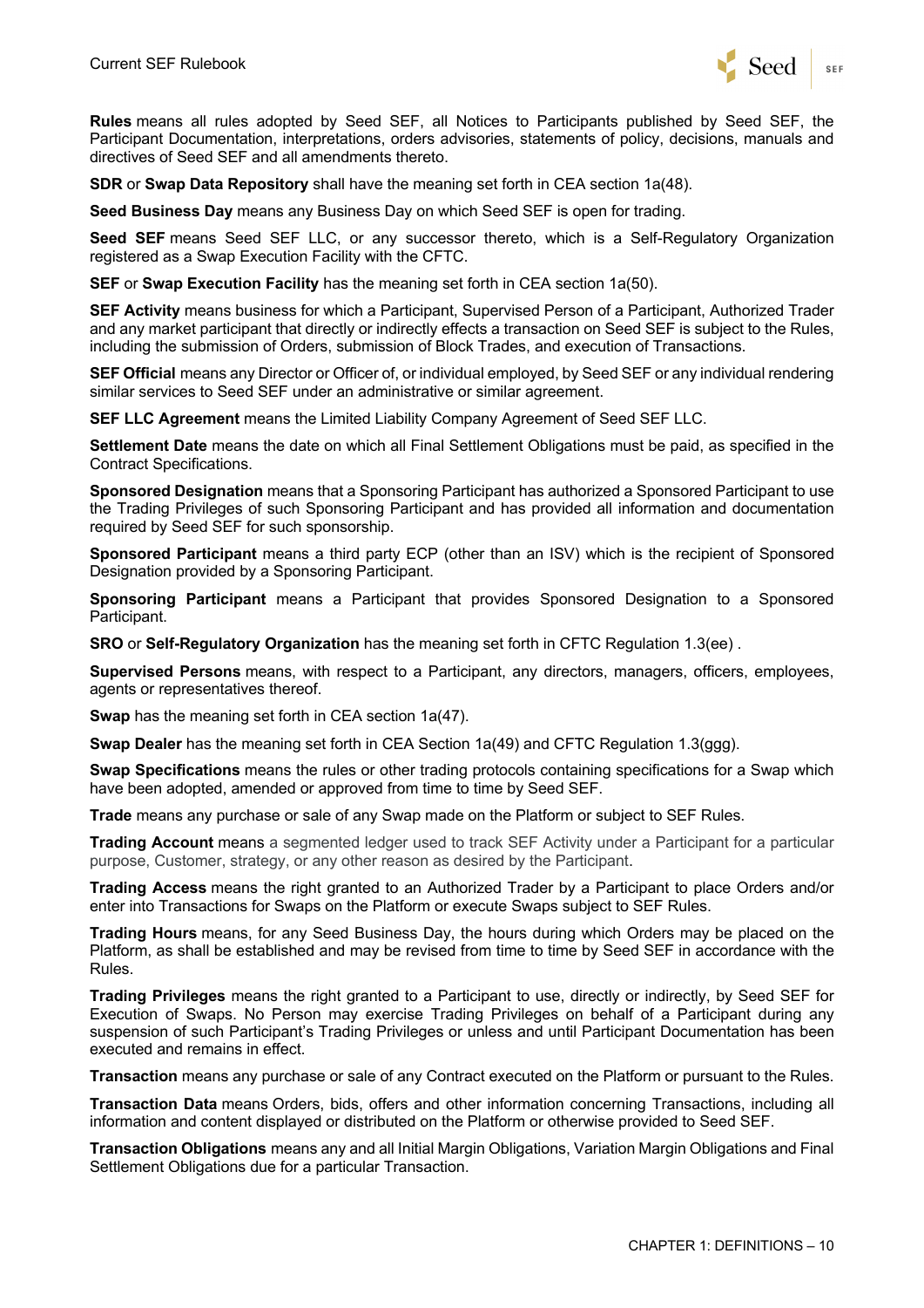**Rules** means all rules adopted by Seed SEF, all Notices to Participants published by Seed SEF, the Participant Documentation, interpretations, orders advisories, statements of policy, decisions, manuals and directives of Seed SEF and all amendments thereto.

**SDR** or **Swap Data Repository** shall have the meaning set forth in CEA section 1a(48).

**Seed Business Day** means any Business Day on which Seed SEF is open for trading.

**Seed SEF** means Seed SEF LLC, or any successor thereto, which is a Self-Regulatory Organization registered as a Swap Execution Facility with the CFTC.

**SEF** or **Swap Execution Facility** has the meaning set forth in CEA section 1a(50).

**SEF Activity** means business for which a Participant, Supervised Person of a Participant, Authorized Trader and any market participant that directly or indirectly effects a transaction on Seed SEF is subject to the Rules, including the submission of Orders, submission of Block Trades, and execution of Transactions.

**SEF Official** means any Director or Officer of, or individual employed, by Seed SEF or any individual rendering similar services to Seed SEF under an administrative or similar agreement.

**SEF LLC Agreement** means the Limited Liability Company Agreement of Seed SEF LLC.

**Settlement Date** means the date on which all Final Settlement Obligations must be paid, as specified in the Contract Specifications.

**Sponsored Designation** means that a Sponsoring Participant has authorized a Sponsored Participant to use the Trading Privileges of such Sponsoring Participant and has provided all information and documentation required by Seed SEF for such sponsorship.

**Sponsored Participant** means a third party ECP (other than an ISV) which is the recipient of Sponsored Designation provided by a Sponsoring Participant.

**Sponsoring Participant** means a Participant that provides Sponsored Designation to a Sponsored Participant.

**SRO** or **Self-Regulatory Organization** has the meaning set forth in CFTC Regulation 1.3(ee) .

**Supervised Persons** means, with respect to a Participant, any directors, managers, officers, employees, agents or representatives thereof.

**Swap** has the meaning set forth in CEA section 1a(47).

**Swap Dealer** has the meaning set forth in CEA Section 1a(49) and CFTC Regulation 1.3(ggg).

**Swap Specifications** means the rules or other trading protocols containing specifications for a Swap which have been adopted, amended or approved from time to time by Seed SEF.

**Trade** means any purchase or sale of any Swap made on the Platform or subject to SEF Rules.

**Trading Account** means a segmented ledger used to track SEF Activity under a Participant for a particular purpose, Customer, strategy, or any other reason as desired by the Participant.

**Trading Access** means the right granted to an Authorized Trader by a Participant to place Orders and/or enter into Transactions for Swaps on the Platform or execute Swaps subject to SEF Rules.

**Trading Hours** means, for any Seed Business Day, the hours during which Orders may be placed on the Platform, as shall be established and may be revised from time to time by Seed SEF in accordance with the Rules.

**Trading Privileges** means the right granted to a Participant to use, directly or indirectly, by Seed SEF for Execution of Swaps. No Person may exercise Trading Privileges on behalf of a Participant during any suspension of such Participant's Trading Privileges or unless and until Participant Documentation has been executed and remains in effect.

**Transaction** means any purchase or sale of any Contract executed on the Platform or pursuant to the Rules.

**Transaction Data** means Orders, bids, offers and other information concerning Transactions, including all information and content displayed or distributed on the Platform or otherwise provided to Seed SEF.

**Transaction Obligations** means any and all Initial Margin Obligations, Variation Margin Obligations and Final Settlement Obligations due for a particular Transaction.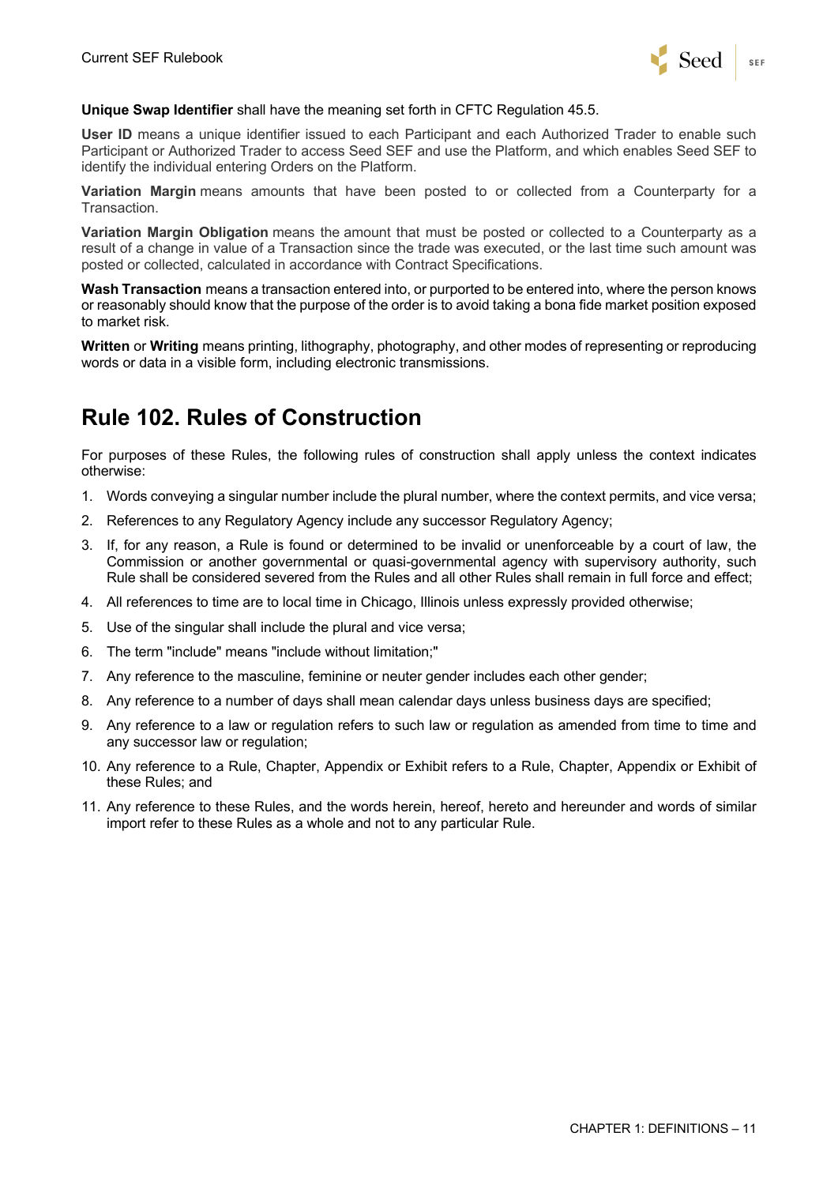**Unique Swap Identifier** shall have the meaning set forth in CFTC Regulation 45.5.

**User ID** means a unique identifier issued to each Participant and each Authorized Trader to enable such Participant or Authorized Trader to access Seed SEF and use the Platform, and which enables Seed SEF to identify the individual entering Orders on the Platform.

**Variation Margin** means amounts that have been posted to or collected from a Counterparty for a Transaction.

**Variation Margin Obligation** means the amount that must be posted or collected to a Counterparty as a result of a change in value of a Transaction since the trade was executed, or the last time such amount was posted or collected, calculated in accordance with Contract Specifications.

**Wash Transaction** means a transaction entered into, or purported to be entered into, where the person knows or reasonably should know that the purpose of the order is to avoid taking a bona fide market position exposed to market risk.

**Written** or **Writing** means printing, lithography, photography, and other modes of representing or reproducing words or data in a visible form, including electronic transmissions.

# Rule 102. Rules of Construction

For purposes of these Rules, the following rules of construction shall apply unless the context indicates otherwise:

1. Words conveying a singular number include the plural number, where the context permits, and vice versa;
2. References to any Regulatory Agency include any successor Regulatory Agency;
3. If, for any reason, a Rule is found or determined to be invalid or unenforceable by a court of law, the Commission or another governmental or quasi-governmental agency with supervisory authority, such Rule shall be considered severed from the Rules and all other Rules shall remain in full force and effect;
4. All references to time are to local time in Chicago, Illinois unless expressly provided otherwise;
5. Use of the singular shall include the plural and vice versa;
6. The term "include" means "include without limitation;"
7. Any reference to the masculine, feminine or neuter gender includes each other gender;
8. Any reference to a number of days shall mean calendar days unless business days are specified;
9. Any reference to a law or regulation refers to such law or regulation as amended from time to time and any successor law or regulation;
10. Any reference to a Rule, Chapter, Appendix or Exhibit refers to a Rule, Chapter, Appendix or Exhibit of these Rules; and
11. Any reference to these Rules, and the words herein, hereof, hereto and hereunder and words of similar import refer to these Rules as a whole and not to any particular Rule.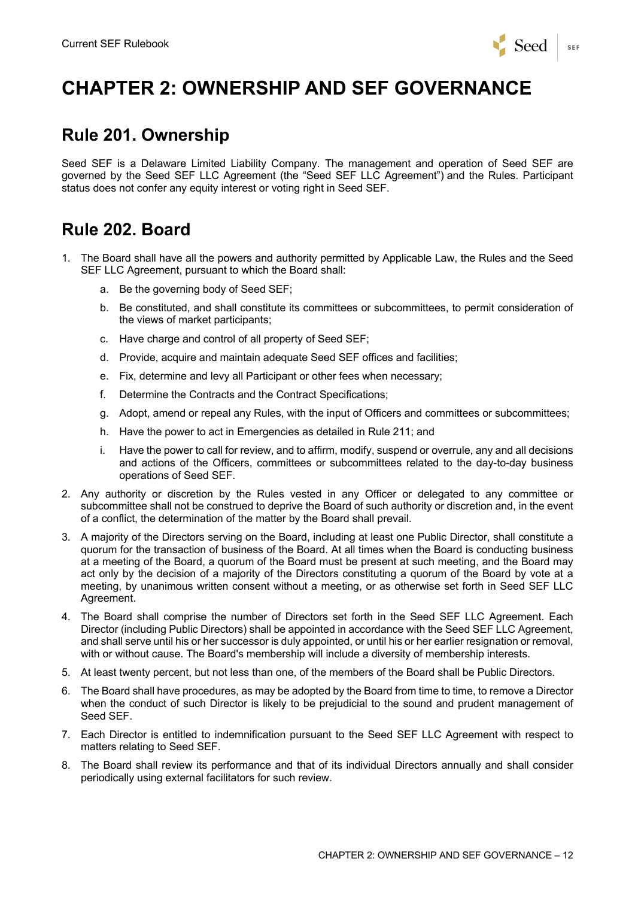# CHAPTER 2: OWNERSHIP AND SEF GOVERNANCE

## Rule 201. Ownership

Seed SEF is a Delaware Limited Liability Company. The management and operation of Seed SEF are governed by the Seed SEF LLC Agreement (the "Seed SEF LLC Agreement") and the Rules. Participant status does not confer any equity interest or voting right in Seed SEF.

## Rule 202. Board

1. The Board shall have all the powers and authority permitted by Applicable Law, the Rules and the Seed SEF LLC Agreement, pursuant to which the Board shall:
   a. Be the governing body of Seed SEF;
   b. Be constituted, and shall constitute its committees or subcommittees, to permit consideration of the views of market participants;
   c. Have charge and control of all property of Seed SEF;
   d. Provide, acquire and maintain adequate Seed SEF offices and facilities;
   e. Fix, determine and levy all Participant or other fees when necessary;
   f. Determine the Contracts and the Contract Specifications;
   g. Adopt, amend or repeal any Rules, with the input of Officers and committees or subcommittees;
   h. Have the power to act in Emergencies as detailed in Rule 211; and
   i. Have the power to call for review, and to affirm, modify, suspend or overrule, any and all decisions and actions of the Officers, committees or subcommittees related to the day-to-day business operations of Seed SEF.
2. Any authority or discretion by the Rules vested in any Officer or delegated to any committee or subcommittee shall not be construed to deprive the Board of such authority or discretion and, in the event of a conflict, the determination of the matter by the Board shall prevail.
3. A majority of the Directors serving on the Board, including at least one Public Director, shall constitute a quorum for the transaction of business of the Board. At all times when the Board is conducting business at a meeting of the Board, a quorum of the Board must be present at such meeting, and the Board may act only by the decision of a majority of the Directors constituting a quorum of the Board by vote at a meeting, by unanimous written consent without a meeting, or as otherwise set forth in Seed SEF LLC Agreement.
4. The Board shall comprise the number of Directors set forth in the Seed SEF LLC Agreement. Each Director (including Public Directors) shall be appointed in accordance with the Seed SEF LLC Agreement, and shall serve until his or her successor is duly appointed, or until his or her earlier resignation or removal, with or without cause. The Board's membership will include a diversity of membership interests.
5. At least twenty percent, but not less than one, of the members of the Board shall be Public Directors.
6. The Board shall have procedures, as may be adopted by the Board from time to time, to remove a Director when the conduct of such Director is likely to be prejudicial to the sound and prudent management of Seed SEF.
7. Each Director is entitled to indemnification pursuant to the Seed SEF LLC Agreement with respect to matters relating to Seed SEF.
8. The Board shall review its performance and that of its individual Directors annually and shall consider periodically using external facilitators for such review.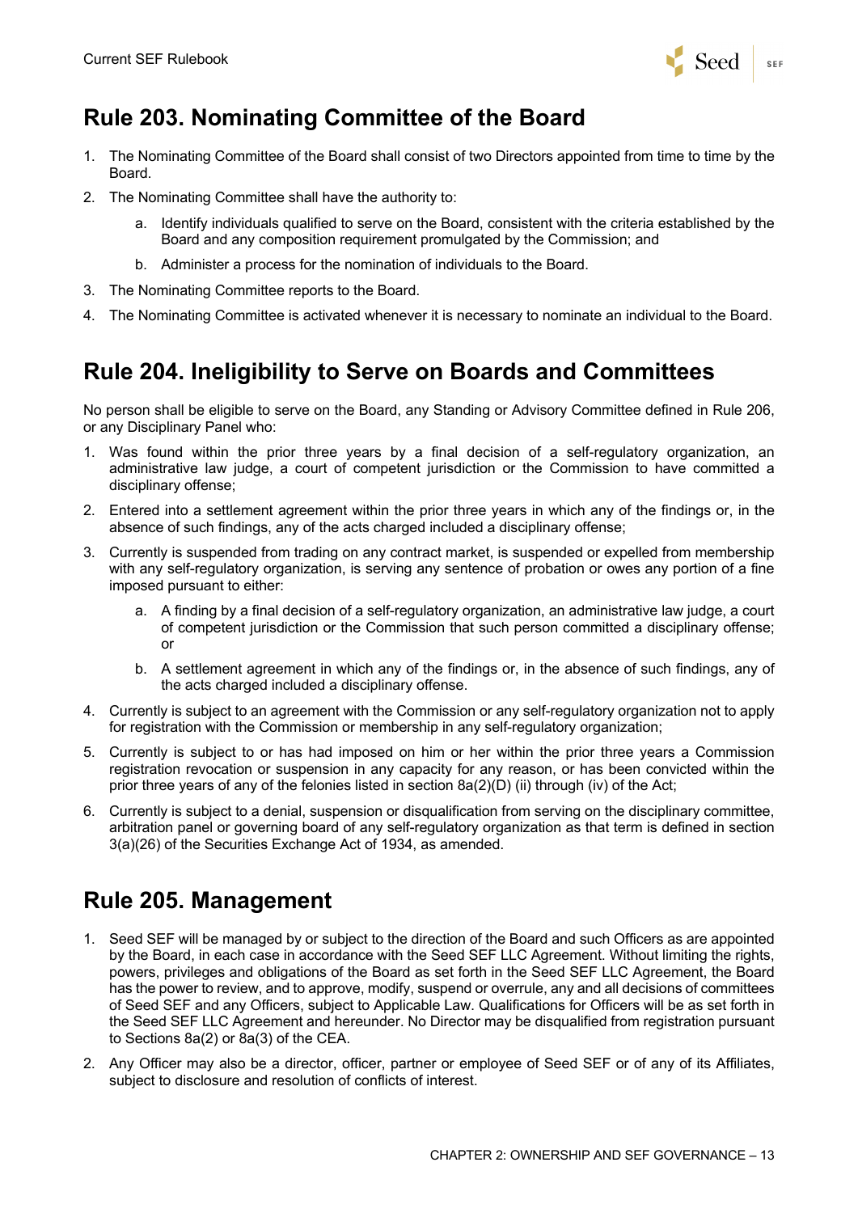## Rule 203. Nominating Committee of the Board

1. The Nominating Committee of the Board shall consist of two Directors appointed from time to time by the Board.
2. The Nominating Committee shall have the authority to:
    a. Identify individuals qualified to serve on the Board, consistent with the criteria established by the Board and any composition requirement promulgated by the Commission; and
    b. Administer a process for the nomination of individuals to the Board.
3. The Nominating Committee reports to the Board.
4. The Nominating Committee is activated whenever it is necessary to nominate an individual to the Board.

## Rule 204. Ineligibility to Serve on Boards and Committees

No person shall be eligible to serve on the Board, any Standing or Advisory Committee defined in Rule 206, or any Disciplinary Panel who:

1. Was found within the prior three years by a final decision of a self-regulatory organization, an administrative law judge, a court of competent jurisdiction or the Commission to have committed a disciplinary offense;
2. Entered into a settlement agreement within the prior three years in which any of the findings or, in the absence of such findings, any of the acts charged included a disciplinary offense;
3. Currently is suspended from trading on any contract market, is suspended or expelled from membership with any self-regulatory organization, is serving any sentence of probation or owes any portion of a fine imposed pursuant to either:
    a. A finding by a final decision of a self-regulatory organization, an administrative law judge, a court of competent jurisdiction or the Commission that such person committed a disciplinary offense; or
    b. A settlement agreement in which any of the findings or, in the absence of such findings, any of the acts charged included a disciplinary offense.
4. Currently is subject to an agreement with the Commission or any self-regulatory organization not to apply for registration with the Commission or membership in any self-regulatory organization;
5. Currently is subject to or has had imposed on him or her within the prior three years a Commission registration revocation or suspension in any capacity for any reason, or has been convicted within the prior three years of any of the felonies listed in section 8a(2)(D) (ii) through (iv) of the Act;
6. Currently is subject to a denial, suspension or disqualification from serving on the disciplinary committee, arbitration panel or governing board of any self-regulatory organization as that term is defined in section 3(a)(26) of the Securities Exchange Act of 1934, as amended.

## Rule 205. Management

1. Seed SEF will be managed by or subject to the direction of the Board and such Officers as are appointed by the Board, in each case in accordance with the Seed SEF LLC Agreement. Without limiting the rights, powers, privileges and obligations of the Board as set forth in the Seed SEF LLC Agreement, the Board has the power to review, and to approve, modify, suspend or overrule, any and all decisions of committees of Seed SEF and any Officers, subject to Applicable Law. Qualifications for Officers will be as set forth in the Seed SEF LLC Agreement and hereunder. No Director may be disqualified from registration pursuant to Sections 8a(2) or 8a(3) of the CEA.
2. Any Officer may also be a director, officer, partner or employee of Seed SEF or of any of its Affiliates, subject to disclosure and resolution of conflicts of interest.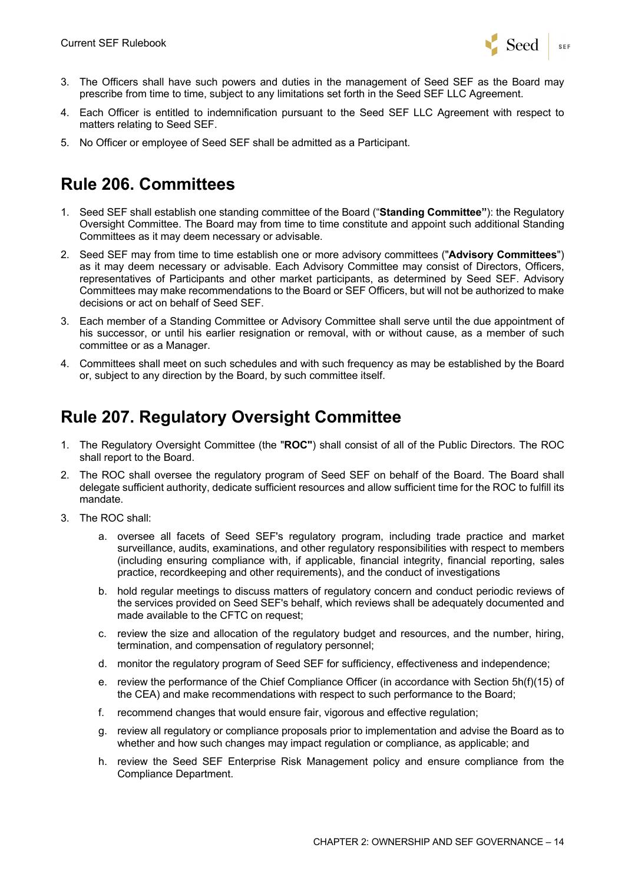3. The Officers shall have such powers and duties in the management of Seed SEF as the Board may prescribe from time to time, subject to any limitations set forth in the Seed SEF LLC Agreement.
4. Each Officer is entitled to indemnification pursuant to the Seed SEF LLC Agreement with respect to matters relating to Seed SEF.
5. No Officer or employee of Seed SEF shall be admitted as a Participant.

## Rule 206. Committees

1. Seed SEF shall establish one standing committee of the Board ("**Standing Committee"**): the Regulatory Oversight Committee. The Board may from time to time constitute and appoint such additional Standing Committees as it may deem necessary or advisable.
2. Seed SEF may from time to time establish one or more advisory committees ("**Advisory Committees**") as it may deem necessary or advisable. Each Advisory Committee may consist of Directors, Officers, representatives of Participants and other market participants, as determined by Seed SEF. Advisory Committees may make recommendations to the Board or SEF Officers, but will not be authorized to make decisions or act on behalf of Seed SEF.
3. Each member of a Standing Committee or Advisory Committee shall serve until the due appointment of his successor, or until his earlier resignation or removal, with or without cause, as a member of such committee or as a Manager.
4. Committees shall meet on such schedules and with such frequency as may be established by the Board or, subject to any direction by the Board, by such committee itself.

## Rule 207. Regulatory Oversight Committee

1. The Regulatory Oversight Committee (the "**ROC"**) shall consist of all of the Public Directors. The ROC shall report to the Board.
2. The ROC shall oversee the regulatory program of Seed SEF on behalf of the Board. The Board shall delegate sufficient authority, dedicate sufficient resources and allow sufficient time for the ROC to fulfill its mandate.
3. The ROC shall:
    a. oversee all facets of Seed SEF's regulatory program, including trade practice and market surveillance, audits, examinations, and other regulatory responsibilities with respect to members (including ensuring compliance with, if applicable, financial integrity, financial reporting, sales practice, recordkeeping and other requirements), and the conduct of investigations
    b. hold regular meetings to discuss matters of regulatory concern and conduct periodic reviews of the services provided on Seed SEF's behalf, which reviews shall be adequately documented and made available to the CFTC on request;
    c. review the size and allocation of the regulatory budget and resources, and the number, hiring, termination, and compensation of regulatory personnel;
    d. monitor the regulatory program of Seed SEF for sufficiency, effectiveness and independence;
    e. review the performance of the Chief Compliance Officer (in accordance with Section 5h(f)(15) of the CEA) and make recommendations with respect to such performance to the Board;
    f. recommend changes that would ensure fair, vigorous and effective regulation;
    g. review all regulatory or compliance proposals prior to implementation and advise the Board as to whether and how such changes may impact regulation or compliance, as applicable; and
    h. review the Seed SEF Enterprise Risk Management policy and ensure compliance from the Compliance Department.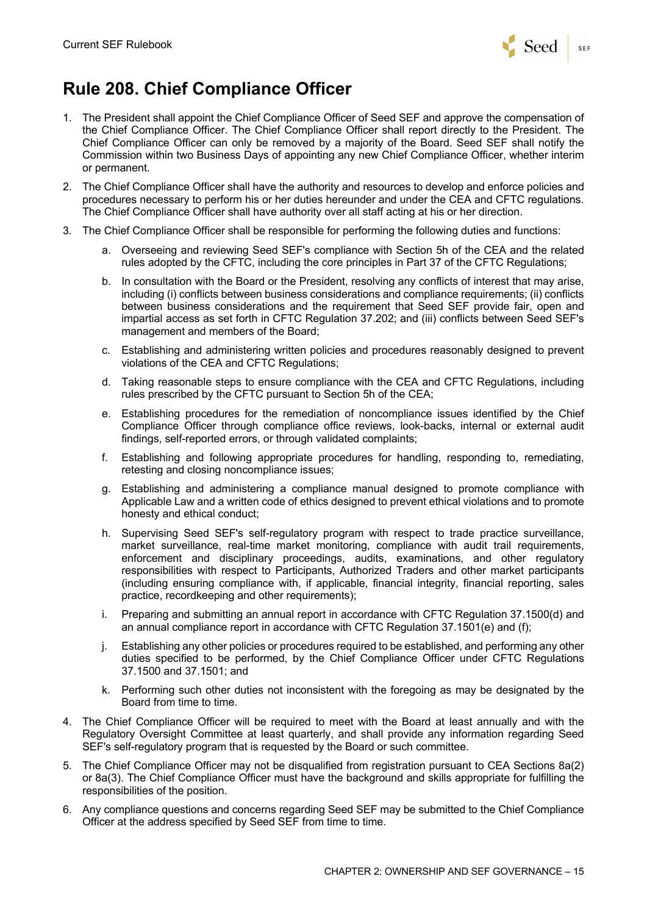# Rule 208. Chief Compliance Officer

1. The President shall appoint the Chief Compliance Officer of Seed SEF and approve the compensation of the Chief Compliance Officer. The Chief Compliance Officer shall report directly to the President. The Chief Compliance Officer can only be removed by a majority of the Board. Seed SEF shall notify the Commission within two Business Days of appointing any new Chief Compliance Officer, whether interim or permanent.
2. The Chief Compliance Officer shall have the authority and resources to develop and enforce policies and procedures necessary to perform his or her duties hereunder and under the CEA and CFTC regulations. The Chief Compliance Officer shall have authority over all staff acting at his or her direction.
3. The Chief Compliance Officer shall be responsible for performing the following duties and functions:
   a. Overseeing and reviewing Seed SEF's compliance with Section 5h of the CEA and the related rules adopted by the CFTC, including the core principles in Part 37 of the CFTC Regulations;
   b. In consultation with the Board or the President, resolving any conflicts of interest that may arise, including (i) conflicts between business considerations and compliance requirements; (ii) conflicts between business considerations and the requirement that Seed SEF provide fair, open and impartial access as set forth in CFTC Regulation 37.202; and (iii) conflicts between Seed SEF's management and members of the Board;
   c. Establishing and administering written policies and procedures reasonably designed to prevent violations of the CEA and CFTC Regulations;
   d. Taking reasonable steps to ensure compliance with the CEA and CFTC Regulations, including rules prescribed by the CFTC pursuant to Section 5h of the CEA;
   e. Establishing procedures for the remediation of noncompliance issues identified by the Chief Compliance Officer through compliance office reviews, look-backs, internal or external audit findings, self-reported errors, or through validated complaints;
   f. Establishing and following appropriate procedures for handling, responding to, remediating, retesting and closing noncompliance issues;
   g. Establishing and administering a compliance manual designed to promote compliance with Applicable Law and a written code of ethics designed to prevent ethical violations and to promote honesty and ethical conduct;
   h. Supervising Seed SEF's self-regulatory program with respect to trade practice surveillance, market surveillance, real-time market monitoring, compliance with audit trail requirements, enforcement and disciplinary proceedings, audits, examinations, and other regulatory responsibilities with respect to Participants, Authorized Traders and other market participants (including ensuring compliance with, if applicable, financial integrity, financial reporting, sales practice, recordkeeping and other requirements);
   i. Preparing and submitting an annual report in accordance with CFTC Regulation 37.1500(d) and an annual compliance report in accordance with CFTC Regulation 37.1501(e) and (f);
   j. Establishing any other policies or procedures required to be established, and performing any other duties specified to be performed, by the Chief Compliance Officer under CFTC Regulations 37.1500 and 37.1501; and
   k. Performing such other duties not inconsistent with the foregoing as may be designated by the Board from time to time.
4. The Chief Compliance Officer will be required to meet with the Board at least annually and with the Regulatory Oversight Committee at least quarterly, and shall provide any information regarding Seed SEF's self-regulatory program that is requested by the Board or such committee.
5. The Chief Compliance Officer may not be disqualified from registration pursuant to CEA Sections 8a(2) or 8a(3). The Chief Compliance Officer must have the background and skills appropriate for fulfilling the responsibilities of the position.
6. Any compliance questions and concerns regarding Seed SEF may be submitted to the Chief Compliance Officer at the address specified by Seed SEF from time to time.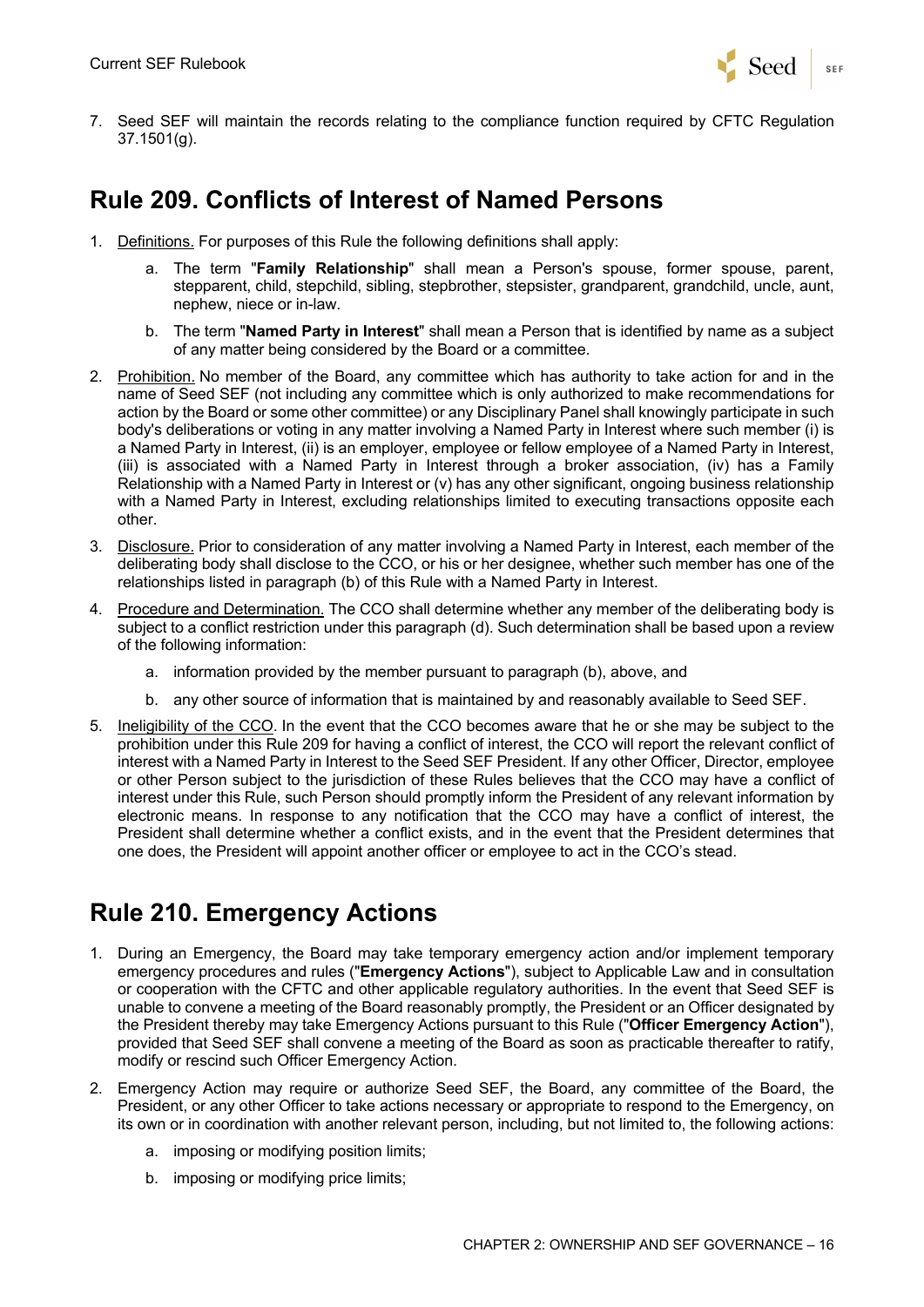7. Seed SEF will maintain the records relating to the compliance function required by CFTC Regulation 37.1501(g).

## Rule 209. Conflicts of Interest of Named Persons

1. Definitions. For purposes of this Rule the following definitions shall apply:
    a. The term "**Family Relationship**" shall mean a Person's spouse, former spouse, parent, stepparent, child, stepchild, sibling, stepbrother, stepsister, grandparent, grandchild, uncle, aunt, nephew, niece or in-law.
    b. The term "**Named Party in Interest**" shall mean a Person that is identified by name as a subject of any matter being considered by the Board or a committee.
2. Prohibition. No member of the Board, any committee which has authority to take action for and in the name of Seed SEF (not including any committee which is only authorized to make recommendations for action by the Board or some other committee) or any Disciplinary Panel shall knowingly participate in such body's deliberations or voting in any matter involving a Named Party in Interest where such member (i) is a Named Party in Interest, (ii) is an employer, employee or fellow employee of a Named Party in Interest, (iii) is associated with a Named Party in Interest through a broker association, (iv) has a Family Relationship with a Named Party in Interest or (v) has any other significant, ongoing business relationship with a Named Party in Interest, excluding relationships limited to executing transactions opposite each other.
3. Disclosure. Prior to consideration of any matter involving a Named Party in Interest, each member of the deliberating body shall disclose to the CCO, or his or her designee, whether such member has one of the relationships listed in paragraph (b) of this Rule with a Named Party in Interest.
4. Procedure and Determination. The CCO shall determine whether any member of the deliberating body is subject to a conflict restriction under this paragraph (d). Such determination shall be based upon a review of the following information:
    a. information provided by the member pursuant to paragraph (b), above, and
    b. any other source of information that is maintained by and reasonably available to Seed SEF.
5. Ineligibility of the CCO. In the event that the CCO becomes aware that he or she may be subject to the prohibition under this Rule 209 for having a conflict of interest, the CCO will report the relevant conflict of interest with a Named Party in Interest to the Seed SEF President. If any other Officer, Director, employee or other Person subject to the jurisdiction of these Rules believes that the CCO may have a conflict of interest under this Rule, such Person should promptly inform the President of any relevant information by electronic means. In response to any notification that the CCO may have a conflict of interest, the President shall determine whether a conflict exists, and in the event that the President determines that one does, the President will appoint another officer or employee to act in the CCO's stead.

## Rule 210. Emergency Actions

1. During an Emergency, the Board may take temporary emergency action and/or implement temporary emergency procedures and rules ("**Emergency Actions**"), subject to Applicable Law and in consultation or cooperation with the CFTC and other applicable regulatory authorities. In the event that Seed SEF is unable to convene a meeting of the Board reasonably promptly, the President or an Officer designated by the President thereby may take Emergency Actions pursuant to this Rule ("**Officer Emergency Action**"), provided that Seed SEF shall convene a meeting of the Board as soon as practicable thereafter to ratify, modify or rescind such Officer Emergency Action.
2. Emergency Action may require or authorize Seed SEF, the Board, any committee of the Board, the President, or any other Officer to take actions necessary or appropriate to respond to the Emergency, on its own or in coordination with another relevant person, including, but not limited to, the following actions:
    a. imposing or modifying position limits;
    b. imposing or modifying price limits;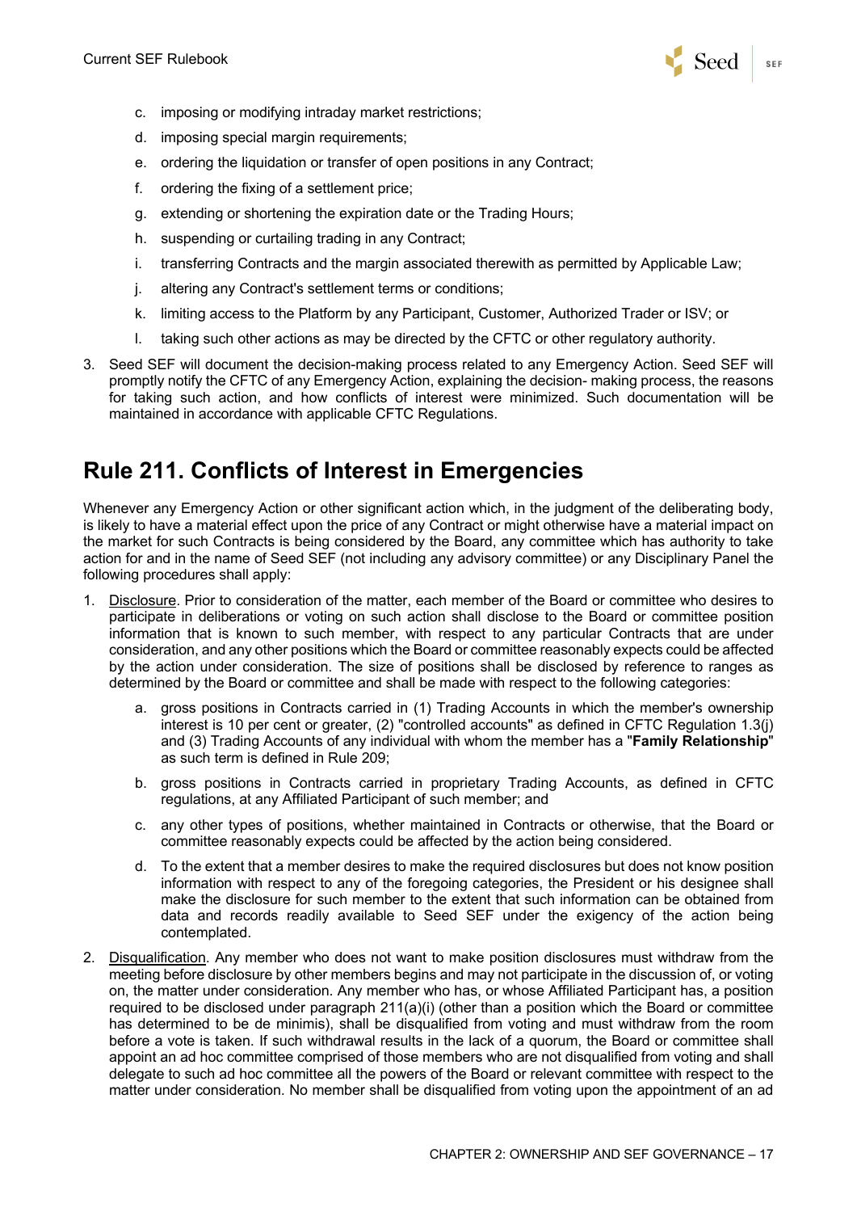c. imposing or modifying intraday market restrictions;

d. imposing special margin requirements;

e. ordering the liquidation or transfer of open positions in any Contract;

f. ordering the fixing of a settlement price;

g. extending or shortening the expiration date or the Trading Hours;

h. suspending or curtailing trading in any Contract;

i. transferring Contracts and the margin associated therewith as permitted by Applicable Law;

j. altering any Contract's settlement terms or conditions;

k. limiting access to the Platform by any Participant, Customer, Authorized Trader or ISV; or

l. taking such other actions as may be directed by the CFTC or other regulatory authority.

3. Seed SEF will document the decision-making process related to any Emergency Action. Seed SEF will promptly notify the CFTC of any Emergency Action, explaining the decision- making process, the reasons for taking such action, and how conflicts of interest were minimized. Such documentation will be maintained in accordance with applicable CFTC Regulations.

# Rule 211. Conflicts of Interest in Emergencies

Whenever any Emergency Action or other significant action which, in the judgment of the deliberating body, is likely to have a material effect upon the price of any Contract or might otherwise have a material impact on the market for such Contracts is being considered by the Board, any committee which has authority to take action for and in the name of Seed SEF (not including any advisory committee) or any Disciplinary Panel the following procedures shall apply:

1. Disclosure. Prior to consideration of the matter, each member of the Board or committee who desires to participate in deliberations or voting on such action shall disclose to the Board or committee position information that is known to such member, with respect to any particular Contracts that are under consideration, and any other positions which the Board or committee reasonably expects could be affected by the action under consideration. The size of positions shall be disclosed by reference to ranges as determined by the Board or committee and shall be made with respect to the following categories:

   a. gross positions in Contracts carried in (1) Trading Accounts in which the member's ownership interest is 10 per cent or greater, (2) "controlled accounts" as defined in CFTC Regulation 1.3(j) and (3) Trading Accounts of any individual with whom the member has a "**Family Relationship**" as such term is defined in Rule 209;

   b. gross positions in Contracts carried in proprietary Trading Accounts, as defined in CFTC regulations, at any Affiliated Participant of such member; and

   c. any other types of positions, whether maintained in Contracts or otherwise, that the Board or committee reasonably expects could be affected by the action being considered.

   d. To the extent that a member desires to make the required disclosures but does not know position information with respect to any of the foregoing categories, the President or his designee shall make the disclosure for such member to the extent that such information can be obtained from data and records readily available to Seed SEF under the exigency of the action being contemplated.

2. Disqualification. Any member who does not want to make position disclosures must withdraw from the meeting before disclosure by other members begins and may not participate in the discussion of, or voting on, the matter under consideration. Any member who has, or whose Affiliated Participant has, a position required to be disclosed under paragraph 211(a)(i) (other than a position which the Board or committee has determined to be de minimis), shall be disqualified from voting and must withdraw from the room before a vote is taken. If such withdrawal results in the lack of a quorum, the Board or committee shall appoint an ad hoc committee comprised of those members who are not disqualified from voting and shall delegate to such ad hoc committee all the powers of the Board or relevant committee with respect to the matter under consideration. No member shall be disqualified from voting upon the appointment of an ad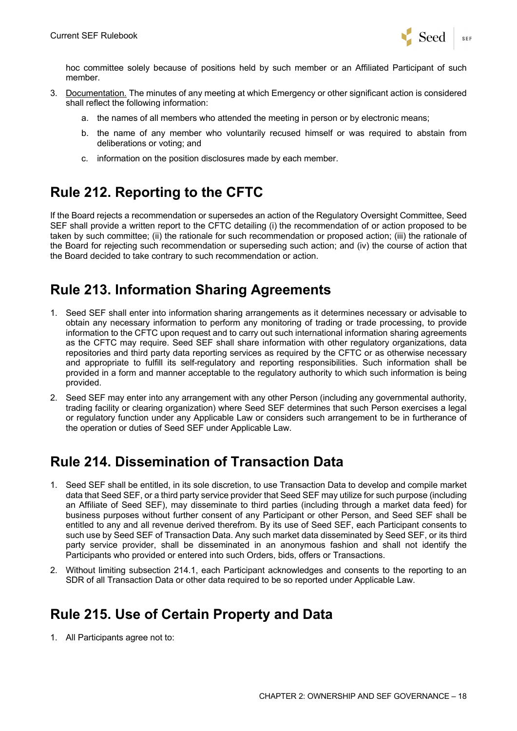hoc committee solely because of positions held by such member or an Affiliated Participant of such member.

3. Documentation. The minutes of any meeting at which Emergency or other significant action is considered shall reflect the following information:

    a. the names of all members who attended the meeting in person or by electronic means;

    b. the name of any member who voluntarily recused himself or was required to abstain from deliberations or voting; and

    c. information on the position disclosures made by each member.

## Rule 212. Reporting to the CFTC

If the Board rejects a recommendation or supersedes an action of the Regulatory Oversight Committee, Seed SEF shall provide a written report to the CFTC detailing (i) the recommendation of or action proposed to be taken by such committee; (ii) the rationale for such recommendation or proposed action; (iii) the rationale of the Board for rejecting such recommendation or superseding such action; and (iv) the course of action that the Board decided to take contrary to such recommendation or action.

## Rule 213. Information Sharing Agreements

1. Seed SEF shall enter into information sharing arrangements as it determines necessary or advisable to obtain any necessary information to perform any monitoring of trading or trade processing, to provide information to the CFTC upon request and to carry out such international information sharing agreements as the CFTC may require. Seed SEF shall share information with other regulatory organizations, data repositories and third party data reporting services as required by the CFTC or as otherwise necessary and appropriate to fulfill its self-regulatory and reporting responsibilities. Such information shall be provided in a form and manner acceptable to the regulatory authority to which such information is being provided.

2. Seed SEF may enter into any arrangement with any other Person (including any governmental authority, trading facility or clearing organization) where Seed SEF determines that such Person exercises a legal or regulatory function under any Applicable Law or considers such arrangement to be in furtherance of the operation or duties of Seed SEF under Applicable Law.

## Rule 214. Dissemination of Transaction Data

1. Seed SEF shall be entitled, in its sole discretion, to use Transaction Data to develop and compile market data that Seed SEF, or a third party service provider that Seed SEF may utilize for such purpose (including an Affiliate of Seed SEF), may disseminate to third parties (including through a market data feed) for business purposes without further consent of any Participant or other Person, and Seed SEF shall be entitled to any and all revenue derived therefrom. By its use of Seed SEF, each Participant consents to such use by Seed SEF of Transaction Data. Any such market data disseminated by Seed SEF, or its third party service provider, shall be disseminated in an anonymous fashion and shall not identify the Participants who provided or entered into such Orders, bids, offers or Transactions.

2. Without limiting subsection 214.1, each Participant acknowledges and consents to the reporting to an SDR of all Transaction Data or other data required to be so reported under Applicable Law.

## Rule 215. Use of Certain Property and Data

1. All Participants agree not to: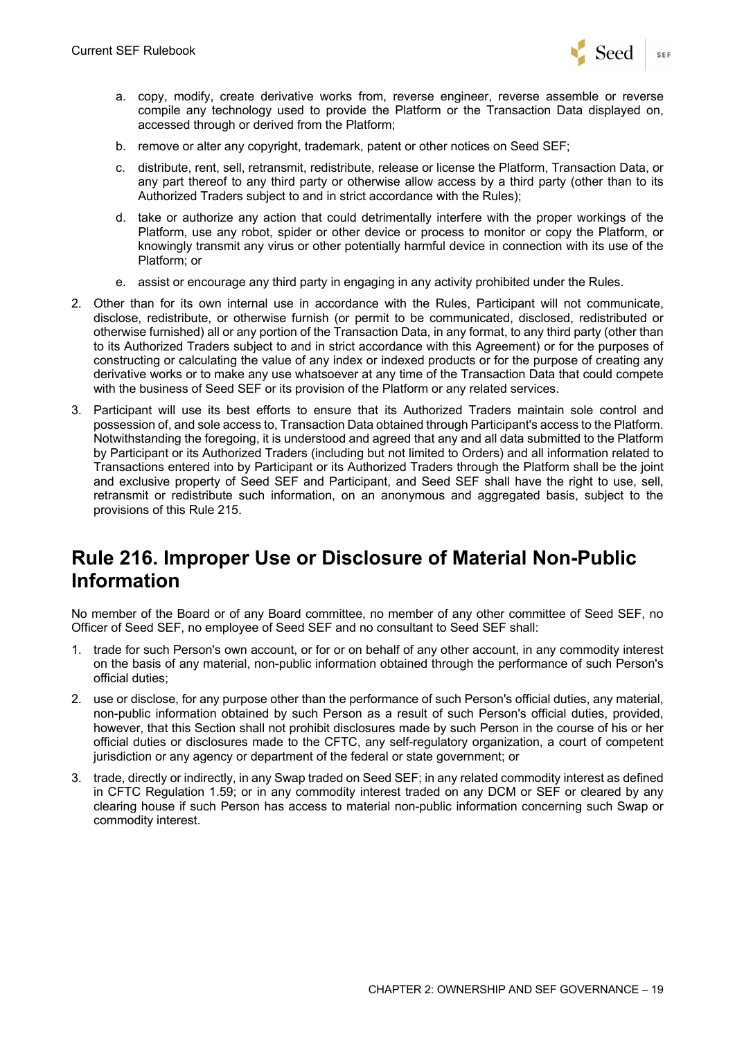a. copy, modify, create derivative works from, reverse engineer, reverse assemble or reverse compile any technology used to provide the Platform or the Transaction Data displayed on, accessed through or derived from the Platform;

b. remove or alter any copyright, trademark, patent or other notices on Seed SEF;

c. distribute, rent, sell, retransmit, redistribute, release or license the Platform, Transaction Data, or any part thereof to any third party or otherwise allow access by a third party (other than to its Authorized Traders subject to and in strict accordance with the Rules);

d. take or authorize any action that could detrimentally interfere with the proper workings of the Platform, use any robot, spider or other device or process to monitor or copy the Platform, or knowingly transmit any virus or other potentially harmful device in connection with its use of the Platform; or

e. assist or encourage any third party in engaging in any activity prohibited under the Rules.

2. Other than for its own internal use in accordance with the Rules, Participant will not communicate, disclose, redistribute, or otherwise furnish (or permit to be communicated, disclosed, redistributed or otherwise furnished) all or any portion of the Transaction Data, in any format, to any third party (other than to its Authorized Traders subject to and in strict accordance with this Agreement) or for the purposes of constructing or calculating the value of any index or indexed products or for the purpose of creating any derivative works or to make any use whatsoever at any time of the Transaction Data that could compete with the business of Seed SEF or its provision of the Platform or any related services.

3. Participant will use its best efforts to ensure that its Authorized Traders maintain sole control and possession of, and sole access to, Transaction Data obtained through Participant's access to the Platform. Notwithstanding the foregoing, it is understood and agreed that any and all data submitted to the Platform by Participant or its Authorized Traders (including but not limited to Orders) and all information related to Transactions entered into by Participant or its Authorized Traders through the Platform shall be the joint and exclusive property of Seed SEF and Participant, and Seed SEF shall have the right to use, sell, retransmit or redistribute such information, on an anonymous and aggregated basis, subject to the provisions of this Rule 215.

## Rule 216. Improper Use or Disclosure of Material Non-Public Information

No member of the Board or of any Board committee, no member of any other committee of Seed SEF, no Officer of Seed SEF, no employee of Seed SEF and no consultant to Seed SEF shall:

1. trade for such Person's own account, or for or on behalf of any other account, in any commodity interest on the basis of any material, non-public information obtained through the performance of such Person's official duties;
2. use or disclose, for any purpose other than the performance of such Person's official duties, any material, non-public information obtained by such Person as a result of such Person's official duties, provided, however, that this Section shall not prohibit disclosures made by such Person in the course of his or her official duties or disclosures made to the CFTC, any self-regulatory organization, a court of competent jurisdiction or any agency or department of the federal or state government; or
3. trade, directly or indirectly, in any Swap traded on Seed SEF; in any related commodity interest as defined in CFTC Regulation 1.59; or in any commodity interest traded on any DCM or SEF or cleared by any clearing house if such Person has access to material non-public information concerning such Swap or commodity interest.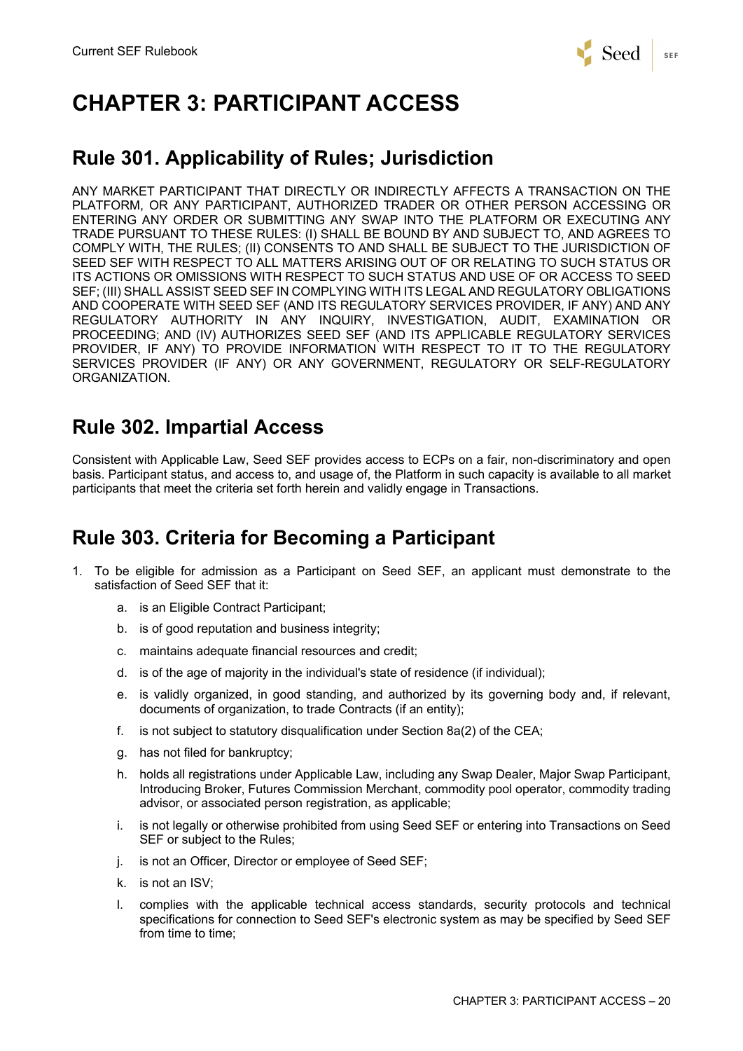# CHAPTER 3: PARTICIPANT ACCESS

## Rule 301. Applicability of Rules; Jurisdiction

ANY MARKET PARTICIPANT THAT DIRECTLY OR INDIRECTLY AFFECTS A TRANSACTION ON THE PLATFORM, OR ANY PARTICIPANT, AUTHORIZED TRADER OR OTHER PERSON ACCESSING OR ENTERING ANY ORDER OR SUBMITTING ANY SWAP INTO THE PLATFORM OR EXECUTING ANY TRADE PURSUANT TO THESE RULES: (I) SHALL BE BOUND BY AND SUBJECT TO, AND AGREES TO COMPLY WITH, THE RULES; (II) CONSENTS TO AND SHALL BE SUBJECT TO THE JURISDICTION OF SEED SEF WITH RESPECT TO ALL MATTERS ARISING OUT OF OR RELATING TO SUCH STATUS OR ITS ACTIONS OR OMISSIONS WITH RESPECT TO SUCH STATUS AND USE OF OR ACCESS TO SEED SEF; (III) SHALL ASSIST SEED SEF IN COMPLYING WITH ITS LEGAL AND REGULATORY OBLIGATIONS AND COOPERATE WITH SEED SEF (AND ITS REGULATORY SERVICES PROVIDER, IF ANY) AND ANY REGULATORY AUTHORITY IN ANY INQUIRY, INVESTIGATION, AUDIT, EXAMINATION OR PROCEEDING; AND (IV) AUTHORIZES SEED SEF (AND ITS APPLICABLE REGULATORY SERVICES PROVIDER, IF ANY) TO PROVIDE INFORMATION WITH RESPECT TO IT TO THE REGULATORY SERVICES PROVIDER (IF ANY) OR ANY GOVERNMENT, REGULATORY OR SELF-REGULATORY ORGANIZATION.

## Rule 302. Impartial Access

Consistent with Applicable Law, Seed SEF provides access to ECPs on a fair, non-discriminatory and open basis. Participant status, and access to, and usage of, the Platform in such capacity is available to all market participants that meet the criteria set forth herein and validly engage in Transactions.

## Rule 303. Criteria for Becoming a Participant

1. To be eligible for admission as a Participant on Seed SEF, an applicant must demonstrate to the satisfaction of Seed SEF that it:
    a. is an Eligible Contract Participant;
    b. is of good reputation and business integrity;
    c. maintains adequate financial resources and credit;
    d. is of the age of majority in the individual's state of residence (if individual);
    e. is validly organized, in good standing, and authorized by its governing body and, if relevant, documents of organization, to trade Contracts (if an entity);
    f. is not subject to statutory disqualification under Section 8a(2) of the CEA;
    g. has not filed for bankruptcy;
    h. holds all registrations under Applicable Law, including any Swap Dealer, Major Swap Participant, Introducing Broker, Futures Commission Merchant, commodity pool operator, commodity trading advisor, or associated person registration, as applicable;
    i. is not legally or otherwise prohibited from using Seed SEF or entering into Transactions on Seed SEF or subject to the Rules;
    j. is not an Officer, Director or employee of Seed SEF;
    k. is not an ISV;
    l. complies with the applicable technical access standards, security protocols and technical specifications for connection to Seed SEF's electronic system as may be specified by Seed SEF from time to time;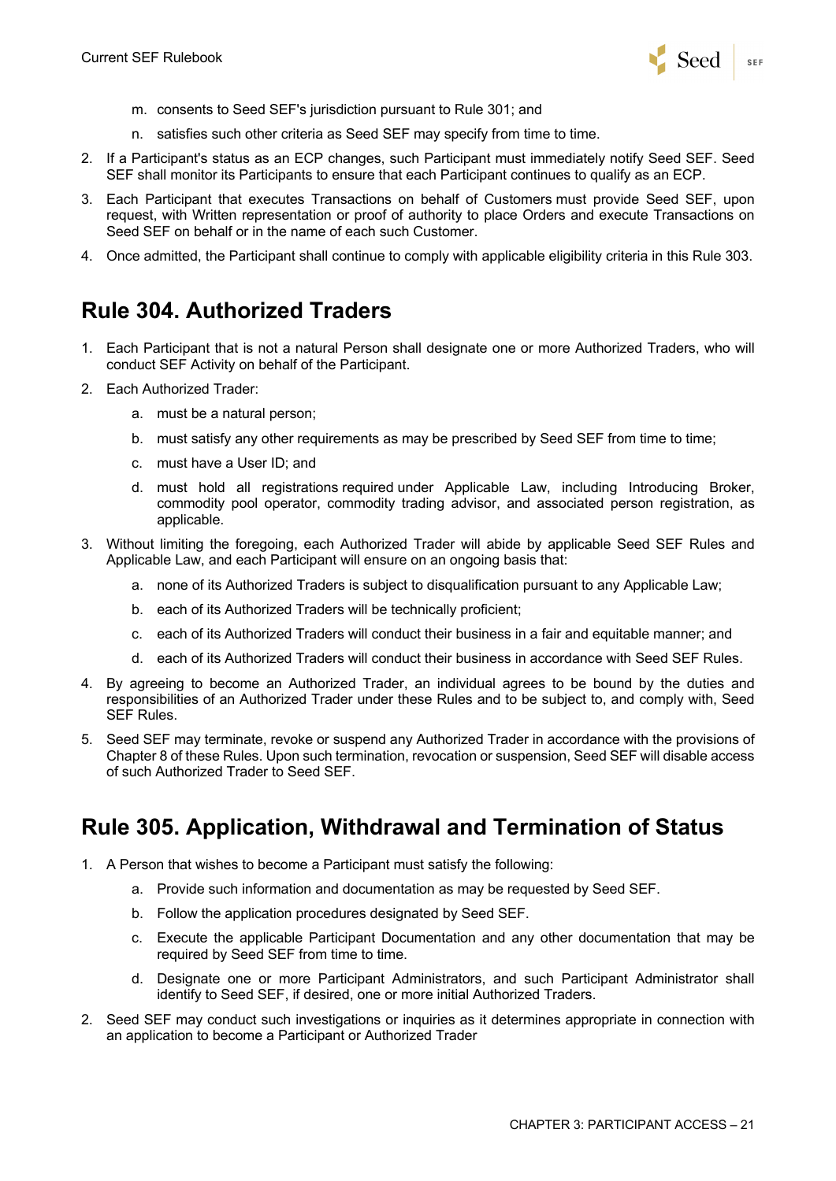m. consents to Seed SEF's jurisdiction pursuant to Rule 301; and

   n. satisfies such other criteria as Seed SEF may specify from time to time.

2. If a Participant's status as an ECP changes, such Participant must immediately notify Seed SEF. Seed SEF shall monitor its Participants to ensure that each Participant continues to qualify as an ECP.
3. Each Participant that executes Transactions on behalf of Customers must provide Seed SEF, upon request, with Written representation or proof of authority to place Orders and execute Transactions on Seed SEF on behalf or in the name of each such Customer.
4. Once admitted, the Participant shall continue to comply with applicable eligibility criteria in this Rule 303.

## Rule 304. Authorized Traders

1. Each Participant that is not a natural Person shall designate one or more Authorized Traders, who will conduct SEF Activity on behalf of the Participant.
2. Each Authorized Trader:
   a. must be a natural person;
   b. must satisfy any other requirements as may be prescribed by Seed SEF from time to time;
   c. must have a User ID; and
   d. must hold all registrations required under Applicable Law, including Introducing Broker, commodity pool operator, commodity trading advisor, and associated person registration, as applicable.
3. Without limiting the foregoing, each Authorized Trader will abide by applicable Seed SEF Rules and Applicable Law, and each Participant will ensure on an ongoing basis that:
   a. none of its Authorized Traders is subject to disqualification pursuant to any Applicable Law;
   b. each of its Authorized Traders will be technically proficient;
   c. each of its Authorized Traders will conduct their business in a fair and equitable manner; and
   d. each of its Authorized Traders will conduct their business in accordance with Seed SEF Rules.
4. By agreeing to become an Authorized Trader, an individual agrees to be bound by the duties and responsibilities of an Authorized Trader under these Rules and to be subject to, and comply with, Seed SEF Rules.
5. Seed SEF may terminate, revoke or suspend any Authorized Trader in accordance with the provisions of Chapter 8 of these Rules. Upon such termination, revocation or suspension, Seed SEF will disable access of such Authorized Trader to Seed SEF.

## Rule 305. Application, Withdrawal and Termination of Status

1. A Person that wishes to become a Participant must satisfy the following:
   a. Provide such information and documentation as may be requested by Seed SEF.
   b. Follow the application procedures designated by Seed SEF.
   c. Execute the applicable Participant Documentation and any other documentation that may be required by Seed SEF from time to time.
   d. Designate one or more Participant Administrators, and such Participant Administrator shall identify to Seed SEF, if desired, one or more initial Authorized Traders.
2. Seed SEF may conduct such investigations or inquiries as it determines appropriate in connection with an application to become a Participant or Authorized Trader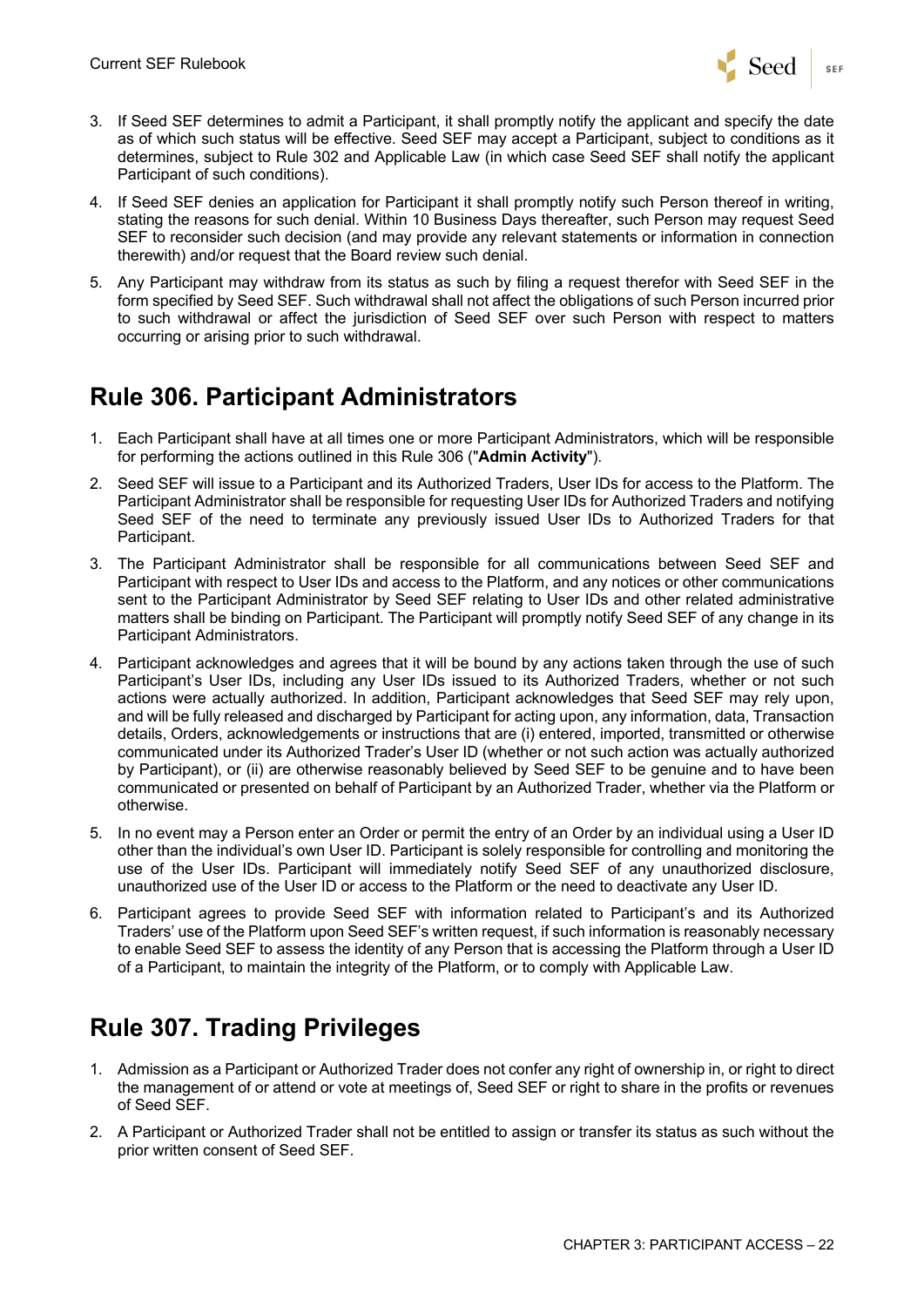3. If Seed SEF determines to admit a Participant, it shall promptly notify the applicant and specify the date as of which such status will be effective. Seed SEF may accept a Participant, subject to conditions as it determines, subject to Rule 302 and Applicable Law (in which case Seed SEF shall notify the applicant Participant of such conditions).
4. If Seed SEF denies an application for Participant it shall promptly notify such Person thereof in writing, stating the reasons for such denial. Within 10 Business Days thereafter, such Person may request Seed SEF to reconsider such decision (and may provide any relevant statements or information in connection therewith) and/or request that the Board review such denial.
5. Any Participant may withdraw from its status as such by filing a request therefor with Seed SEF in the form specified by Seed SEF. Such withdrawal shall not affect the obligations of such Person incurred prior to such withdrawal or affect the jurisdiction of Seed SEF over such Person with respect to matters occurring or arising prior to such withdrawal.

## Rule 306. Participant Administrators

1. Each Participant shall have at all times one or more Participant Administrators, which will be responsible for performing the actions outlined in this Rule 306 ("**Admin Activity**").
2. Seed SEF will issue to a Participant and its Authorized Traders, User IDs for access to the Platform. The Participant Administrator shall be responsible for requesting User IDs for Authorized Traders and notifying Seed SEF of the need to terminate any previously issued User IDs to Authorized Traders for that Participant.
3. The Participant Administrator shall be responsible for all communications between Seed SEF and Participant with respect to User IDs and access to the Platform, and any notices or other communications sent to the Participant Administrator by Seed SEF relating to User IDs and other related administrative matters shall be binding on Participant. The Participant will promptly notify Seed SEF of any change in its Participant Administrators.
4. Participant acknowledges and agrees that it will be bound by any actions taken through the use of such Participant's User IDs, including any User IDs issued to its Authorized Traders, whether or not such actions were actually authorized. In addition, Participant acknowledges that Seed SEF may rely upon, and will be fully released and discharged by Participant for acting upon, any information, data, Transaction details, Orders, acknowledgements or instructions that are (i) entered, imported, transmitted or otherwise communicated under its Authorized Trader's User ID (whether or not such action was actually authorized by Participant), or (ii) are otherwise reasonably believed by Seed SEF to be genuine and to have been communicated or presented on behalf of Participant by an Authorized Trader, whether via the Platform or otherwise.
5. In no event may a Person enter an Order or permit the entry of an Order by an individual using a User ID other than the individual's own User ID. Participant is solely responsible for controlling and monitoring the use of the User IDs. Participant will immediately notify Seed SEF of any unauthorized disclosure, unauthorized use of the User ID or access to the Platform or the need to deactivate any User ID.
6. Participant agrees to provide Seed SEF with information related to Participant's and its Authorized Traders' use of the Platform upon Seed SEF's written request, if such information is reasonably necessary to enable Seed SEF to assess the identity of any Person that is accessing the Platform through a User ID of a Participant, to maintain the integrity of the Platform, or to comply with Applicable Law.

## Rule 307. Trading Privileges

1. Admission as a Participant or Authorized Trader does not confer any right of ownership in, or right to direct the management of or attend or vote at meetings of, Seed SEF or right to share in the profits or revenues of Seed SEF.
2. A Participant or Authorized Trader shall not be entitled to assign or transfer its status as such without the prior written consent of Seed SEF.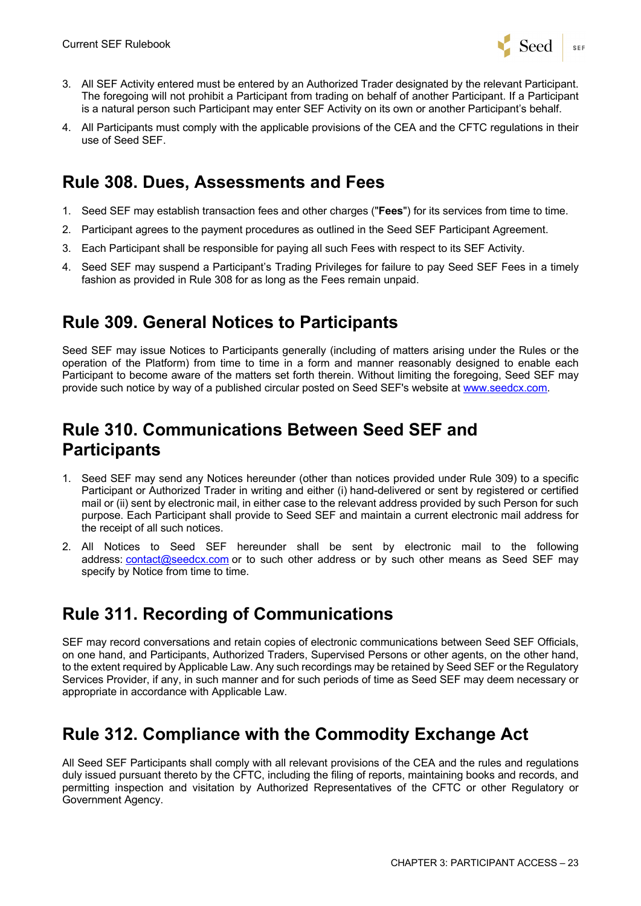3. All SEF Activity entered must be entered by an Authorized Trader designated by the relevant Participant. The foregoing will not prohibit a Participant from trading on behalf of another Participant. If a Participant is a natural person such Participant may enter SEF Activity on its own or another Participant's behalf.
4. All Participants must comply with the applicable provisions of the CEA and the CFTC regulations in their use of Seed SEF.

## Rule 308. Dues, Assessments and Fees

1. Seed SEF may establish transaction fees and other charges ("**Fees**") for its services from time to time.
2. Participant agrees to the payment procedures as outlined in the Seed SEF Participant Agreement.
3. Each Participant shall be responsible for paying all such Fees with respect to its SEF Activity.
4. Seed SEF may suspend a Participant's Trading Privileges for failure to pay Seed SEF Fees in a timely fashion as provided in Rule 308 for as long as the Fees remain unpaid.

## Rule 309. General Notices to Participants

Seed SEF may issue Notices to Participants generally (including of matters arising under the Rules or the operation of the Platform) from time to time in a form and manner reasonably designed to enable each Participant to become aware of the matters set forth therein. Without limiting the foregoing, Seed SEF may provide such notice by way of a published circular posted on Seed SEF's website at www.seedcx.com.

## Rule 310. Communications Between Seed SEF and Participants

1. Seed SEF may send any Notices hereunder (other than notices provided under Rule 309) to a specific Participant or Authorized Trader in writing and either (i) hand-delivered or sent by registered or certified mail or (ii) sent by electronic mail, in either case to the relevant address provided by such Person for such purpose. Each Participant shall provide to Seed SEF and maintain a current electronic mail address for the receipt of all such notices.
2. All Notices to Seed SEF hereunder shall be sent by electronic mail to the following address: contact@seedcx.com or to such other address or by such other means as Seed SEF may specify by Notice from time to time.

## Rule 311. Recording of Communications

SEF may record conversations and retain copies of electronic communications between Seed SEF Officials, on one hand, and Participants, Authorized Traders, Supervised Persons or other agents, on the other hand, to the extent required by Applicable Law. Any such recordings may be retained by Seed SEF or the Regulatory Services Provider, if any, in such manner and for such periods of time as Seed SEF may deem necessary or appropriate in accordance with Applicable Law.

## Rule 312. Compliance with the Commodity Exchange Act

All Seed SEF Participants shall comply with all relevant provisions of the CEA and the rules and regulations duly issued pursuant thereto by the CFTC, including the filing of reports, maintaining books and records, and permitting inspection and visitation by Authorized Representatives of the CFTC or other Regulatory or Government Agency.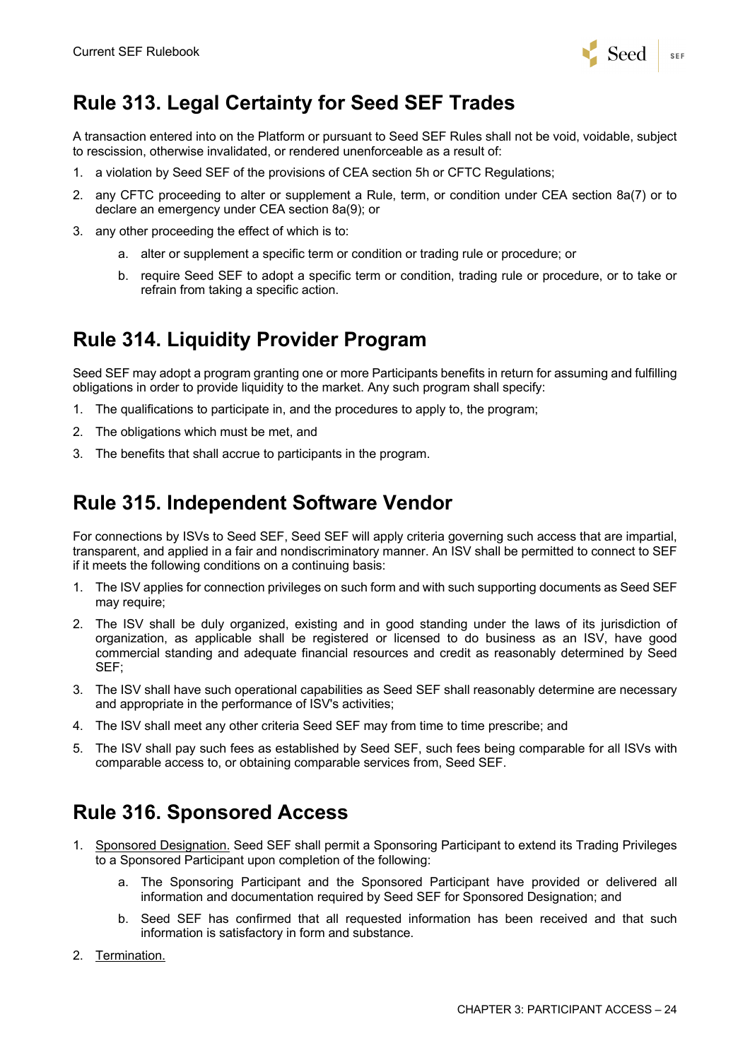## Rule 313. Legal Certainty for Seed SEF Trades

A transaction entered into on the Platform or pursuant to Seed SEF Rules shall not be void, voidable, subject to rescission, otherwise invalidated, or rendered unenforceable as a result of:

1. a violation by Seed SEF of the provisions of CEA section 5h or CFTC Regulations;
2. any CFTC proceeding to alter or supplement a Rule, term, or condition under CEA section 8a(7) or to declare an emergency under CEA section 8a(9); or
3. any other proceeding the effect of which is to:
   a. alter or supplement a specific term or condition or trading rule or procedure; or
   b. require Seed SEF to adopt a specific term or condition, trading rule or procedure, or to take or refrain from taking a specific action.

## Rule 314. Liquidity Provider Program

Seed SEF may adopt a program granting one or more Participants benefits in return for assuming and fulfilling obligations in order to provide liquidity to the market. Any such program shall specify:

1. The qualifications to participate in, and the procedures to apply to, the program;
2. The obligations which must be met, and
3. The benefits that shall accrue to participants in the program.

## Rule 315. Independent Software Vendor

For connections by ISVs to Seed SEF, Seed SEF will apply criteria governing such access that are impartial, transparent, and applied in a fair and nondiscriminatory manner. An ISV shall be permitted to connect to SEF if it meets the following conditions on a continuing basis:

1. The ISV applies for connection privileges on such form and with such supporting documents as Seed SEF may require;
2. The ISV shall be duly organized, existing and in good standing under the laws of its jurisdiction of organization, as applicable shall be registered or licensed to do business as an ISV, have good commercial standing and adequate financial resources and credit as reasonably determined by Seed SEF;
3. The ISV shall have such operational capabilities as Seed SEF shall reasonably determine are necessary and appropriate in the performance of ISV's activities;
4. The ISV shall meet any other criteria Seed SEF may from time to time prescribe; and
5. The ISV shall pay such fees as established by Seed SEF, such fees being comparable for all ISVs with comparable access to, or obtaining comparable services from, Seed SEF.

## Rule 316. Sponsored Access

1. Sponsored Designation. Seed SEF shall permit a Sponsoring Participant to extend its Trading Privileges to a Sponsored Participant upon completion of the following:
   a. The Sponsoring Participant and the Sponsored Participant have provided or delivered all information and documentation required by Seed SEF for Sponsored Designation; and
   b. Seed SEF has confirmed that all requested information has been received and that such information is satisfactory in form and substance.
2. Termination.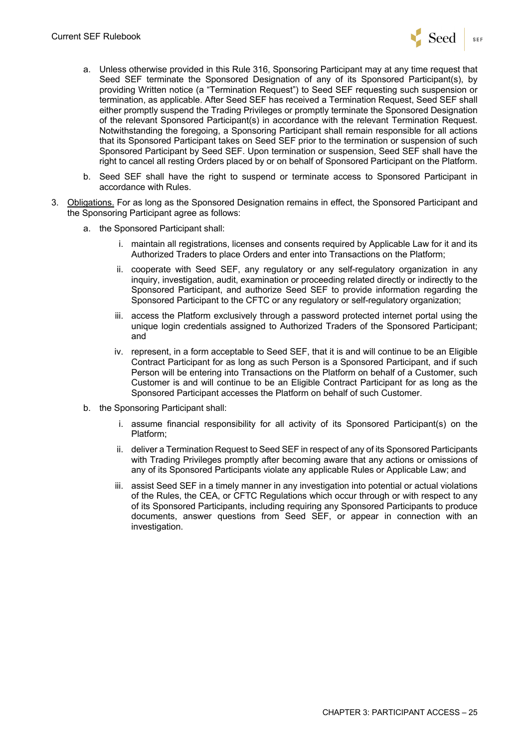a. Unless otherwise provided in this Rule 316, Sponsoring Participant may at any time request that Seed SEF terminate the Sponsored Designation of any of its Sponsored Participant(s), by providing Written notice (a "Termination Request") to Seed SEF requesting such suspension or termination, as applicable. After Seed SEF has received a Termination Request, Seed SEF shall either promptly suspend the Trading Privileges or promptly terminate the Sponsored Designation of the relevant Sponsored Participant(s) in accordance with the relevant Termination Request. Notwithstanding the foregoing, a Sponsoring Participant shall remain responsible for all actions that its Sponsored Participant takes on Seed SEF prior to the termination or suspension of such Sponsored Participant by Seed SEF. Upon termination or suspension, Seed SEF shall have the right to cancel all resting Orders placed by or on behalf of Sponsored Participant on the Platform.

b. Seed SEF shall have the right to suspend or terminate access to Sponsored Participant in accordance with Rules.

3. Obligations. For as long as the Sponsored Designation remains in effect, the Sponsored Participant and the Sponsoring Participant agree as follows:

   a. the Sponsored Participant shall:

      i. maintain all registrations, licenses and consents required by Applicable Law for it and its Authorized Traders to place Orders and enter into Transactions on the Platform;

      ii. cooperate with Seed SEF, any regulatory or any self-regulatory organization in any inquiry, investigation, audit, examination or proceeding related directly or indirectly to the Sponsored Participant, and authorize Seed SEF to provide information regarding the Sponsored Participant to the CFTC or any regulatory or self-regulatory organization;

      iii. access the Platform exclusively through a password protected internet portal using the unique login credentials assigned to Authorized Traders of the Sponsored Participant; and

      iv. represent, in a form acceptable to Seed SEF, that it is and will continue to be an Eligible Contract Participant for as long as such Person is a Sponsored Participant, and if such Person will be entering into Transactions on the Platform on behalf of a Customer, such Customer is and will continue to be an Eligible Contract Participant for as long as the Sponsored Participant accesses the Platform on behalf of such Customer.

   b. the Sponsoring Participant shall:

      i. assume financial responsibility for all activity of its Sponsored Participant(s) on the Platform;

      ii. deliver a Termination Request to Seed SEF in respect of any of its Sponsored Participants with Trading Privileges promptly after becoming aware that any actions or omissions of any of its Sponsored Participants violate any applicable Rules or Applicable Law; and

      iii. assist Seed SEF in a timely manner in any investigation into potential or actual violations of the Rules, the CEA, or CFTC Regulations which occur through or with respect to any of its Sponsored Participants, including requiring any Sponsored Participants to produce documents, answer questions from Seed SEF, or appear in connection with an investigation.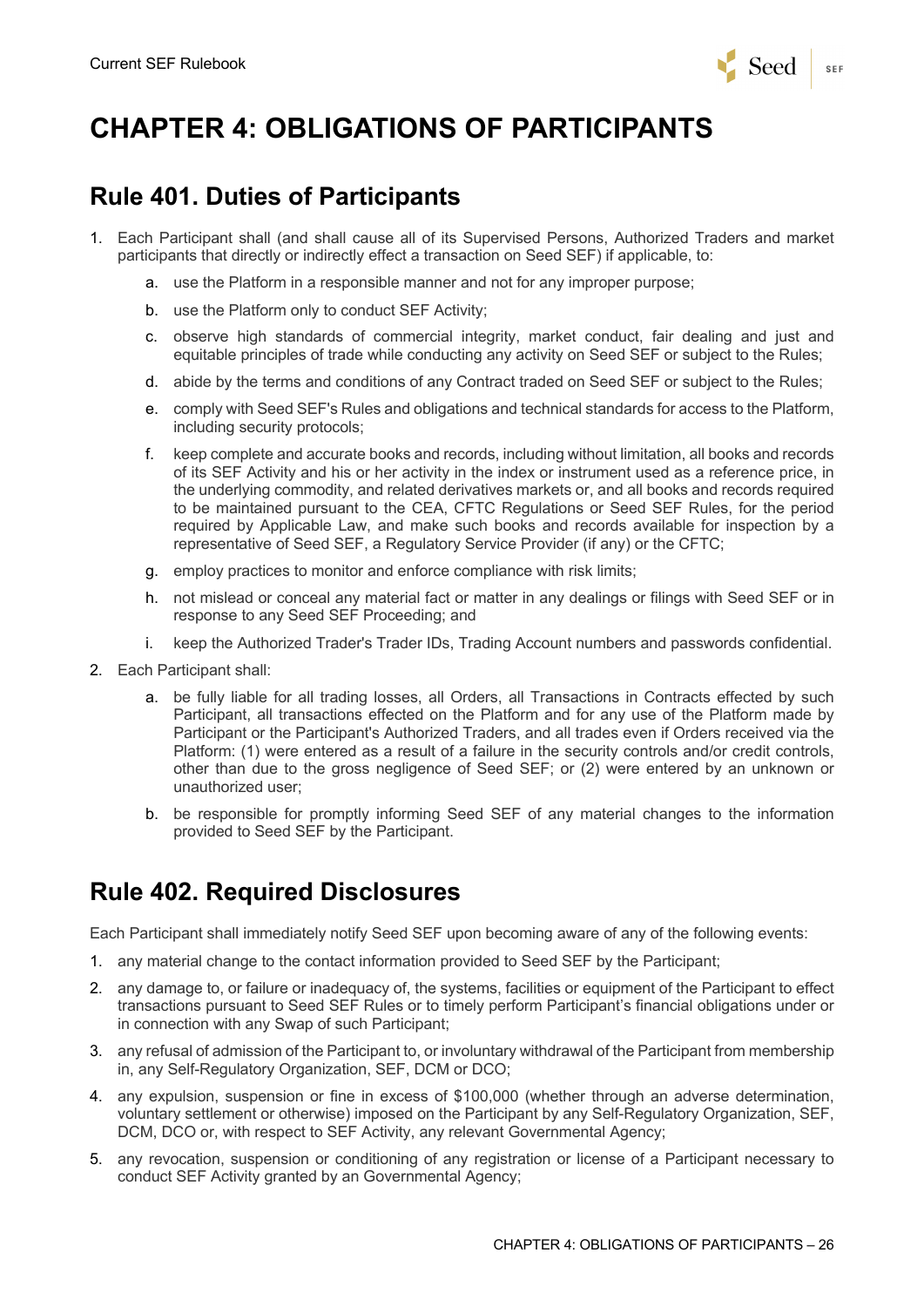# CHAPTER 4: OBLIGATIONS OF PARTICIPANTS

## Rule 401. Duties of Participants

1. Each Participant shall (and shall cause all of its Supervised Persons, Authorized Traders and market participants that directly or indirectly effect a transaction on Seed SEF) if applicable, to:
   a. use the Platform in a responsible manner and not for any improper purpose;
   b. use the Platform only to conduct SEF Activity;
   c. observe high standards of commercial integrity, market conduct, fair dealing and just and equitable principles of trade while conducting any activity on Seed SEF or subject to the Rules;
   d. abide by the terms and conditions of any Contract traded on Seed SEF or subject to the Rules;
   e. comply with Seed SEF's Rules and obligations and technical standards for access to the Platform, including security protocols;
   f. keep complete and accurate books and records, including without limitation, all books and records of its SEF Activity and his or her activity in the index or instrument used as a reference price, in the underlying commodity, and related derivatives markets or, and all books and records required to be maintained pursuant to the CEA, CFTC Regulations or Seed SEF Rules, for the period required by Applicable Law, and make such books and records available for inspection by a representative of Seed SEF, a Regulatory Service Provider (if any) or the CFTC;
   g. employ practices to monitor and enforce compliance with risk limits;
   h. not mislead or conceal any material fact or matter in any dealings or filings with Seed SEF or in response to any Seed SEF Proceeding; and
   i. keep the Authorized Trader's Trader IDs, Trading Account numbers and passwords confidential.
2. Each Participant shall:
   a. be fully liable for all trading losses, all Orders, all Transactions in Contracts effected by such Participant, all transactions effected on the Platform and for any use of the Platform made by Participant or the Participant's Authorized Traders, and all trades even if Orders received via the Platform: (1) were entered as a result of a failure in the security controls and/or credit controls, other than due to the gross negligence of Seed SEF; or (2) were entered by an unknown or unauthorized user;
   b. be responsible for promptly informing Seed SEF of any material changes to the information provided to Seed SEF by the Participant.

## Rule 402. Required Disclosures

Each Participant shall immediately notify Seed SEF upon becoming aware of any of the following events:

1. any material change to the contact information provided to Seed SEF by the Participant;
2. any damage to, or failure or inadequacy of, the systems, facilities or equipment of the Participant to effect transactions pursuant to Seed SEF Rules or to timely perform Participant's financial obligations under or in connection with any Swap of such Participant;
3. any refusal of admission of the Participant to, or involuntary withdrawal of the Participant from membership in, any Self-Regulatory Organization, SEF, DCM or DCO;
4. any expulsion, suspension or fine in excess of $100,000 (whether through an adverse determination, voluntary settlement or otherwise) imposed on the Participant by any Self-Regulatory Organization, SEF, DCM, DCO or, with respect to SEF Activity, any relevant Governmental Agency;
5. any revocation, suspension or conditioning of any registration or license of a Participant necessary to conduct SEF Activity granted by an Governmental Agency;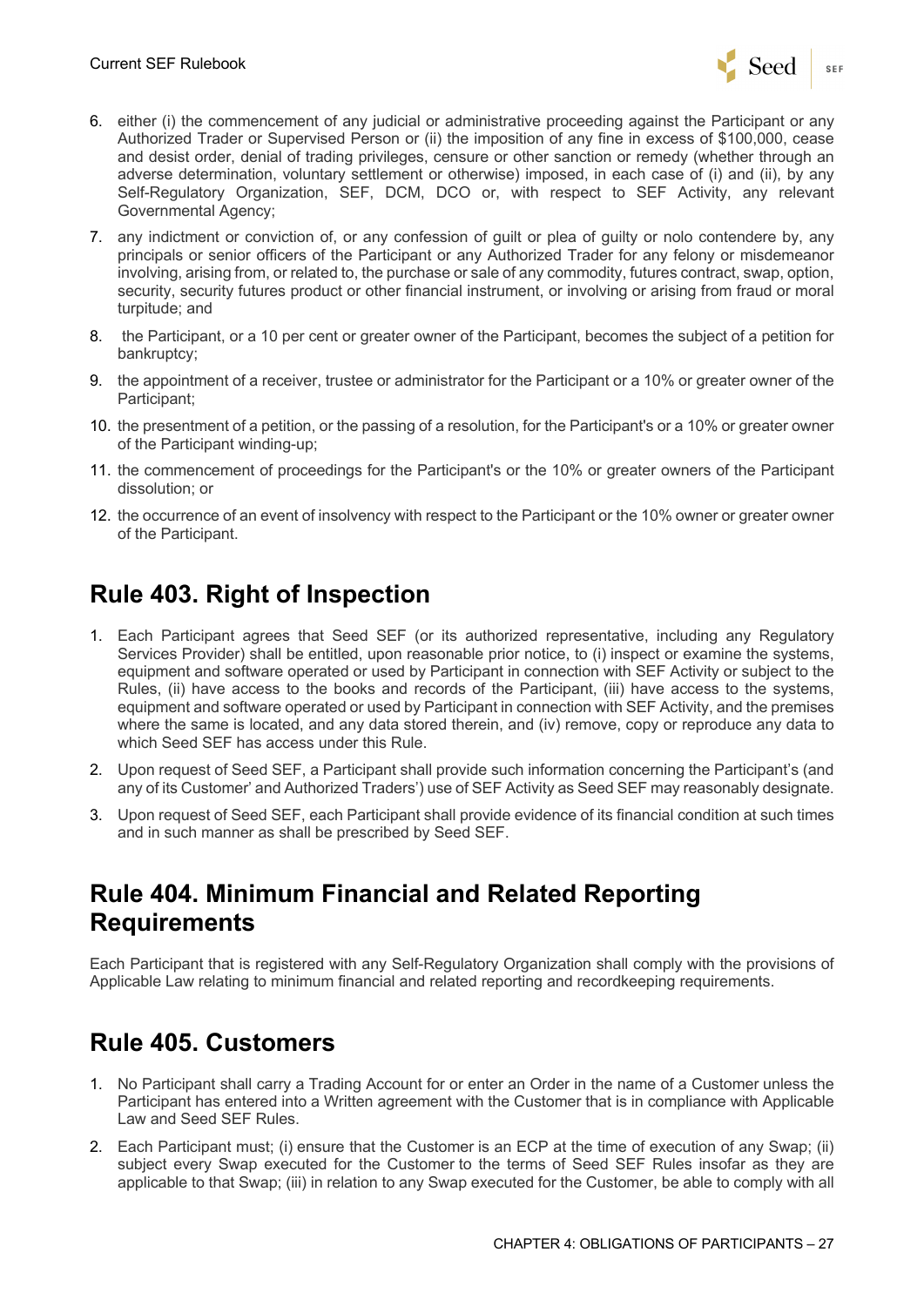6. either (i) the commencement of any judicial or administrative proceeding against the Participant or any Authorized Trader or Supervised Person or (ii) the imposition of any fine in excess of $100,000, cease and desist order, denial of trading privileges, censure or other sanction or remedy (whether through an adverse determination, voluntary settlement or otherwise) imposed, in each case of (i) and (ii), by any Self-Regulatory Organization, SEF, DCM, DCO or, with respect to SEF Activity, any relevant Governmental Agency;
7. any indictment or conviction of, or any confession of guilt or plea of guilty or nolo contendere by, any principals or senior officers of the Participant or any Authorized Trader for any felony or misdemeanor involving, arising from, or related to, the purchase or sale of any commodity, futures contract, swap, option, security, security futures product or other financial instrument, or involving or arising from fraud or moral turpitude; and
8. the Participant, or a 10 per cent or greater owner of the Participant, becomes the subject of a petition for bankruptcy;
9. the appointment of a receiver, trustee or administrator for the Participant or a 10% or greater owner of the Participant;
10. the presentment of a petition, or the passing of a resolution, for the Participant's or a 10% or greater owner of the Participant winding-up;
11. the commencement of proceedings for the Participant's or the 10% or greater owners of the Participant dissolution; or
12. the occurrence of an event of insolvency with respect to the Participant or the 10% owner or greater owner of the Participant.

## Rule 403. Right of Inspection

1. Each Participant agrees that Seed SEF (or its authorized representative, including any Regulatory Services Provider) shall be entitled, upon reasonable prior notice, to (i) inspect or examine the systems, equipment and software operated or used by Participant in connection with SEF Activity or subject to the Rules, (ii) have access to the books and records of the Participant, (iii) have access to the systems, equipment and software operated or used by Participant in connection with SEF Activity, and the premises where the same is located, and any data stored therein, and (iv) remove, copy or reproduce any data to which Seed SEF has access under this Rule.
2. Upon request of Seed SEF, a Participant shall provide such information concerning the Participant's (and any of its Customer' and Authorized Traders') use of SEF Activity as Seed SEF may reasonably designate.
3. Upon request of Seed SEF, each Participant shall provide evidence of its financial condition at such times and in such manner as shall be prescribed by Seed SEF.

## Rule 404. Minimum Financial and Related Reporting Requirements

Each Participant that is registered with any Self-Regulatory Organization shall comply with the provisions of Applicable Law relating to minimum financial and related reporting and recordkeeping requirements.

## Rule 405. Customers

1. No Participant shall carry a Trading Account for or enter an Order in the name of a Customer unless the Participant has entered into a Written agreement with the Customer that is in compliance with Applicable Law and Seed SEF Rules.
2. Each Participant must; (i) ensure that the Customer is an ECP at the time of execution of any Swap; (ii) subject every Swap executed for the Customer to the terms of Seed SEF Rules insofar as they are applicable to that Swap; (iii) in relation to any Swap executed for the Customer, be able to comply with all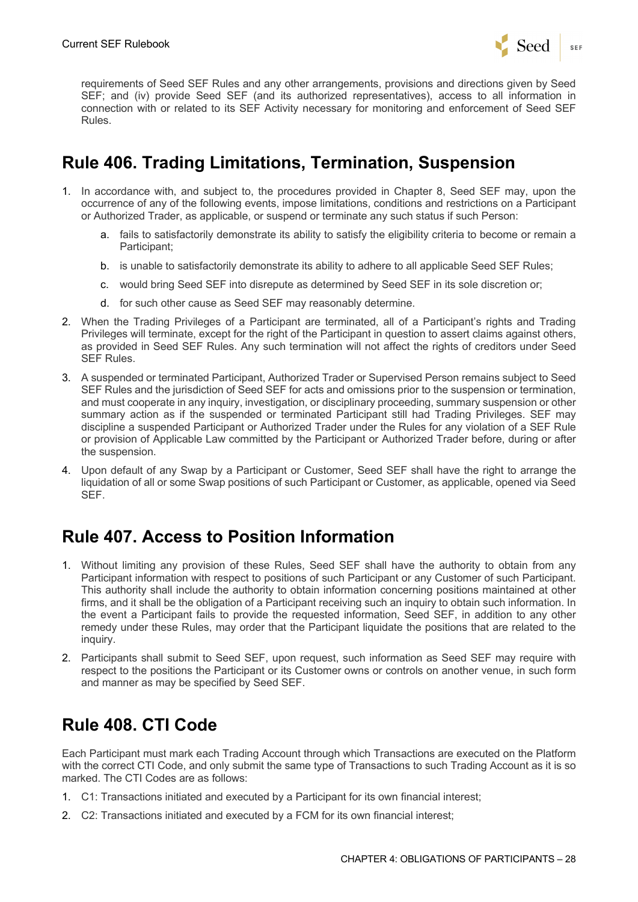requirements of Seed SEF Rules and any other arrangements, provisions and directions given by Seed SEF; and (iv) provide Seed SEF (and its authorized representatives), access to all information in connection with or related to its SEF Activity necessary for monitoring and enforcement of Seed SEF Rules.

## Rule 406. Trading Limitations, Termination, Suspension

1. In accordance with, and subject to, the procedures provided in Chapter 8, Seed SEF may, upon the occurrence of any of the following events, impose limitations, conditions and restrictions on a Participant or Authorized Trader, as applicable, or suspend or terminate any such status if such Person:
   a. fails to satisfactorily demonstrate its ability to satisfy the eligibility criteria to become or remain a Participant;
   b. is unable to satisfactorily demonstrate its ability to adhere to all applicable Seed SEF Rules;
   c. would bring Seed SEF into disrepute as determined by Seed SEF in its sole discretion or;
   d. for such other cause as Seed SEF may reasonably determine.
2. When the Trading Privileges of a Participant are terminated, all of a Participant's rights and Trading Privileges will terminate, except for the right of the Participant in question to assert claims against others, as provided in Seed SEF Rules. Any such termination will not affect the rights of creditors under Seed SEF Rules.
3. A suspended or terminated Participant, Authorized Trader or Supervised Person remains subject to Seed SEF Rules and the jurisdiction of Seed SEF for acts and omissions prior to the suspension or termination, and must cooperate in any inquiry, investigation, or disciplinary proceeding, summary suspension or other summary action as if the suspended or terminated Participant still had Trading Privileges. SEF may discipline a suspended Participant or Authorized Trader under the Rules for any violation of a SEF Rule or provision of Applicable Law committed by the Participant or Authorized Trader before, during or after the suspension.
4. Upon default of any Swap by a Participant or Customer, Seed SEF shall have the right to arrange the liquidation of all or some Swap positions of such Participant or Customer, as applicable, opened via Seed SEF.

## Rule 407. Access to Position Information

1. Without limiting any provision of these Rules, Seed SEF shall have the authority to obtain from any Participant information with respect to positions of such Participant or any Customer of such Participant. This authority shall include the authority to obtain information concerning positions maintained at other firms, and it shall be the obligation of a Participant receiving such an inquiry to obtain such information. In the event a Participant fails to provide the requested information, Seed SEF, in addition to any other remedy under these Rules, may order that the Participant liquidate the positions that are related to the inquiry.
2. Participants shall submit to Seed SEF, upon request, such information as Seed SEF may require with respect to the positions the Participant or its Customer owns or controls on another venue, in such form and manner as may be specified by Seed SEF.

## Rule 408. CTI Code

Each Participant must mark each Trading Account through which Transactions are executed on the Platform with the correct CTI Code, and only submit the same type of Transactions to such Trading Account as it is so marked. The CTI Codes are as follows:

1. C1: Transactions initiated and executed by a Participant for its own financial interest;
2. C2: Transactions initiated and executed by a FCM for its own financial interest;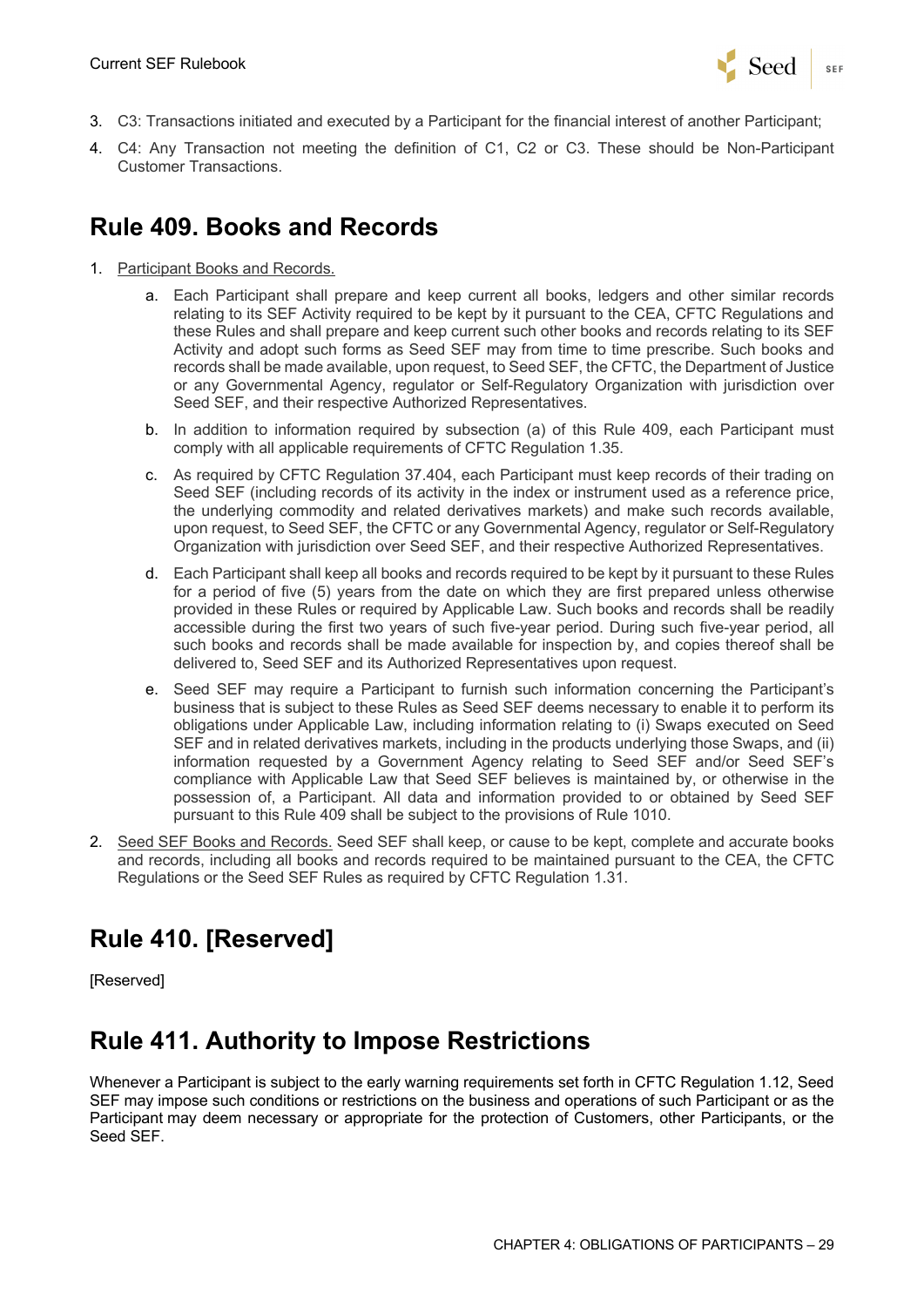3. C3: Transactions initiated and executed by a Participant for the financial interest of another Participant;
4. C4: Any Transaction not meeting the definition of C1, C2 or C3. These should be Non-Participant Customer Transactions.

## Rule 409. Books and Records

1. Participant Books and Records.
    a. Each Participant shall prepare and keep current all books, ledgers and other similar records relating to its SEF Activity required to be kept by it pursuant to the CEA, CFTC Regulations and these Rules and shall prepare and keep current such other books and records relating to its SEF Activity and adopt such forms as Seed SEF may from time to time prescribe. Such books and records shall be made available, upon request, to Seed SEF, the CFTC, the Department of Justice or any Governmental Agency, regulator or Self-Regulatory Organization with jurisdiction over Seed SEF, and their respective Authorized Representatives.
    b. In addition to information required by subsection (a) of this Rule 409, each Participant must comply with all applicable requirements of CFTC Regulation 1.35.
    c. As required by CFTC Regulation 37.404, each Participant must keep records of their trading on Seed SEF (including records of its activity in the index or instrument used as a reference price, the underlying commodity and related derivatives markets) and make such records available, upon request, to Seed SEF, the CFTC or any Governmental Agency, regulator or Self-Regulatory Organization with jurisdiction over Seed SEF, and their respective Authorized Representatives.
    d. Each Participant shall keep all books and records required to be kept by it pursuant to these Rules for a period of five (5) years from the date on which they are first prepared unless otherwise provided in these Rules or required by Applicable Law. Such books and records shall be readily accessible during the first two years of such five-year period. During such five-year period, all such books and records shall be made available for inspection by, and copies thereof shall be delivered to, Seed SEF and its Authorized Representatives upon request.
    e. Seed SEF may require a Participant to furnish such information concerning the Participant's business that is subject to these Rules as Seed SEF deems necessary to enable it to perform its obligations under Applicable Law, including information relating to (i) Swaps executed on Seed SEF and in related derivatives markets, including in the products underlying those Swaps, and (ii) information requested by a Government Agency relating to Seed SEF and/or Seed SEF's compliance with Applicable Law that Seed SEF believes is maintained by, or otherwise in the possession of, a Participant. All data and information provided to or obtained by Seed SEF pursuant to this Rule 409 shall be subject to the provisions of Rule 1010.
2. Seed SEF Books and Records. Seed SEF shall keep, or cause to be kept, complete and accurate books and records, including all books and records required to be maintained pursuant to the CEA, the CFTC Regulations or the Seed SEF Rules as required by CFTC Regulation 1.31.

## Rule 410. [Reserved]

[Reserved]

## Rule 411. Authority to Impose Restrictions

Whenever a Participant is subject to the early warning requirements set forth in CFTC Regulation 1.12, Seed SEF may impose such conditions or restrictions on the business and operations of such Participant or as the Participant may deem necessary or appropriate for the protection of Customers, other Participants, or the Seed SEF.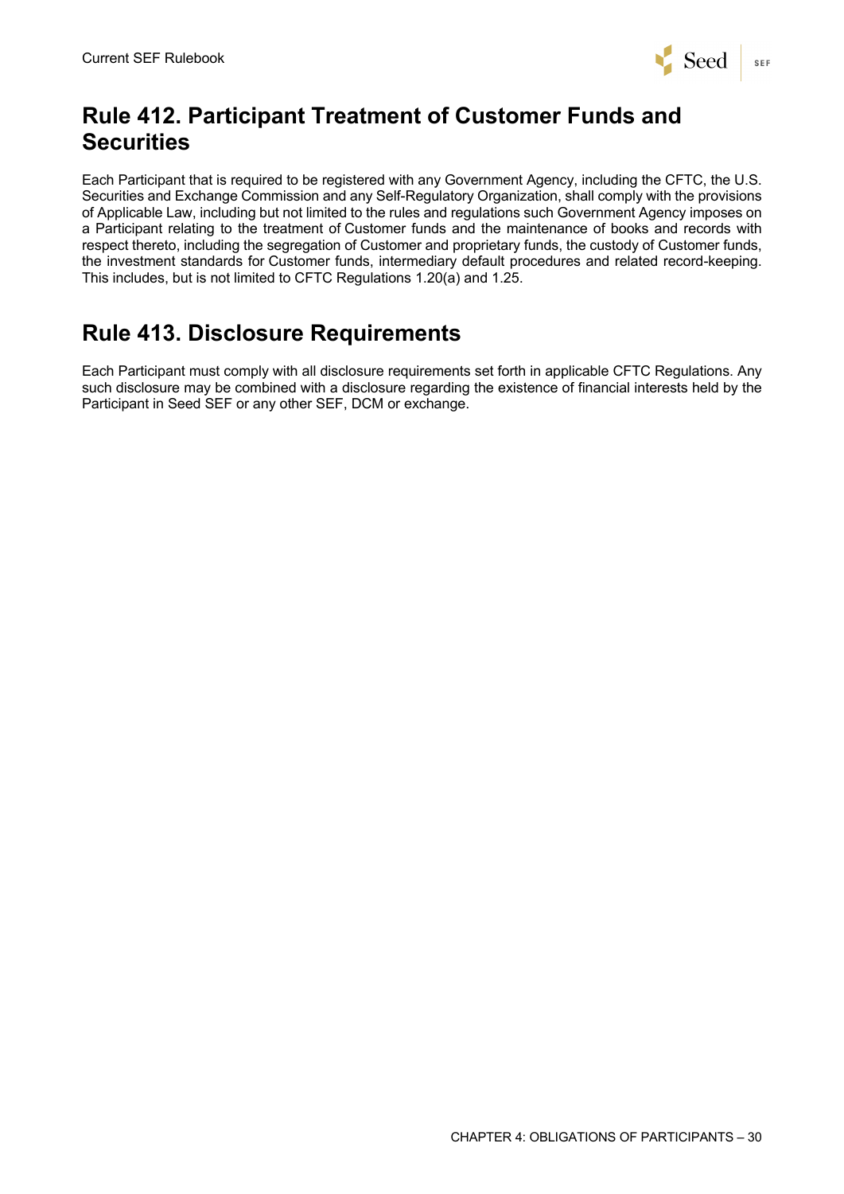## Rule 412. Participant Treatment of Customer Funds and Securities

Each Participant that is required to be registered with any Government Agency, including the CFTC, the U.S. Securities and Exchange Commission and any Self-Regulatory Organization, shall comply with the provisions of Applicable Law, including but not limited to the rules and regulations such Government Agency imposes on a Participant relating to the treatment of Customer funds and the maintenance of books and records with respect thereto, including the segregation of Customer and proprietary funds, the custody of Customer funds, the investment standards for Customer funds, intermediary default procedures and related record-keeping. This includes, but is not limited to CFTC Regulations 1.20(a) and 1.25.

## Rule 413. Disclosure Requirements

Each Participant must comply with all disclosure requirements set forth in applicable CFTC Regulations. Any such disclosure may be combined with a disclosure regarding the existence of financial interests held by the Participant in Seed SEF or any other SEF, DCM or exchange.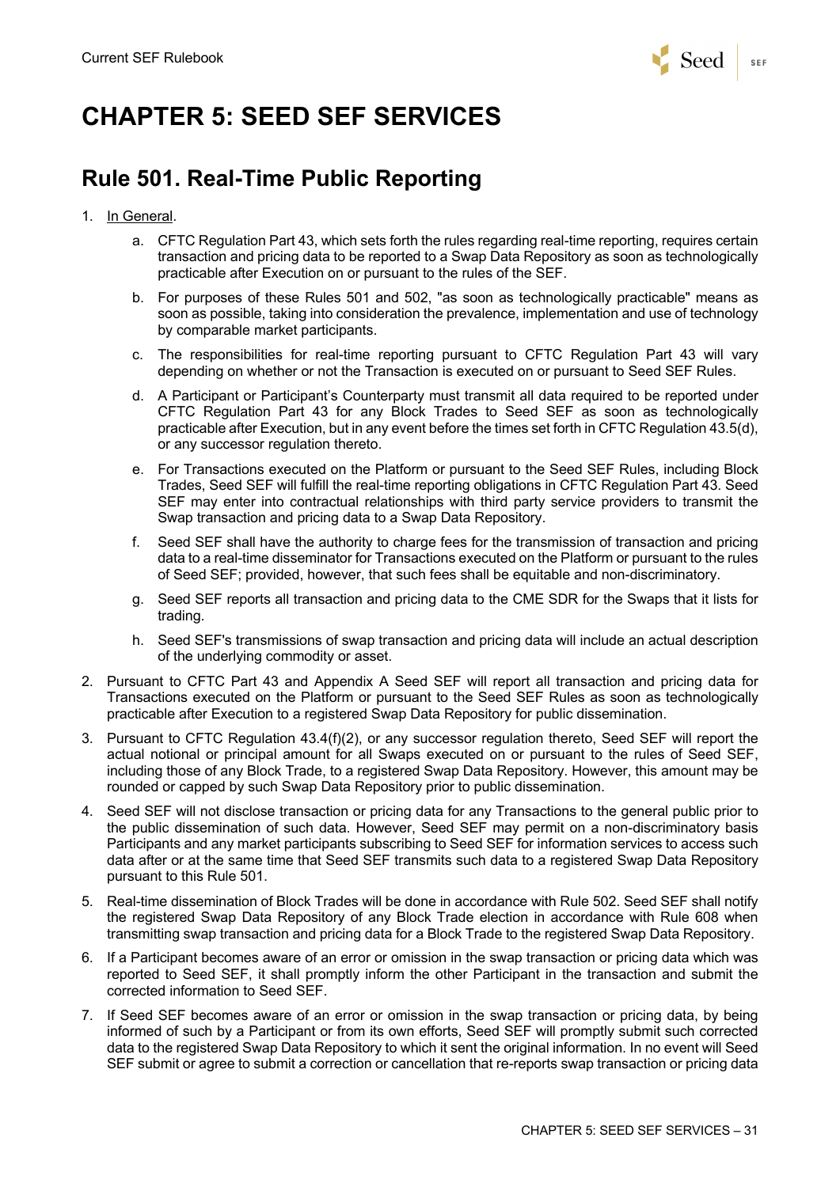# CHAPTER 5: SEED SEF SERVICES

## Rule 501. Real-Time Public Reporting

1. In General.
   a. CFTC Regulation Part 43, which sets forth the rules regarding real-time reporting, requires certain transaction and pricing data to be reported to a Swap Data Repository as soon as technologically practicable after Execution on or pursuant to the rules of the SEF.
   b. For purposes of these Rules 501 and 502, "as soon as technologically practicable" means as soon as possible, taking into consideration the prevalence, implementation and use of technology by comparable market participants.
   c. The responsibilities for real-time reporting pursuant to CFTC Regulation Part 43 will vary depending on whether or not the Transaction is executed on or pursuant to Seed SEF Rules.
   d. A Participant or Participant's Counterparty must transmit all data required to be reported under CFTC Regulation Part 43 for any Block Trades to Seed SEF as soon as technologically practicable after Execution, but in any event before the times set forth in CFTC Regulation 43.5(d), or any successor regulation thereto.
   e. For Transactions executed on the Platform or pursuant to the Seed SEF Rules, including Block Trades, Seed SEF will fulfill the real-time reporting obligations in CFTC Regulation Part 43. Seed SEF may enter into contractual relationships with third party service providers to transmit the Swap transaction and pricing data to a Swap Data Repository.
   f. Seed SEF shall have the authority to charge fees for the transmission of transaction and pricing data to a real-time disseminator for Transactions executed on the Platform or pursuant to the rules of Seed SEF; provided, however, that such fees shall be equitable and non-discriminatory.
   g. Seed SEF reports all transaction and pricing data to the CME SDR for the Swaps that it lists for trading.
   h. Seed SEF's transmissions of swap transaction and pricing data will include an actual description of the underlying commodity or asset.
2. Pursuant to CFTC Part 43 and Appendix A Seed SEF will report all transaction and pricing data for Transactions executed on the Platform or pursuant to the Seed SEF Rules as soon as technologically practicable after Execution to a registered Swap Data Repository for public dissemination.
3. Pursuant to CFTC Regulation 43.4(f)(2), or any successor regulation thereto, Seed SEF will report the actual notional or principal amount for all Swaps executed on or pursuant to the rules of Seed SEF, including those of any Block Trade, to a registered Swap Data Repository. However, this amount may be rounded or capped by such Swap Data Repository prior to public dissemination.
4. Seed SEF will not disclose transaction or pricing data for any Transactions to the general public prior to the public dissemination of such data. However, Seed SEF may permit on a non-discriminatory basis Participants and any market participants subscribing to Seed SEF for information services to access such data after or at the same time that Seed SEF transmits such data to a registered Swap Data Repository pursuant to this Rule 501.
5. Real-time dissemination of Block Trades will be done in accordance with Rule 502. Seed SEF shall notify the registered Swap Data Repository of any Block Trade election in accordance with Rule 608 when transmitting swap transaction and pricing data for a Block Trade to the registered Swap Data Repository.
6. If a Participant becomes aware of an error or omission in the swap transaction or pricing data which was reported to Seed SEF, it shall promptly inform the other Participant in the transaction and submit the corrected information to Seed SEF.
7. If Seed SEF becomes aware of an error or omission in the swap transaction or pricing data, by being informed of such by a Participant or from its own efforts, Seed SEF will promptly submit such corrected data to the registered Swap Data Repository to which it sent the original information. In no event will Seed SEF submit or agree to submit a correction or cancellation that re-reports swap transaction or pricing data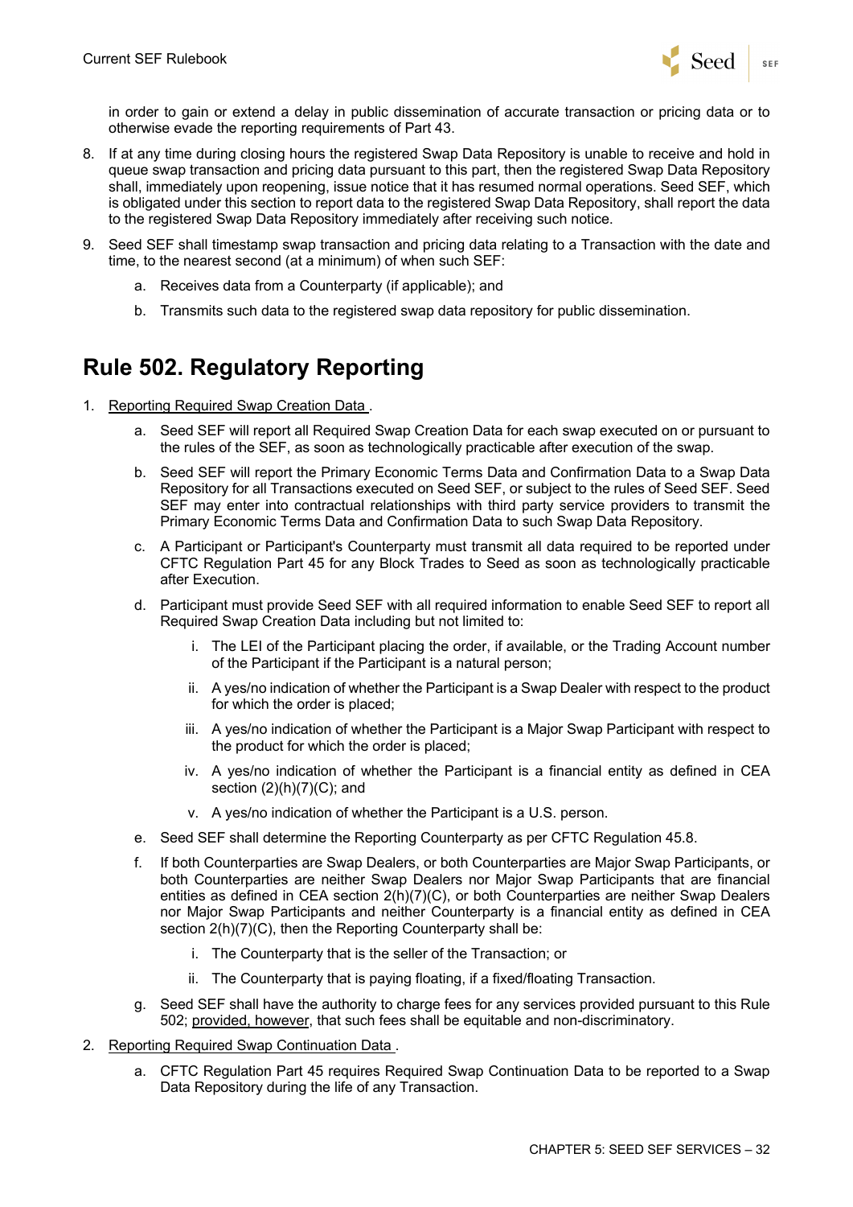in order to gain or extend a delay in public dissemination of accurate transaction or pricing data or to otherwise evade the reporting requirements of Part 43.

8. If at any time during closing hours the registered Swap Data Repository is unable to receive and hold in queue swap transaction and pricing data pursuant to this part, then the registered Swap Data Repository shall, immediately upon reopening, issue notice that it has resumed normal operations. Seed SEF, which is obligated under this section to report data to the registered Swap Data Repository, shall report the data to the registered Swap Data Repository immediately after receiving such notice.
9. Seed SEF shall timestamp swap transaction and pricing data relating to a Transaction with the date and time, to the nearest second (at a minimum) of when such SEF:
    a. Receives data from a Counterparty (if applicable); and
    b. Transmits such data to the registered swap data repository for public dissemination.

## Rule 502. Regulatory Reporting

1. Reporting Required Swap Creation Data .
    a. Seed SEF will report all Required Swap Creation Data for each swap executed on or pursuant to the rules of the SEF, as soon as technologically practicable after execution of the swap.
    b. Seed SEF will report the Primary Economic Terms Data and Confirmation Data to a Swap Data Repository for all Transactions executed on Seed SEF, or subject to the rules of Seed SEF. Seed SEF may enter into contractual relationships with third party service providers to transmit the Primary Economic Terms Data and Confirmation Data to such Swap Data Repository.
    c. A Participant or Participant's Counterparty must transmit all data required to be reported under CFTC Regulation Part 45 for any Block Trades to Seed as soon as technologically practicable after Execution.
    d. Participant must provide Seed SEF with all required information to enable Seed SEF to report all Required Swap Creation Data including but not limited to:
        i. The LEI of the Participant placing the order, if available, or the Trading Account number of the Participant if the Participant is a natural person;
        ii. A yes/no indication of whether the Participant is a Swap Dealer with respect to the product for which the order is placed;
        iii. A yes/no indication of whether the Participant is a Major Swap Participant with respect to the product for which the order is placed;
        iv. A yes/no indication of whether the Participant is a financial entity as defined in CEA section (2)(h)(7)(C); and
        v. A yes/no indication of whether the Participant is a U.S. person.
    e. Seed SEF shall determine the Reporting Counterparty as per CFTC Regulation 45.8.
    f. If both Counterparties are Swap Dealers, or both Counterparties are Major Swap Participants, or both Counterparties are neither Swap Dealers nor Major Swap Participants that are financial entities as defined in CEA section 2(h)(7)(C), or both Counterparties are neither Swap Dealers nor Major Swap Participants and neither Counterparty is a financial entity as defined in CEA section 2(h)(7)(C), then the Reporting Counterparty shall be:
        i. The Counterparty that is the seller of the Transaction; or
        ii. The Counterparty that is paying floating, if a fixed/floating Transaction.
    g. Seed SEF shall have the authority to charge fees for any services provided pursuant to this Rule 502; provided, however, that such fees shall be equitable and non-discriminatory.
2. Reporting Required Swap Continuation Data .
    a. CFTC Regulation Part 45 requires Required Swap Continuation Data to be reported to a Swap Data Repository during the life of any Transaction.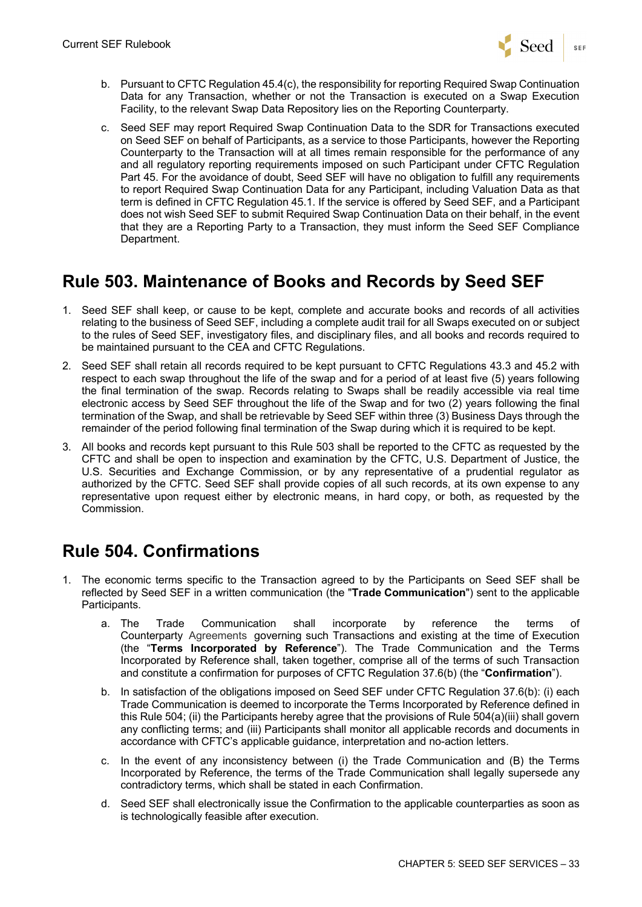b. Pursuant to CFTC Regulation 45.4(c), the responsibility for reporting Required Swap Continuation Data for any Transaction, whether or not the Transaction is executed on a Swap Execution Facility, to the relevant Swap Data Repository lies on the Reporting Counterparty.

c. Seed SEF may report Required Swap Continuation Data to the SDR for Transactions executed on Seed SEF on behalf of Participants, as a service to those Participants, however the Reporting Counterparty to the Transaction will at all times remain responsible for the performance of any and all regulatory reporting requirements imposed on such Participant under CFTC Regulation Part 45. For the avoidance of doubt, Seed SEF will have no obligation to fulfill any requirements to report Required Swap Continuation Data for any Participant, including Valuation Data as that term is defined in CFTC Regulation 45.1. If the service is offered by Seed SEF, and a Participant does not wish Seed SEF to submit Required Swap Continuation Data on their behalf, in the event that they are a Reporting Party to a Transaction, they must inform the Seed SEF Compliance Department.

## Rule 503. Maintenance of Books and Records by Seed SEF

1. Seed SEF shall keep, or cause to be kept, complete and accurate books and records of all activities relating to the business of Seed SEF, including a complete audit trail for all Swaps executed on or subject to the rules of Seed SEF, investigatory files, and disciplinary files, and all books and records required to be maintained pursuant to the CEA and CFTC Regulations.
2. Seed SEF shall retain all records required to be kept pursuant to CFTC Regulations 43.3 and 45.2 with respect to each swap throughout the life of the swap and for a period of at least five (5) years following the final termination of the swap. Records relating to Swaps shall be readily accessible via real time electronic access by Seed SEF throughout the life of the Swap and for two (2) years following the final termination of the Swap, and shall be retrievable by Seed SEF within three (3) Business Days through the remainder of the period following final termination of the Swap during which it is required to be kept.
3. All books and records kept pursuant to this Rule 503 shall be reported to the CFTC as requested by the CFTC and shall be open to inspection and examination by the CFTC, U.S. Department of Justice, the U.S. Securities and Exchange Commission, or by any representative of a prudential regulator as authorized by the CFTC. Seed SEF shall provide copies of all such records, at its own expense to any representative upon request either by electronic means, in hard copy, or both, as requested by the Commission.

## Rule 504. Confirmations

1. The economic terms specific to the Transaction agreed to by the Participants on Seed SEF shall be reflected by Seed SEF in a written communication (the "**Trade Communication**") sent to the applicable Participants.

   a. The Trade Communication shall incorporate by reference the terms of Counterparty Agreements governing such Transactions and existing at the time of Execution (the "**Terms Incorporated by Reference**"). The Trade Communication and the Terms Incorporated by Reference shall, taken together, comprise all of the terms of such Transaction and constitute a confirmation for purposes of CFTC Regulation 37.6(b) (the "**Confirmation**").

   b. In satisfaction of the obligations imposed on Seed SEF under CFTC Regulation 37.6(b): (i) each Trade Communication is deemed to incorporate the Terms Incorporated by Reference defined in this Rule 504; (ii) the Participants hereby agree that the provisions of Rule 504(a)(iii) shall govern any conflicting terms; and (iii) Participants shall monitor all applicable records and documents in accordance with CFTC's applicable guidance, interpretation and no-action letters.

   c. In the event of any inconsistency between (i) the Trade Communication and (B) the Terms Incorporated by Reference, the terms of the Trade Communication shall legally supersede any contradictory terms, which shall be stated in each Confirmation.

   d. Seed SEF shall electronically issue the Confirmation to the applicable counterparties as soon as is technologically feasible after execution.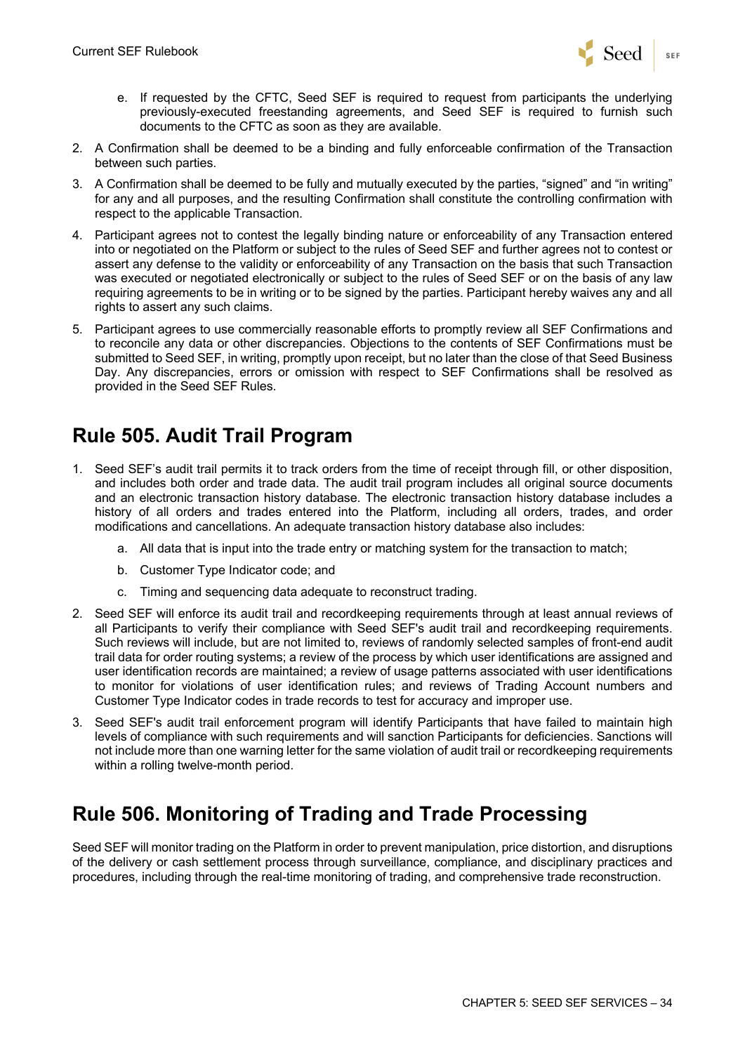e. If requested by the CFTC, Seed SEF is required to request from participants the underlying previously-executed freestanding agreements, and Seed SEF is required to furnish such documents to the CFTC as soon as they are available.

2. A Confirmation shall be deemed to be a binding and fully enforceable confirmation of the Transaction between such parties.
3. A Confirmation shall be deemed to be fully and mutually executed by the parties, "signed" and "in writing" for any and all purposes, and the resulting Confirmation shall constitute the controlling confirmation with respect to the applicable Transaction.
4. Participant agrees not to contest the legally binding nature or enforceability of any Transaction entered into or negotiated on the Platform or subject to the rules of Seed SEF and further agrees not to contest or assert any defense to the validity or enforceability of any Transaction on the basis that such Transaction was executed or negotiated electronically or subject to the rules of Seed SEF or on the basis of any law requiring agreements to be in writing or to be signed by the parties. Participant hereby waives any and all rights to assert any such claims.
5. Participant agrees to use commercially reasonable efforts to promptly review all SEF Confirmations and to reconcile any data or other discrepancies. Objections to the contents of SEF Confirmations must be submitted to Seed SEF, in writing, promptly upon receipt, but no later than the close of that Seed Business Day. Any discrepancies, errors or omission with respect to SEF Confirmations shall be resolved as provided in the Seed SEF Rules.

## Rule 505. Audit Trail Program

1. Seed SEF's audit trail permits it to track orders from the time of receipt through fill, or other disposition, and includes both order and trade data. The audit trail program includes all original source documents and an electronic transaction history database. The electronic transaction history database includes a history of all orders and trades entered into the Platform, including all orders, trades, and order modifications and cancellations. An adequate transaction history database also includes:
   a. All data that is input into the trade entry or matching system for the transaction to match;
   b. Customer Type Indicator code; and
   c. Timing and sequencing data adequate to reconstruct trading.
2. Seed SEF will enforce its audit trail and recordkeeping requirements through at least annual reviews of all Participants to verify their compliance with Seed SEF's audit trail and recordkeeping requirements. Such reviews will include, but are not limited to, reviews of randomly selected samples of front-end audit trail data for order routing systems; a review of the process by which user identifications are assigned and user identification records are maintained; a review of usage patterns associated with user identifications to monitor for violations of user identification rules; and reviews of Trading Account numbers and Customer Type Indicator codes in trade records to test for accuracy and improper use.
3. Seed SEF's audit trail enforcement program will identify Participants that have failed to maintain high levels of compliance with such requirements and will sanction Participants for deficiencies. Sanctions will not include more than one warning letter for the same violation of audit trail or recordkeeping requirements within a rolling twelve-month period.

## Rule 506. Monitoring of Trading and Trade Processing

Seed SEF will monitor trading on the Platform in order to prevent manipulation, price distortion, and disruptions of the delivery or cash settlement process through surveillance, compliance, and disciplinary practices and procedures, including through the real-time monitoring of trading, and comprehensive trade reconstruction.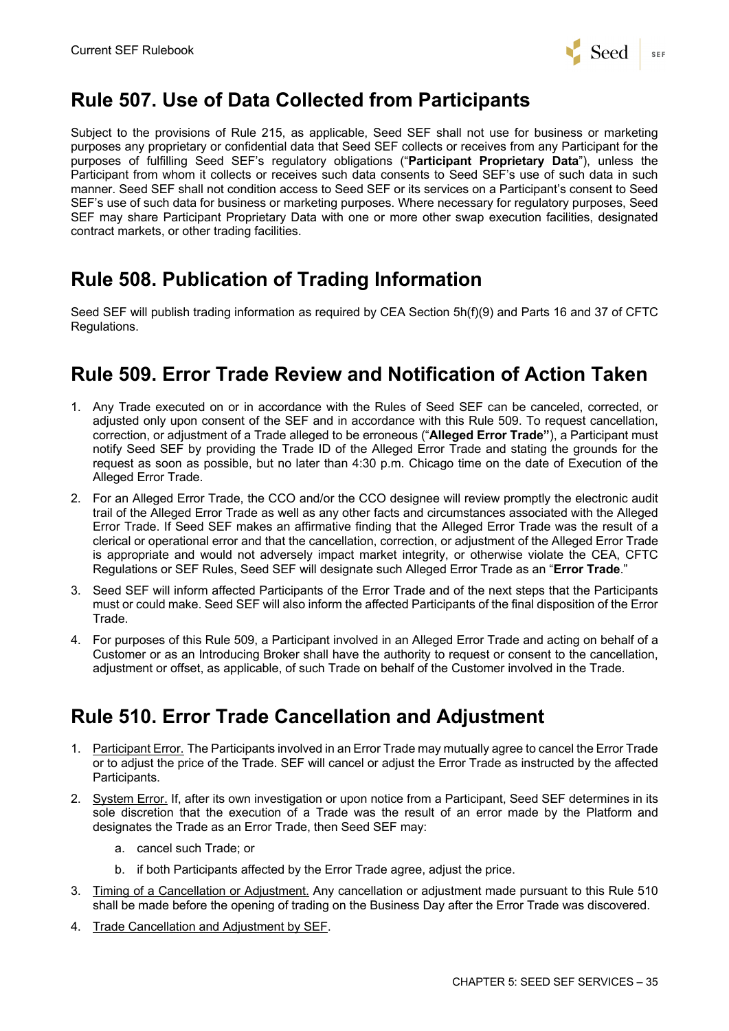## Rule 507. Use of Data Collected from Participants

Subject to the provisions of Rule 215, as applicable, Seed SEF shall not use for business or marketing purposes any proprietary or confidential data that Seed SEF collects or receives from any Participant for the purposes of fulfilling Seed SEF's regulatory obligations ("**Participant Proprietary Data**"), unless the Participant from whom it collects or receives such data consents to Seed SEF's use of such data in such manner. Seed SEF shall not condition access to Seed SEF or its services on a Participant's consent to Seed SEF's use of such data for business or marketing purposes. Where necessary for regulatory purposes, Seed SEF may share Participant Proprietary Data with one or more other swap execution facilities, designated contract markets, or other trading facilities.

## Rule 508. Publication of Trading Information

Seed SEF will publish trading information as required by CEA Section 5h(f)(9) and Parts 16 and 37 of CFTC Regulations.

## Rule 509. Error Trade Review and Notification of Action Taken

1. Any Trade executed on or in accordance with the Rules of Seed SEF can be canceled, corrected, or adjusted only upon consent of the SEF and in accordance with this Rule 509. To request cancellation, correction, or adjustment of a Trade alleged to be erroneous ("**Alleged Error Trade"**), a Participant must notify Seed SEF by providing the Trade ID of the Alleged Error Trade and stating the grounds for the request as soon as possible, but no later than 4:30 p.m. Chicago time on the date of Execution of the Alleged Error Trade.
2. For an Alleged Error Trade, the CCO and/or the CCO designee will review promptly the electronic audit trail of the Alleged Error Trade as well as any other facts and circumstances associated with the Alleged Error Trade. If Seed SEF makes an affirmative finding that the Alleged Error Trade was the result of a clerical or operational error and that the cancellation, correction, or adjustment of the Alleged Error Trade is appropriate and would not adversely impact market integrity, or otherwise violate the CEA, CFTC Regulations or SEF Rules, Seed SEF will designate such Alleged Error Trade as an "**Error Trade**."
3. Seed SEF will inform affected Participants of the Error Trade and of the next steps that the Participants must or could make. Seed SEF will also inform the affected Participants of the final disposition of the Error Trade.
4. For purposes of this Rule 509, a Participant involved in an Alleged Error Trade and acting on behalf of a Customer or as an Introducing Broker shall have the authority to request or consent to the cancellation, adjustment or offset, as applicable, of such Trade on behalf of the Customer involved in the Trade.

## Rule 510. Error Trade Cancellation and Adjustment

1. Participant Error. The Participants involved in an Error Trade may mutually agree to cancel the Error Trade or to adjust the price of the Trade. SEF will cancel or adjust the Error Trade as instructed by the affected Participants.
2. System Error. If, after its own investigation or upon notice from a Participant, Seed SEF determines in its sole discretion that the execution of a Trade was the result of an error made by the Platform and designates the Trade as an Error Trade, then Seed SEF may:
    a. cancel such Trade; or
    b. if both Participants affected by the Error Trade agree, adjust the price.
3. Timing of a Cancellation or Adjustment. Any cancellation or adjustment made pursuant to this Rule 510 shall be made before the opening of trading on the Business Day after the Error Trade was discovered.
4. Trade Cancellation and Adjustment by SEF.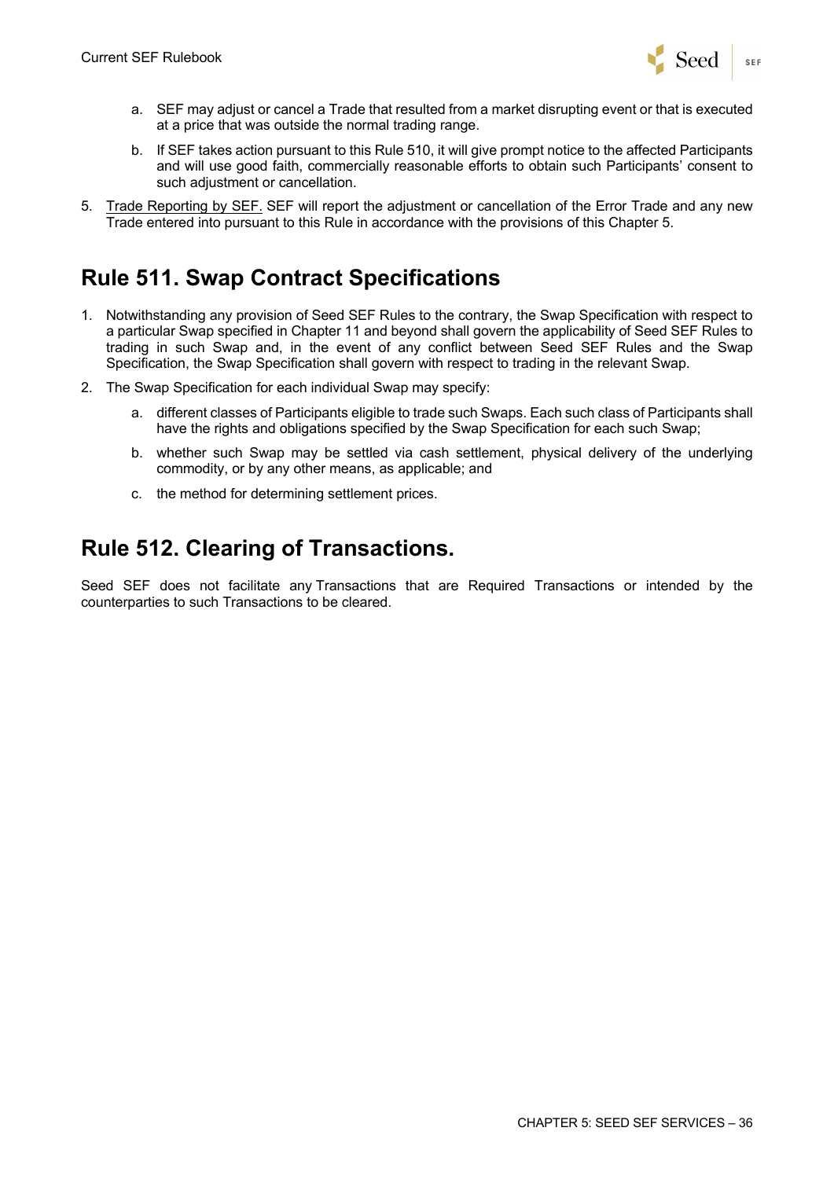a. SEF may adjust or cancel a Trade that resulted from a market disrupting event or that is executed at a price that was outside the normal trading range.

   b. If SEF takes action pursuant to this Rule 510, it will give prompt notice to the affected Participants and will use good faith, commercially reasonable efforts to obtain such Participants' consent to such adjustment or cancellation.

5. Trade Reporting by SEF. SEF will report the adjustment or cancellation of the Error Trade and any new Trade entered into pursuant to this Rule in accordance with the provisions of this Chapter 5.

## Rule 511. Swap Contract Specifications

1. Notwithstanding any provision of Seed SEF Rules to the contrary, the Swap Specification with respect to a particular Swap specified in Chapter 11 and beyond shall govern the applicability of Seed SEF Rules to trading in such Swap and, in the event of any conflict between Seed SEF Rules and the Swap Specification, the Swap Specification shall govern with respect to trading in the relevant Swap.

2. The Swap Specification for each individual Swap may specify:

   a. different classes of Participants eligible to trade such Swaps. Each such class of Participants shall have the rights and obligations specified by the Swap Specification for each such Swap;

   b. whether such Swap may be settled via cash settlement, physical delivery of the underlying commodity, or by any other means, as applicable; and

   c. the method for determining settlement prices.

## Rule 512. Clearing of Transactions.

Seed SEF does not facilitate any Transactions that are Required Transactions or intended by the counterparties to such Transactions to be cleared.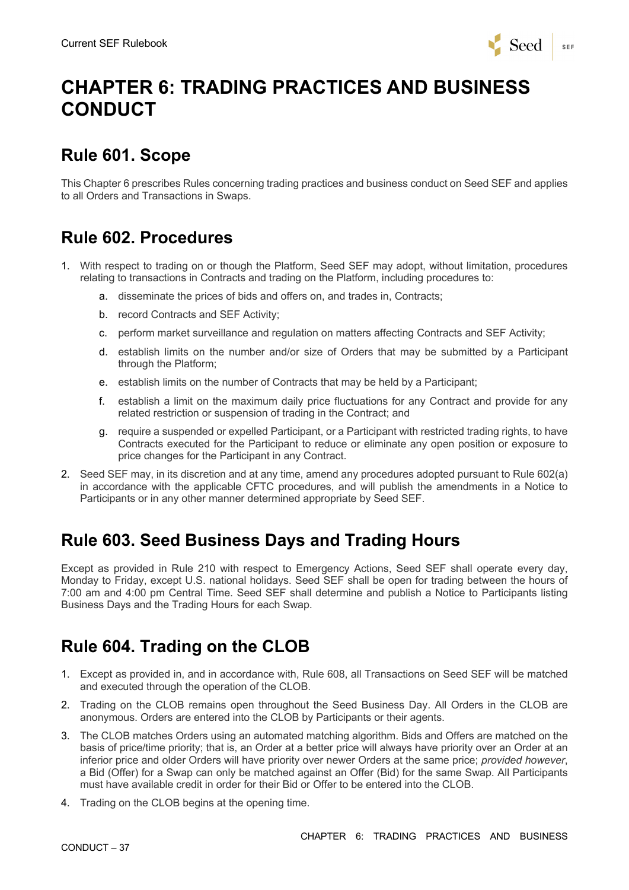# CHAPTER 6: TRADING PRACTICES AND BUSINESS CONDUCT

## Rule 601. Scope

This Chapter 6 prescribes Rules concerning trading practices and business conduct on Seed SEF and applies to all Orders and Transactions in Swaps.

## Rule 602. Procedures

1. With respect to trading on or though the Platform, Seed SEF may adopt, without limitation, procedures relating to transactions in Contracts and trading on the Platform, including procedures to:
   a. disseminate the prices of bids and offers on, and trades in, Contracts;
   b. record Contracts and SEF Activity;
   c. perform market surveillance and regulation on matters affecting Contracts and SEF Activity;
   d. establish limits on the number and/or size of Orders that may be submitted by a Participant through the Platform;
   e. establish limits on the number of Contracts that may be held by a Participant;
   f. establish a limit on the maximum daily price fluctuations for any Contract and provide for any related restriction or suspension of trading in the Contract; and
   g. require a suspended or expelled Participant, or a Participant with restricted trading rights, to have Contracts executed for the Participant to reduce or eliminate any open position or exposure to price changes for the Participant in any Contract.
2. Seed SEF may, in its discretion and at any time, amend any procedures adopted pursuant to Rule 602(a) in accordance with the applicable CFTC procedures, and will publish the amendments in a Notice to Participants or in any other manner determined appropriate by Seed SEF.

## Rule 603. Seed Business Days and Trading Hours

Except as provided in Rule 210 with respect to Emergency Actions, Seed SEF shall operate every day, Monday to Friday, except U.S. national holidays. Seed SEF shall be open for trading between the hours of 7:00 am and 4:00 pm Central Time. Seed SEF shall determine and publish a Notice to Participants listing Business Days and the Trading Hours for each Swap.

## Rule 604. Trading on the CLOB

1. Except as provided in, and in accordance with, Rule 608, all Transactions on Seed SEF will be matched and executed through the operation of the CLOB.
2. Trading on the CLOB remains open throughout the Seed Business Day. All Orders in the CLOB are anonymous. Orders are entered into the CLOB by Participants or their agents.
3. The CLOB matches Orders using an automated matching algorithm. Bids and Offers are matched on the basis of price/time priority; that is, an Order at a better price will always have priority over an Order at an inferior price and older Orders will have priority over newer Orders at the same price; *provided however*, a Bid (Offer) for a Swap can only be matched against an Offer (Bid) for the same Swap. All Participants must have available credit in order for their Bid or Offer to be entered into the CLOB.
4. Trading on the CLOB begins at the opening time.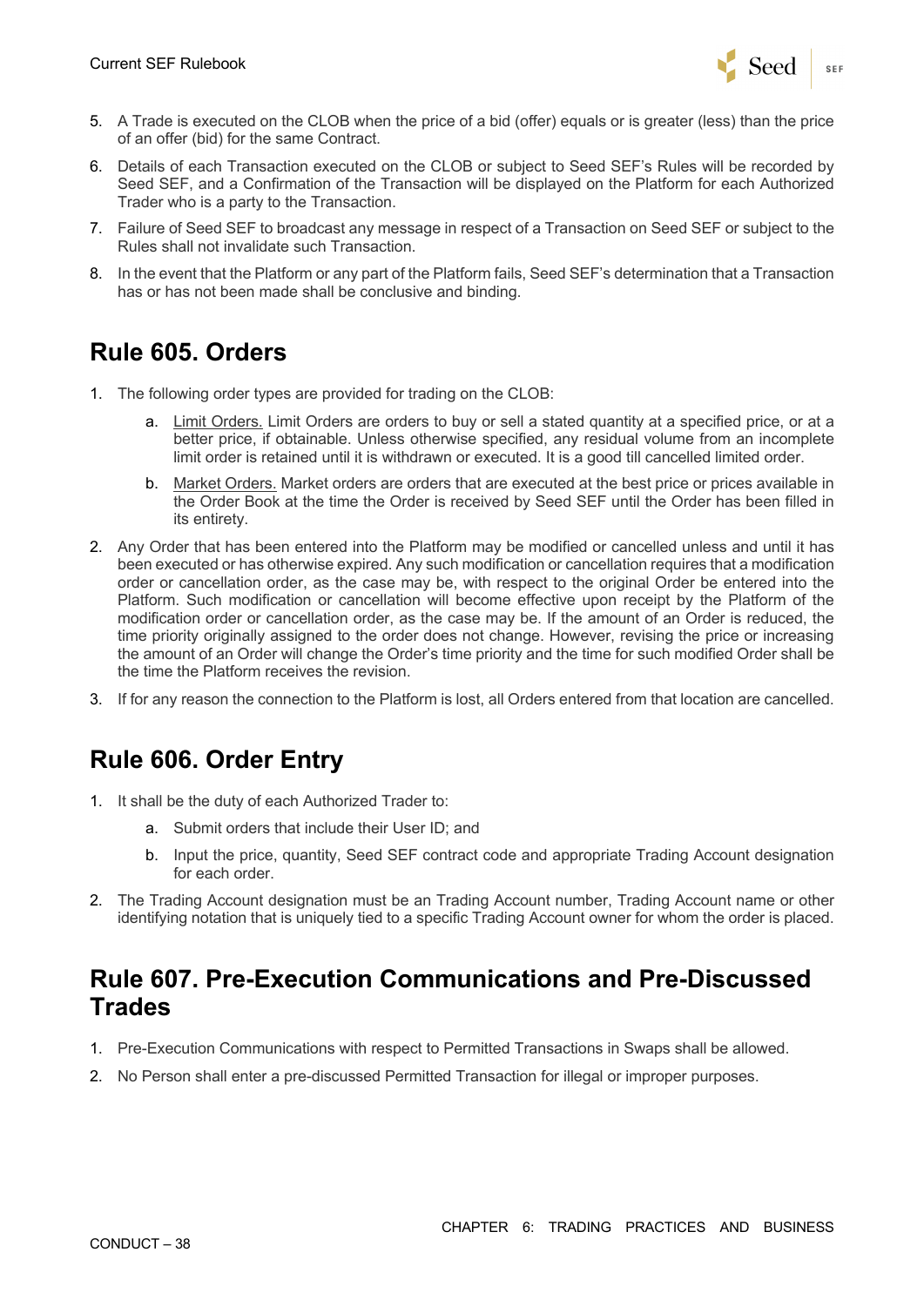5. A Trade is executed on the CLOB when the price of a bid (offer) equals or is greater (less) than the price of an offer (bid) for the same Contract.
6. Details of each Transaction executed on the CLOB or subject to Seed SEF's Rules will be recorded by Seed SEF, and a Confirmation of the Transaction will be displayed on the Platform for each Authorized Trader who is a party to the Transaction.
7. Failure of Seed SEF to broadcast any message in respect of a Transaction on Seed SEF or subject to the Rules shall not invalidate such Transaction.
8. In the event that the Platform or any part of the Platform fails, Seed SEF's determination that a Transaction has or has not been made shall be conclusive and binding.

## Rule 605. Orders

1. The following order types are provided for trading on the CLOB:
    a. Limit Orders. Limit Orders are orders to buy or sell a stated quantity at a specified price, or at a better price, if obtainable. Unless otherwise specified, any residual volume from an incomplete limit order is retained until it is withdrawn or executed. It is a good till cancelled limited order.
    b. Market Orders. Market orders are orders that are executed at the best price or prices available in the Order Book at the time the Order is received by Seed SEF until the Order has been filled in its entirety.
2. Any Order that has been entered into the Platform may be modified or cancelled unless and until it has been executed or has otherwise expired. Any such modification or cancellation requires that a modification order or cancellation order, as the case may be, with respect to the original Order be entered into the Platform. Such modification or cancellation will become effective upon receipt by the Platform of the modification order or cancellation order, as the case may be. If the amount of an Order is reduced, the time priority originally assigned to the order does not change. However, revising the price or increasing the amount of an Order will change the Order's time priority and the time for such modified Order shall be the time the Platform receives the revision.
3. If for any reason the connection to the Platform is lost, all Orders entered from that location are cancelled.

## Rule 606. Order Entry

1. It shall be the duty of each Authorized Trader to:
    a. Submit orders that include their User ID; and
    b. Input the price, quantity, Seed SEF contract code and appropriate Trading Account designation for each order.
2. The Trading Account designation must be an Trading Account number, Trading Account name or other identifying notation that is uniquely tied to a specific Trading Account owner for whom the order is placed.

## Rule 607. Pre-Execution Communications and Pre-Discussed Trades

1. Pre-Execution Communications with respect to Permitted Transactions in Swaps shall be allowed.
2. No Person shall enter a pre-discussed Permitted Transaction for illegal or improper purposes.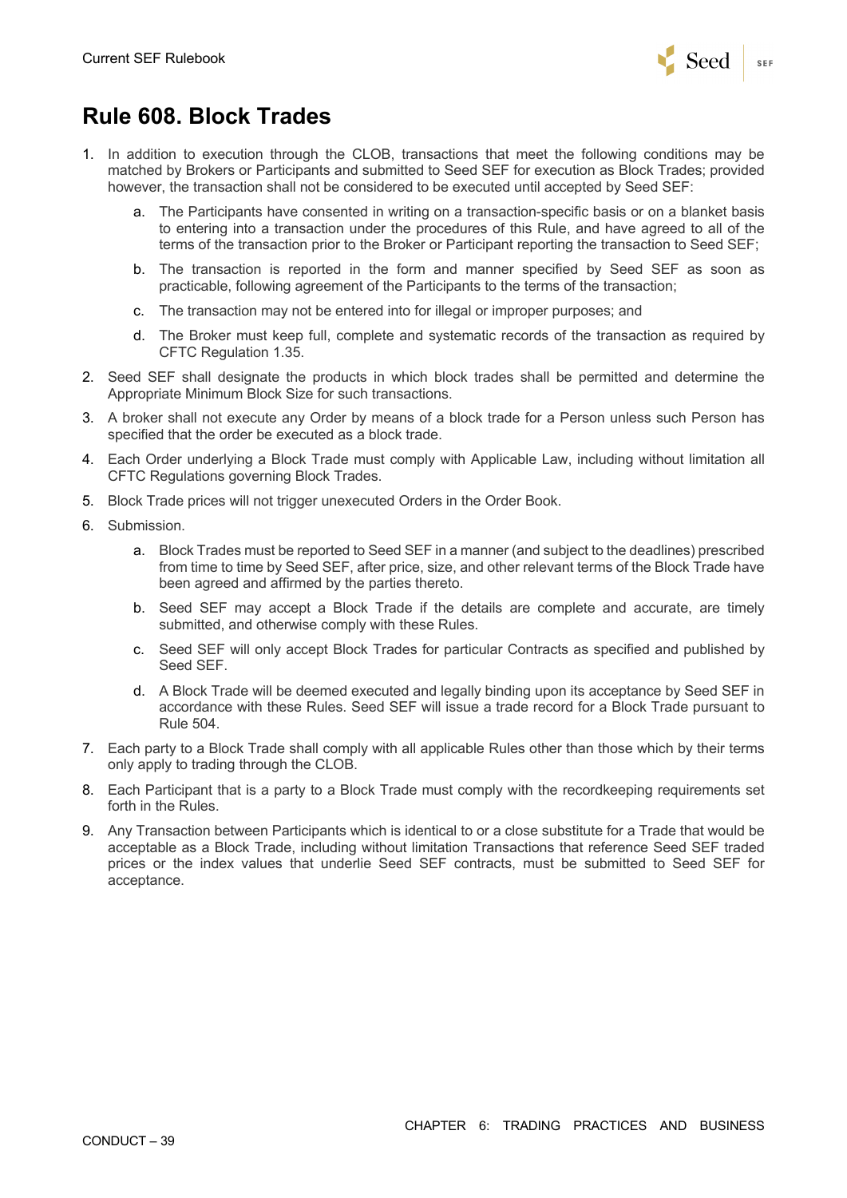# Rule 608. Block Trades

1. In addition to execution through the CLOB, transactions that meet the following conditions may be matched by Brokers or Participants and submitted to Seed SEF for execution as Block Trades; provided however, the transaction shall not be considered to be executed until accepted by Seed SEF:
    a. The Participants have consented in writing on a transaction-specific basis or on a blanket basis to entering into a transaction under the procedures of this Rule, and have agreed to all of the terms of the transaction prior to the Broker or Participant reporting the transaction to Seed SEF;
    b. The transaction is reported in the form and manner specified by Seed SEF as soon as practicable, following agreement of the Participants to the terms of the transaction;
    c. The transaction may not be entered into for illegal or improper purposes; and
    d. The Broker must keep full, complete and systematic records of the transaction as required by CFTC Regulation 1.35.
2. Seed SEF shall designate the products in which block trades shall be permitted and determine the Appropriate Minimum Block Size for such transactions.
3. A broker shall not execute any Order by means of a block trade for a Person unless such Person has specified that the order be executed as a block trade.
4. Each Order underlying a Block Trade must comply with Applicable Law, including without limitation all CFTC Regulations governing Block Trades.
5. Block Trade prices will not trigger unexecuted Orders in the Order Book.
6. Submission.
    a. Block Trades must be reported to Seed SEF in a manner (and subject to the deadlines) prescribed from time to time by Seed SEF, after price, size, and other relevant terms of the Block Trade have been agreed and affirmed by the parties thereto.
    b. Seed SEF may accept a Block Trade if the details are complete and accurate, are timely submitted, and otherwise comply with these Rules.
    c. Seed SEF will only accept Block Trades for particular Contracts as specified and published by Seed SEF.
    d. A Block Trade will be deemed executed and legally binding upon its acceptance by Seed SEF in accordance with these Rules. Seed SEF will issue a trade record for a Block Trade pursuant to Rule 504.
7. Each party to a Block Trade shall comply with all applicable Rules other than those which by their terms only apply to trading through the CLOB.
8. Each Participant that is a party to a Block Trade must comply with the recordkeeping requirements set forth in the Rules.
9. Any Transaction between Participants which is identical to or a close substitute for a Trade that would be acceptable as a Block Trade, including without limitation Transactions that reference Seed SEF traded prices or the index values that underlie Seed SEF contracts, must be submitted to Seed SEF for acceptance.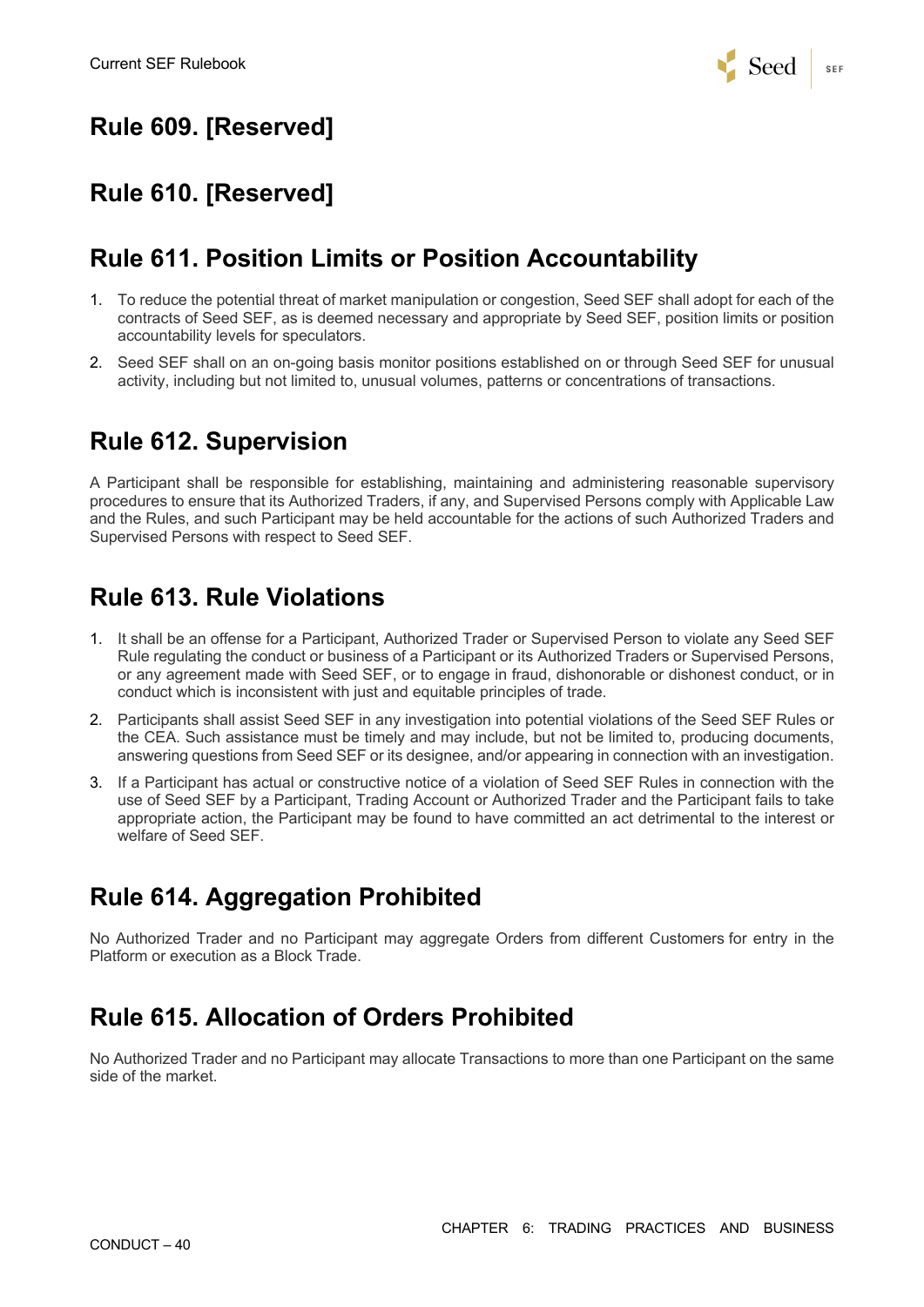## Rule 609. [Reserved]

## Rule 610. [Reserved]

## Rule 611. Position Limits or Position Accountability

1. To reduce the potential threat of market manipulation or congestion, Seed SEF shall adopt for each of the contracts of Seed SEF, as is deemed necessary and appropriate by Seed SEF, position limits or position accountability levels for speculators.
2. Seed SEF shall on an on-going basis monitor positions established on or through Seed SEF for unusual activity, including but not limited to, unusual volumes, patterns or concentrations of transactions.

## Rule 612. Supervision

A Participant shall be responsible for establishing, maintaining and administering reasonable supervisory procedures to ensure that its Authorized Traders, if any, and Supervised Persons comply with Applicable Law and the Rules, and such Participant may be held accountable for the actions of such Authorized Traders and Supervised Persons with respect to Seed SEF.

## Rule 613. Rule Violations

1. It shall be an offense for a Participant, Authorized Trader or Supervised Person to violate any Seed SEF Rule regulating the conduct or business of a Participant or its Authorized Traders or Supervised Persons, or any agreement made with Seed SEF, or to engage in fraud, dishonorable or dishonest conduct, or in conduct which is inconsistent with just and equitable principles of trade.
2. Participants shall assist Seed SEF in any investigation into potential violations of the Seed SEF Rules or the CEA. Such assistance must be timely and may include, but not be limited to, producing documents, answering questions from Seed SEF or its designee, and/or appearing in connection with an investigation.
3. If a Participant has actual or constructive notice of a violation of Seed SEF Rules in connection with the use of Seed SEF by a Participant, Trading Account or Authorized Trader and the Participant fails to take appropriate action, the Participant may be found to have committed an act detrimental to the interest or welfare of Seed SEF.

## Rule 614. Aggregation Prohibited

No Authorized Trader and no Participant may aggregate Orders from different Customers for entry in the Platform or execution as a Block Trade.

## Rule 615. Allocation of Orders Prohibited

No Authorized Trader and no Participant may allocate Transactions to more than one Participant on the same side of the market.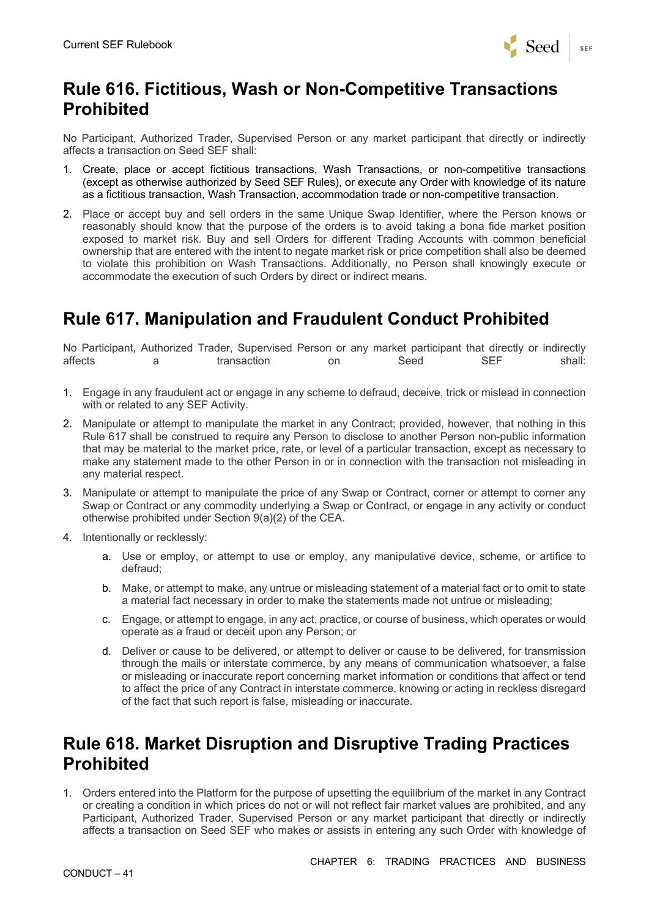## Rule 616. Fictitious, Wash or Non-Competitive Transactions Prohibited

No Participant, Authorized Trader, Supervised Person or any market participant that directly or indirectly affects a transaction on Seed SEF shall:

1. Create, place or accept fictitious transactions, Wash Transactions, or non-competitive transactions (except as otherwise authorized by Seed SEF Rules), or execute any Order with knowledge of its nature as a fictitious transaction, Wash Transaction, accommodation trade or non-competitive transaction.
2. Place or accept buy and sell orders in the same Unique Swap Identifier, where the Person knows or reasonably should know that the purpose of the orders is to avoid taking a bona fide market position exposed to market risk. Buy and sell Orders for different Trading Accounts with common beneficial ownership that are entered with the intent to negate market risk or price competition shall also be deemed to violate this prohibition on Wash Transactions. Additionally, no Person shall knowingly execute or accommodate the execution of such Orders by direct or indirect means.

## Rule 617. Manipulation and Fraudulent Conduct Prohibited

No Participant, Authorized Trader, Supervised Person or any market participant that directly or indirectly affects a transaction on Seed SEF shall:

1. Engage in any fraudulent act or engage in any scheme to defraud, deceive, trick or mislead in connection with or related to any SEF Activity.
2. Manipulate or attempt to manipulate the market in any Contract; provided, however, that nothing in this Rule 617 shall be construed to require any Person to disclose to another Person non-public information that may be material to the market price, rate, or level of a particular transaction, except as necessary to make any statement made to the other Person in or in connection with the transaction not misleading in any material respect.
3. Manipulate or attempt to manipulate the price of any Swap or Contract, corner or attempt to corner any Swap or Contract or any commodity underlying a Swap or Contract, or engage in any activity or conduct otherwise prohibited under Section 9(a)(2) of the CEA.
4. Intentionally or recklessly:
   a. Use or employ, or attempt to use or employ, any manipulative device, scheme, or artifice to defraud;
   b. Make, or attempt to make, any untrue or misleading statement of a material fact or to omit to state a material fact necessary in order to make the statements made not untrue or misleading;
   c. Engage, or attempt to engage, in any act, practice, or course of business, which operates or would operate as a fraud or deceit upon any Person; or
   d. Deliver or cause to be delivered, or attempt to deliver or cause to be delivered, for transmission through the mails or interstate commerce, by any means of communication whatsoever, a false or misleading or inaccurate report concerning market information or conditions that affect or tend to affect the price of any Contract in interstate commerce, knowing or acting in reckless disregard of the fact that such report is false, misleading or inaccurate.

## Rule 618. Market Disruption and Disruptive Trading Practices Prohibited

1. Orders entered into the Platform for the purpose of upsetting the equilibrium of the market in any Contract or creating a condition in which prices do not or will not reflect fair market values are prohibited, and any Participant, Authorized Trader, Supervised Person or any market participant that directly or indirectly affects a transaction on Seed SEF who makes or assists in entering any such Order with knowledge of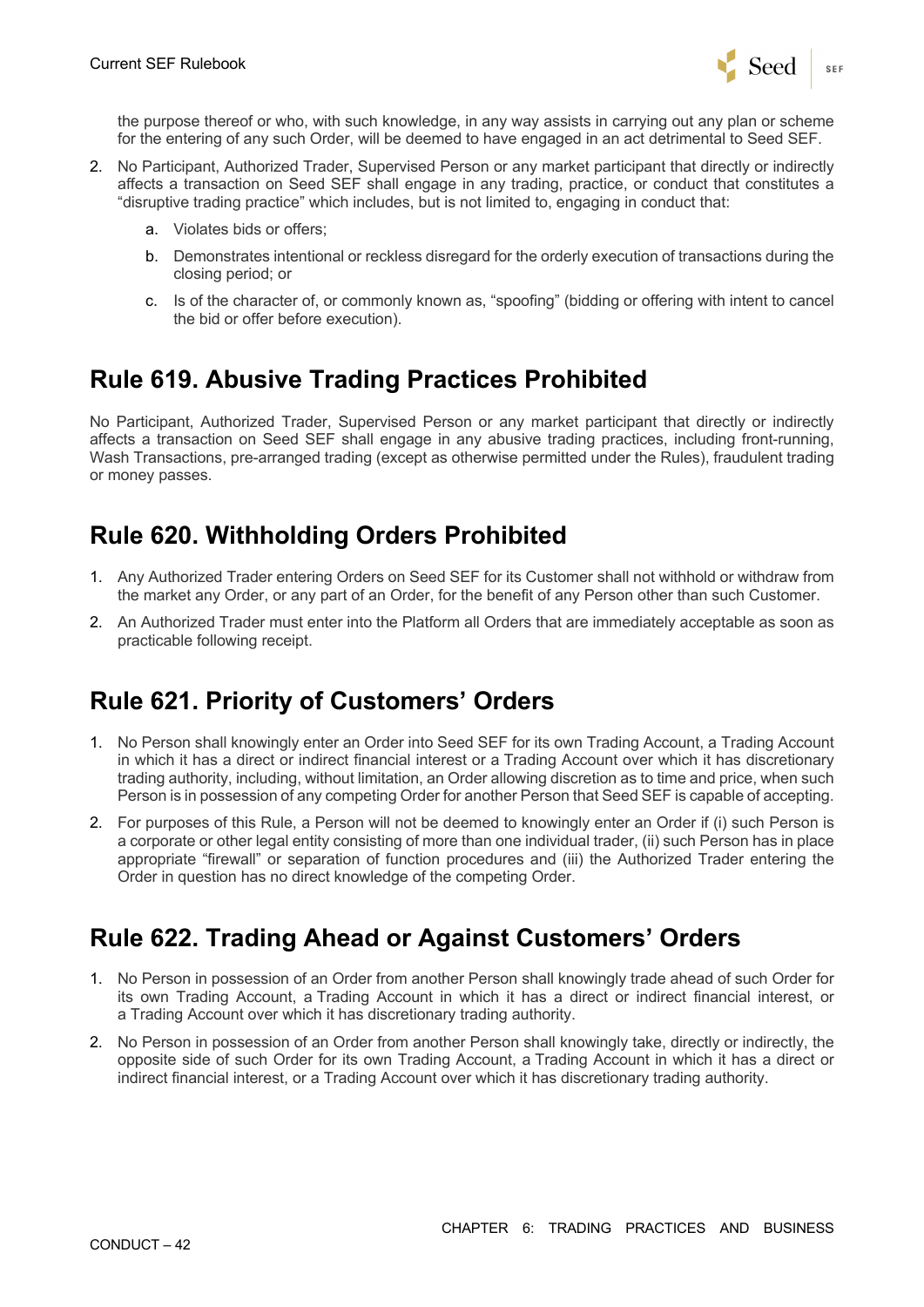the purpose thereof or who, with such knowledge, in any way assists in carrying out any plan or scheme for the entering of any such Order, will be deemed to have engaged in an act detrimental to Seed SEF.

2. No Participant, Authorized Trader, Supervised Person or any market participant that directly or indirectly affects a transaction on Seed SEF shall engage in any trading, practice, or conduct that constitutes a "disruptive trading practice" which includes, but is not limited to, engaging in conduct that:
   a. Violates bids or offers;
   b. Demonstrates intentional or reckless disregard for the orderly execution of transactions during the closing period; or
   c. Is of the character of, or commonly known as, "spoofing" (bidding or offering with intent to cancel the bid or offer before execution).

## Rule 619. Abusive Trading Practices Prohibited

No Participant, Authorized Trader, Supervised Person or any market participant that directly or indirectly affects a transaction on Seed SEF shall engage in any abusive trading practices, including front-running, Wash Transactions, pre-arranged trading (except as otherwise permitted under the Rules), fraudulent trading or money passes.

## Rule 620. Withholding Orders Prohibited

1. Any Authorized Trader entering Orders on Seed SEF for its Customer shall not withhold or withdraw from the market any Order, or any part of an Order, for the benefit of any Person other than such Customer.
2. An Authorized Trader must enter into the Platform all Orders that are immediately acceptable as soon as practicable following receipt.

## Rule 621. Priority of Customers' Orders

1. No Person shall knowingly enter an Order into Seed SEF for its own Trading Account, a Trading Account in which it has a direct or indirect financial interest or a Trading Account over which it has discretionary trading authority, including, without limitation, an Order allowing discretion as to time and price, when such Person is in possession of any competing Order for another Person that Seed SEF is capable of accepting.
2. For purposes of this Rule, a Person will not be deemed to knowingly enter an Order if (i) such Person is a corporate or other legal entity consisting of more than one individual trader, (ii) such Person has in place appropriate "firewall" or separation of function procedures and (iii) the Authorized Trader entering the Order in question has no direct knowledge of the competing Order.

## Rule 622. Trading Ahead or Against Customers' Orders

1. No Person in possession of an Order from another Person shall knowingly trade ahead of such Order for its own Trading Account, a Trading Account in which it has a direct or indirect financial interest, or a Trading Account over which it has discretionary trading authority.
2. No Person in possession of an Order from another Person shall knowingly take, directly or indirectly, the opposite side of such Order for its own Trading Account, a Trading Account in which it has a direct or indirect financial interest, or a Trading Account over which it has discretionary trading authority.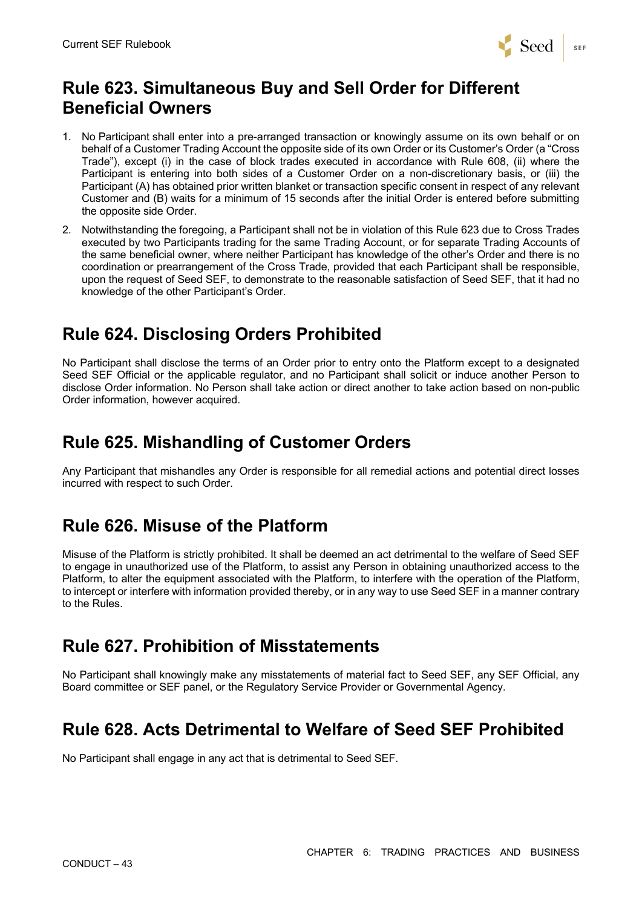## Rule 623. Simultaneous Buy and Sell Order for Different Beneficial Owners

1. No Participant shall enter into a pre-arranged transaction or knowingly assume on its own behalf or on behalf of a Customer Trading Account the opposite side of its own Order or its Customer's Order (a "Cross Trade"), except (i) in the case of block trades executed in accordance with Rule 608, (ii) where the Participant is entering into both sides of a Customer Order on a non-discretionary basis, or (iii) the Participant (A) has obtained prior written blanket or transaction specific consent in respect of any relevant Customer and (B) waits for a minimum of 15 seconds after the initial Order is entered before submitting the opposite side Order.
2. Notwithstanding the foregoing, a Participant shall not be in violation of this Rule 623 due to Cross Trades executed by two Participants trading for the same Trading Account, or for separate Trading Accounts of the same beneficial owner, where neither Participant has knowledge of the other's Order and there is no coordination or prearrangement of the Cross Trade, provided that each Participant shall be responsible, upon the request of Seed SEF, to demonstrate to the reasonable satisfaction of Seed SEF, that it had no knowledge of the other Participant's Order.

## Rule 624. Disclosing Orders Prohibited

No Participant shall disclose the terms of an Order prior to entry onto the Platform except to a designated Seed SEF Official or the applicable regulator, and no Participant shall solicit or induce another Person to disclose Order information. No Person shall take action or direct another to take action based on non-public Order information, however acquired.

## Rule 625. Mishandling of Customer Orders

Any Participant that mishandles any Order is responsible for all remedial actions and potential direct losses incurred with respect to such Order.

## Rule 626. Misuse of the Platform

Misuse of the Platform is strictly prohibited. It shall be deemed an act detrimental to the welfare of Seed SEF to engage in unauthorized use of the Platform, to assist any Person in obtaining unauthorized access to the Platform, to alter the equipment associated with the Platform, to interfere with the operation of the Platform, to intercept or interfere with information provided thereby, or in any way to use Seed SEF in a manner contrary to the Rules.

## Rule 627. Prohibition of Misstatements

No Participant shall knowingly make any misstatements of material fact to Seed SEF, any SEF Official, any Board committee or SEF panel, or the Regulatory Service Provider or Governmental Agency.

## Rule 628. Acts Detrimental to Welfare of Seed SEF Prohibited

No Participant shall engage in any act that is detrimental to Seed SEF.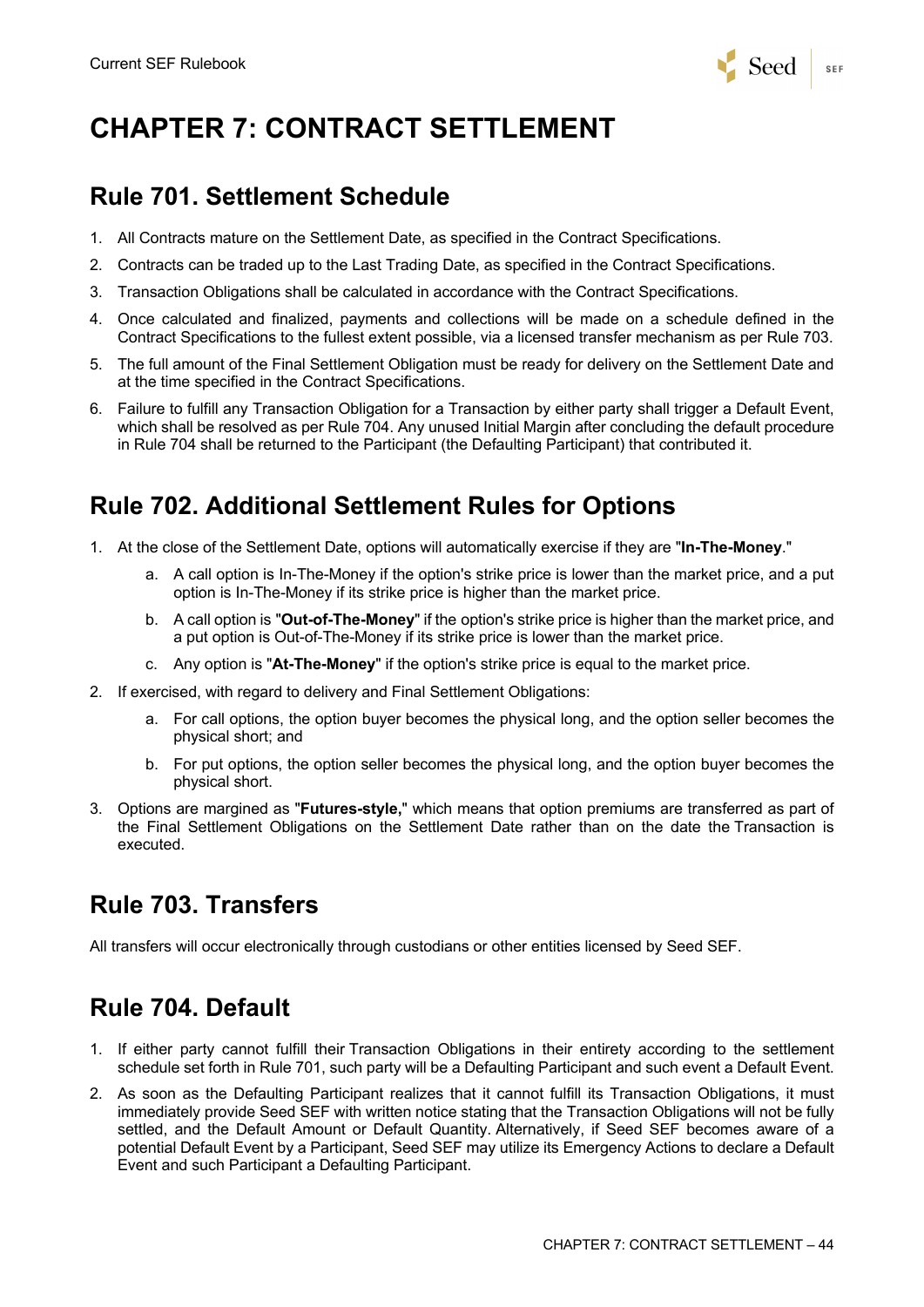# CHAPTER 7: CONTRACT SETTLEMENT

## Rule 701. Settlement Schedule

1. All Contracts mature on the Settlement Date, as specified in the Contract Specifications.
2. Contracts can be traded up to the Last Trading Date, as specified in the Contract Specifications.
3. Transaction Obligations shall be calculated in accordance with the Contract Specifications.
4. Once calculated and finalized, payments and collections will be made on a schedule defined in the Contract Specifications to the fullest extent possible, via a licensed transfer mechanism as per Rule 703.
5. The full amount of the Final Settlement Obligation must be ready for delivery on the Settlement Date and at the time specified in the Contract Specifications.
6. Failure to fulfill any Transaction Obligation for a Transaction by either party shall trigger a Default Event, which shall be resolved as per Rule 704. Any unused Initial Margin after concluding the default procedure in Rule 704 shall be returned to the Participant (the Defaulting Participant) that contributed it.

## Rule 702. Additional Settlement Rules for Options

1. At the close of the Settlement Date, options will automatically exercise if they are "**In-The-Money**."
   a. A call option is In-The-Money if the option's strike price is lower than the market price, and a put option is In-The-Money if its strike price is higher than the market price.
   b. A call option is "**Out-of-The-Money**" if the option's strike price is higher than the market price, and a put option is Out-of-The-Money if its strike price is lower than the market price.
   c. Any option is "**At-The-Money**" if the option's strike price is equal to the market price.
2. If exercised, with regard to delivery and Final Settlement Obligations:
   a. For call options, the option buyer becomes the physical long, and the option seller becomes the physical short; and
   b. For put options, the option seller becomes the physical long, and the option buyer becomes the physical short.
3. Options are margined as "**Futures-style,**" which means that option premiums are transferred as part of the Final Settlement Obligations on the Settlement Date rather than on the date the Transaction is executed.

## Rule 703. Transfers

All transfers will occur electronically through custodians or other entities licensed by Seed SEF.

## Rule 704. Default

1. If either party cannot fulfill their Transaction Obligations in their entirety according to the settlement schedule set forth in Rule 701, such party will be a Defaulting Participant and such event a Default Event.
2. As soon as the Defaulting Participant realizes that it cannot fulfill its Transaction Obligations, it must immediately provide Seed SEF with written notice stating that the Transaction Obligations will not be fully settled, and the Default Amount or Default Quantity. Alternatively, if Seed SEF becomes aware of a potential Default Event by a Participant, Seed SEF may utilize its Emergency Actions to declare a Default Event and such Participant a Defaulting Participant.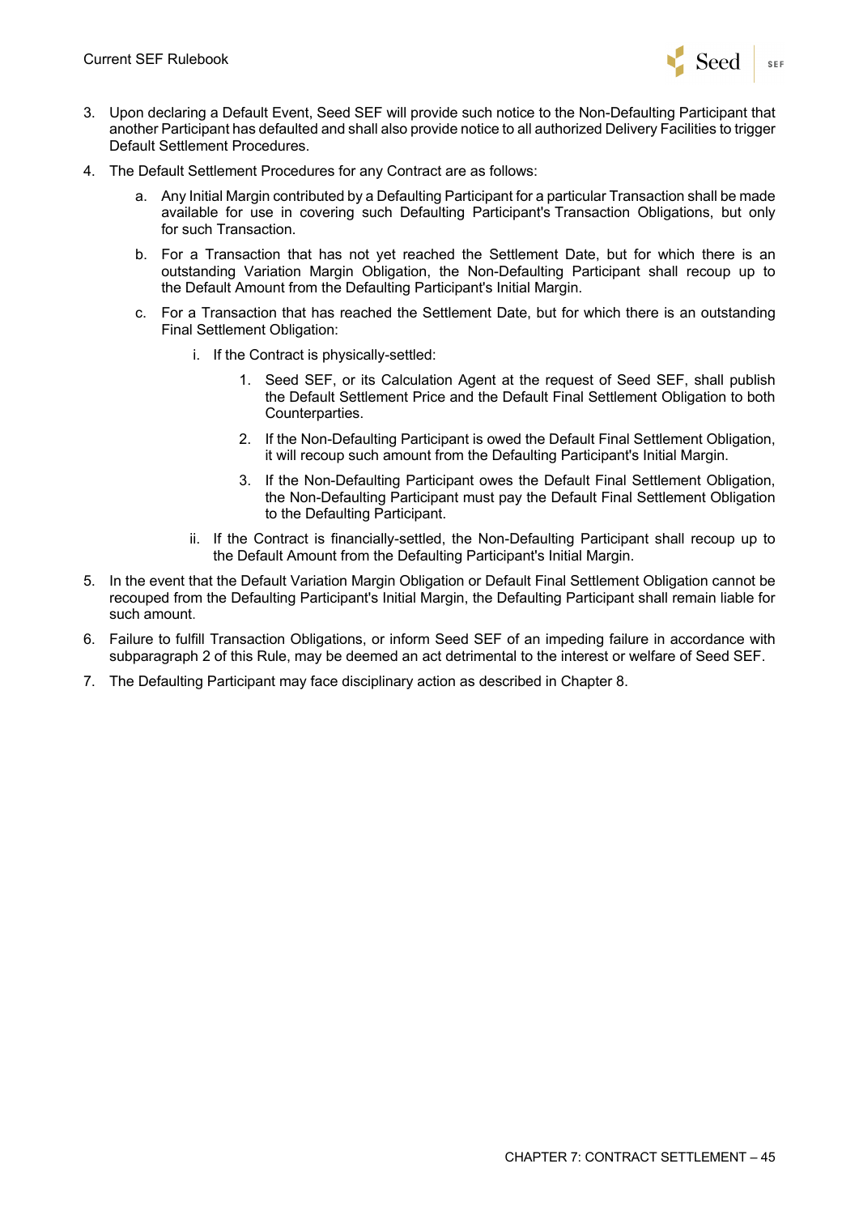3. Upon declaring a Default Event, Seed SEF will provide such notice to the Non-Defaulting Participant that another Participant has defaulted and shall also provide notice to all authorized Delivery Facilities to trigger Default Settlement Procedures.
4. The Default Settlement Procedures for any Contract are as follows:
    a. Any Initial Margin contributed by a Defaulting Participant for a particular Transaction shall be made available for use in covering such Defaulting Participant's Transaction Obligations, but only for such Transaction.
    b. For a Transaction that has not yet reached the Settlement Date, but for which there is an outstanding Variation Margin Obligation, the Non-Defaulting Participant shall recoup up to the Default Amount from the Defaulting Participant's Initial Margin.
    c. For a Transaction that has reached the Settlement Date, but for which there is an outstanding Final Settlement Obligation:
        i. If the Contract is physically-settled:
            1. Seed SEF, or its Calculation Agent at the request of Seed SEF, shall publish the Default Settlement Price and the Default Final Settlement Obligation to both Counterparties.
            2. If the Non-Defaulting Participant is owed the Default Final Settlement Obligation, it will recoup such amount from the Defaulting Participant's Initial Margin.
            3. If the Non-Defaulting Participant owes the Default Final Settlement Obligation, the Non-Defaulting Participant must pay the Default Final Settlement Obligation to the Defaulting Participant.
        ii. If the Contract is financially-settled, the Non-Defaulting Participant shall recoup up to the Default Amount from the Defaulting Participant's Initial Margin.
5. In the event that the Default Variation Margin Obligation or Default Final Settlement Obligation cannot be recouped from the Defaulting Participant's Initial Margin, the Defaulting Participant shall remain liable for such amount.
6. Failure to fulfill Transaction Obligations, or inform Seed SEF of an impeding failure in accordance with subparagraph 2 of this Rule, may be deemed an act detrimental to the interest or welfare of Seed SEF.
7. The Defaulting Participant may face disciplinary action as described in Chapter 8.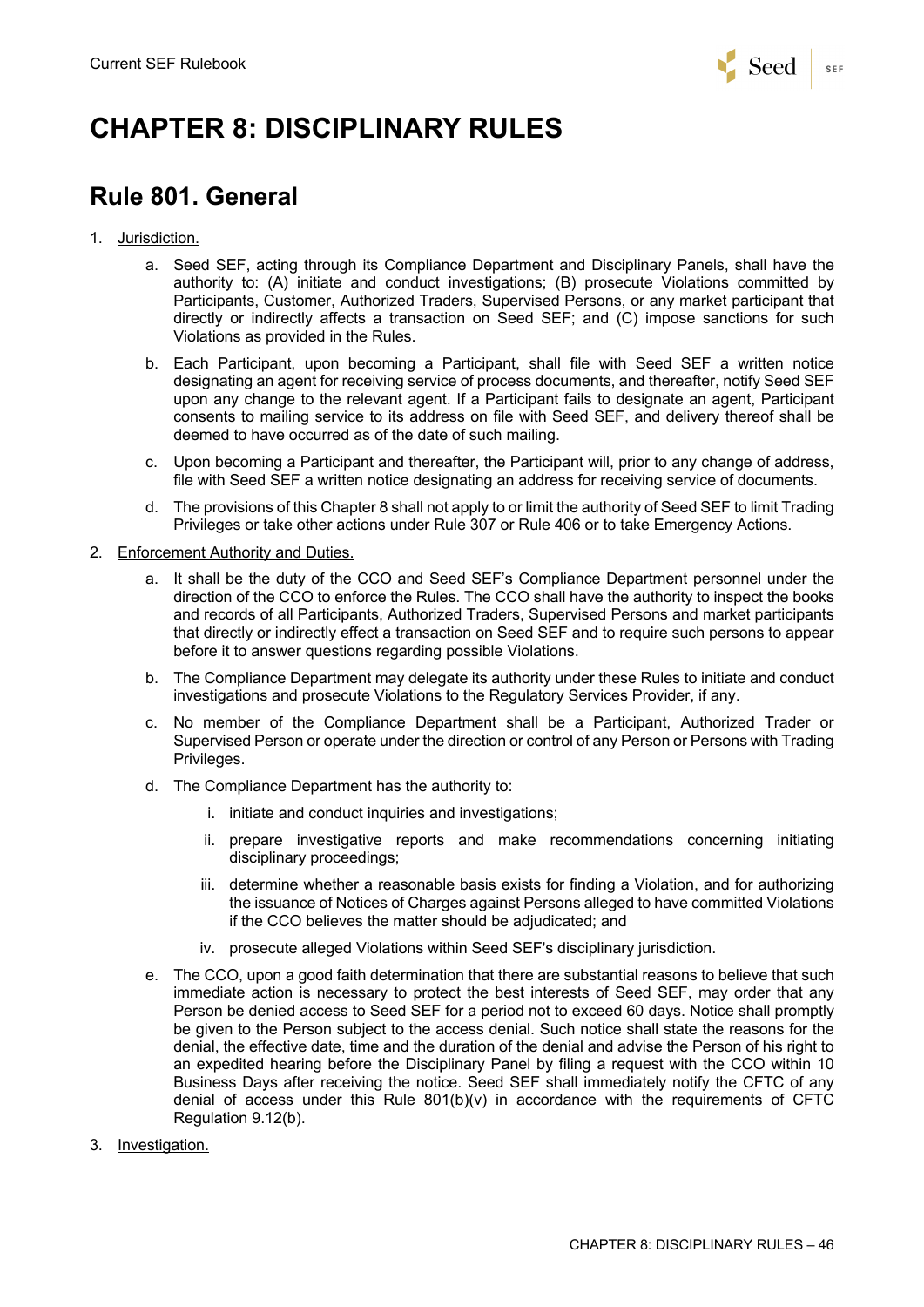# CHAPTER 8: DISCIPLINARY RULES

## Rule 801. General

1. Jurisdiction.

    a. Seed SEF, acting through its Compliance Department and Disciplinary Panels, shall have the authority to: (A) initiate and conduct investigations; (B) prosecute Violations committed by Participants, Customer, Authorized Traders, Supervised Persons, or any market participant that directly or indirectly affects a transaction on Seed SEF; and (C) impose sanctions for such Violations as provided in the Rules.

    b. Each Participant, upon becoming a Participant, shall file with Seed SEF a written notice designating an agent for receiving service of process documents, and thereafter, notify Seed SEF upon any change to the relevant agent. If a Participant fails to designate an agent, Participant consents to mailing service to its address on file with Seed SEF, and delivery thereof shall be deemed to have occurred as of the date of such mailing.

    c. Upon becoming a Participant and thereafter, the Participant will, prior to any change of address, file with Seed SEF a written notice designating an address for receiving service of documents.

    d. The provisions of this Chapter 8 shall not apply to or limit the authority of Seed SEF to limit Trading Privileges or take other actions under Rule 307 or Rule 406 or to take Emergency Actions.

2. Enforcement Authority and Duties.

    a. It shall be the duty of the CCO and Seed SEF's Compliance Department personnel under the direction of the CCO to enforce the Rules. The CCO shall have the authority to inspect the books and records of all Participants, Authorized Traders, Supervised Persons and market participants that directly or indirectly effect a transaction on Seed SEF and to require such persons to appear before it to answer questions regarding possible Violations.

    b. The Compliance Department may delegate its authority under these Rules to initiate and conduct investigations and prosecute Violations to the Regulatory Services Provider, if any.

    c. No member of the Compliance Department shall be a Participant, Authorized Trader or Supervised Person or operate under the direction or control of any Person or Persons with Trading Privileges.

    d. The Compliance Department has the authority to:

        i. initiate and conduct inquiries and investigations;

        ii. prepare investigative reports and make recommendations concerning initiating disciplinary proceedings;

        iii. determine whether a reasonable basis exists for finding a Violation, and for authorizing the issuance of Notices of Charges against Persons alleged to have committed Violations if the CCO believes the matter should be adjudicated; and

        iv. prosecute alleged Violations within Seed SEF's disciplinary jurisdiction.

    e. The CCO, upon a good faith determination that there are substantial reasons to believe that such immediate action is necessary to protect the best interests of Seed SEF, may order that any Person be denied access to Seed SEF for a period not to exceed 60 days. Notice shall promptly be given to the Person subject to the access denial. Such notice shall state the reasons for the denial, the effective date, time and the duration of the denial and advise the Person of his right to an expedited hearing before the Disciplinary Panel by filing a request with the CCO within 10 Business Days after receiving the notice. Seed SEF shall immediately notify the CFTC of any denial of access under this Rule 801(b)(v) in accordance with the requirements of CFTC Regulation 9.12(b).

3. Investigation.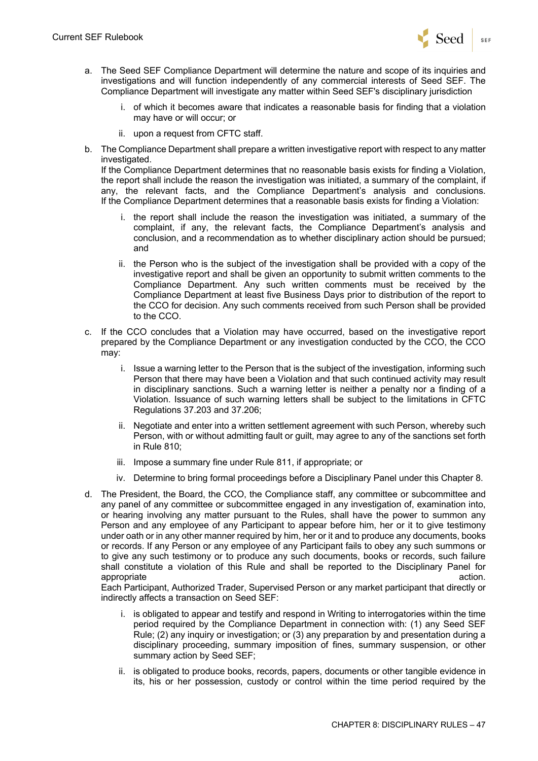a. The Seed SEF Compliance Department will determine the nature and scope of its inquiries and investigations and will function independently of any commercial interests of Seed SEF. The Compliance Department will investigate any matter within Seed SEF's disciplinary jurisdiction

   i. of which it becomes aware that indicates a reasonable basis for finding that a violation may have or will occur; or

   ii. upon a request from CFTC staff.

b. The Compliance Department shall prepare a written investigative report with respect to any matter investigated.
   If the Compliance Department determines that no reasonable basis exists for finding a Violation, the report shall include the reason the investigation was initiated, a summary of the complaint, if any, the relevant facts, and the Compliance Department's analysis and conclusions. If the Compliance Department determines that a reasonable basis exists for finding a Violation:

   i. the report shall include the reason the investigation was initiated, a summary of the complaint, if any, the relevant facts, the Compliance Department's analysis and conclusion, and a recommendation as to whether disciplinary action should be pursued; and

   ii. the Person who is the subject of the investigation shall be provided with a copy of the investigative report and shall be given an opportunity to submit written comments to the Compliance Department. Any such written comments must be received by the Compliance Department at least five Business Days prior to distribution of the report to the CCO for decision. Any such comments received from such Person shall be provided to the CCO.

c. If the CCO concludes that a Violation may have occurred, based on the investigative report prepared by the Compliance Department or any investigation conducted by the CCO, the CCO may:

   i. Issue a warning letter to the Person that is the subject of the investigation, informing such Person that there may have been a Violation and that such continued activity may result in disciplinary sanctions. Such a warning letter is neither a penalty nor a finding of a Violation. Issuance of such warning letters shall be subject to the limitations in CFTC Regulations 37.203 and 37.206;

   ii. Negotiate and enter into a written settlement agreement with such Person, whereby such Person, with or without admitting fault or guilt, may agree to any of the sanctions set forth in Rule 810;

   iii. Impose a summary fine under Rule 811, if appropriate; or

   iv. Determine to bring formal proceedings before a Disciplinary Panel under this Chapter 8.

d. The President, the Board, the CCO, the Compliance staff, any committee or subcommittee and any panel of any committee or subcommittee engaged in any investigation of, examination into, or hearing involving any matter pursuant to the Rules, shall have the power to summon any Person and any employee of any Participant to appear before him, her or it to give testimony under oath or in any other manner required by him, her or it and to produce any documents, books or records. If any Person or any employee of any Participant fails to obey any such summons or to give any such testimony or to produce any such documents, books or records, such failure shall constitute a violation of this Rule and shall be reported to the Disciplinary Panel for appropriate action.
   Each Participant, Authorized Trader, Supervised Person or any market participant that directly or indirectly affects a transaction on Seed SEF:

   i. is obligated to appear and testify and respond in Writing to interrogatories within the time period required by the Compliance Department in connection with: (1) any Seed SEF Rule; (2) any inquiry or investigation; or (3) any preparation by and presentation during a disciplinary proceeding, summary imposition of fines, summary suspension, or other summary action by Seed SEF;

   ii. is obligated to produce books, records, papers, documents or other tangible evidence in its, his or her possession, custody or control within the time period required by the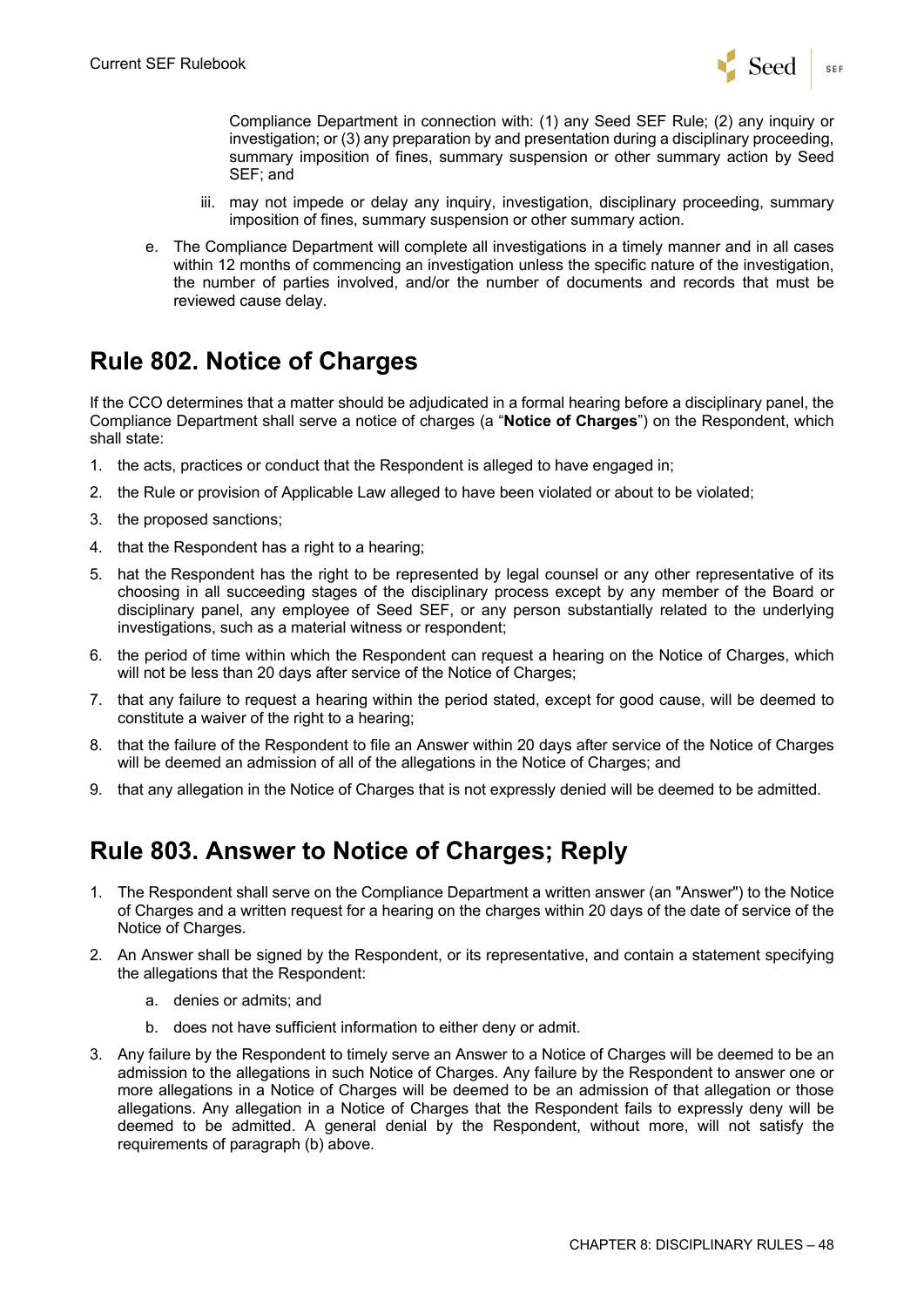Compliance Department in connection with: (1) any Seed SEF Rule; (2) any inquiry or investigation; or (3) any preparation by and presentation during a disciplinary proceeding, summary imposition of fines, summary suspension or other summary action by Seed SEF; and

iii. may not impede or delay any inquiry, investigation, disciplinary proceeding, summary imposition of fines, summary suspension or other summary action.

e. The Compliance Department will complete all investigations in a timely manner and in all cases within 12 months of commencing an investigation unless the specific nature of the investigation, the number of parties involved, and/or the number of documents and records that must be reviewed cause delay.

## Rule 802. Notice of Charges

If the CCO determines that a matter should be adjudicated in a formal hearing before a disciplinary panel, the Compliance Department shall serve a notice of charges (a "**Notice of Charges**") on the Respondent, which shall state:

1. the acts, practices or conduct that the Respondent is alleged to have engaged in;
2. the Rule or provision of Applicable Law alleged to have been violated or about to be violated;
3. the proposed sanctions;
4. that the Respondent has a right to a hearing;
5. hat the Respondent has the right to be represented by legal counsel or any other representative of its choosing in all succeeding stages of the disciplinary process except by any member of the Board or disciplinary panel, any employee of Seed SEF, or any person substantially related to the underlying investigations, such as a material witness or respondent;
6. the period of time within which the Respondent can request a hearing on the Notice of Charges, which will not be less than 20 days after service of the Notice of Charges;
7. that any failure to request a hearing within the period stated, except for good cause, will be deemed to constitute a waiver of the right to a hearing;
8. that the failure of the Respondent to file an Answer within 20 days after service of the Notice of Charges will be deemed an admission of all of the allegations in the Notice of Charges; and
9. that any allegation in the Notice of Charges that is not expressly denied will be deemed to be admitted.

## Rule 803. Answer to Notice of Charges; Reply

1. The Respondent shall serve on the Compliance Department a written answer (an "Answer") to the Notice of Charges and a written request for a hearing on the charges within 20 days of the date of service of the Notice of Charges.
2. An Answer shall be signed by the Respondent, or its representative, and contain a statement specifying the allegations that the Respondent:
   a. denies or admits; and
   b. does not have sufficient information to either deny or admit.
3. Any failure by the Respondent to timely serve an Answer to a Notice of Charges will be deemed to be an admission to the allegations in such Notice of Charges. Any failure by the Respondent to answer one or more allegations in a Notice of Charges will be deemed to be an admission of that allegation or those allegations. Any allegation in a Notice of Charges that the Respondent fails to expressly deny will be deemed to be admitted. A general denial by the Respondent, without more, will not satisfy the requirements of paragraph (b) above.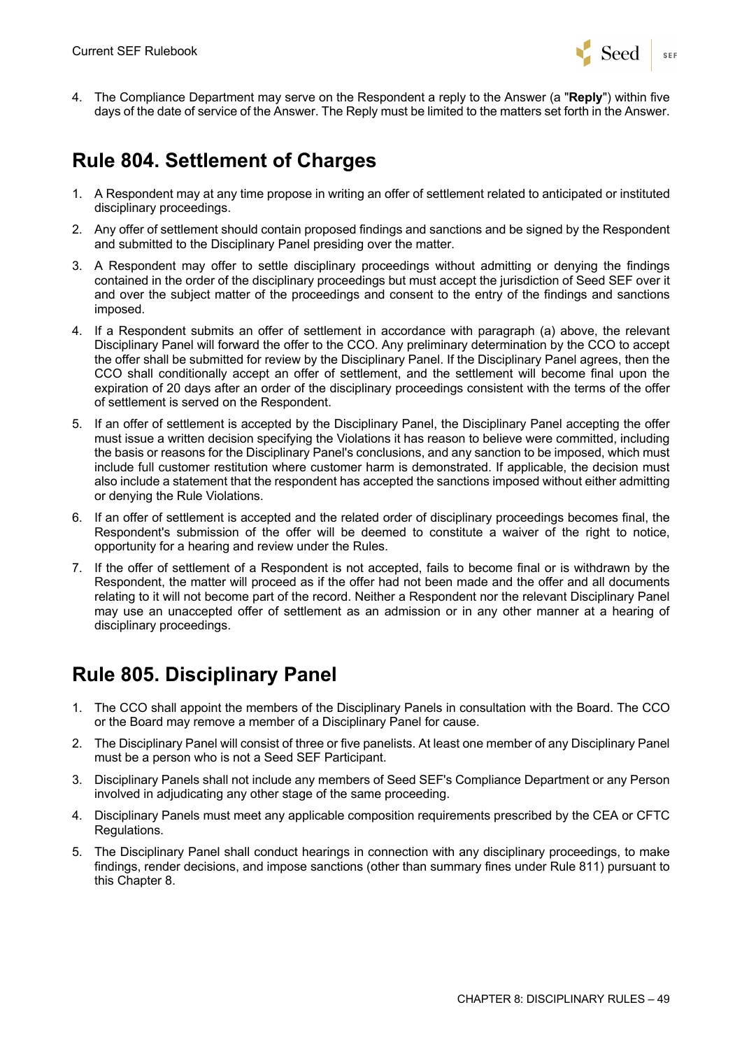4. The Compliance Department may serve on the Respondent a reply to the Answer (a "**Reply**") within five days of the date of service of the Answer. The Reply must be limited to the matters set forth in the Answer.

## Rule 804. Settlement of Charges

1. A Respondent may at any time propose in writing an offer of settlement related to anticipated or instituted disciplinary proceedings.
2. Any offer of settlement should contain proposed findings and sanctions and be signed by the Respondent and submitted to the Disciplinary Panel presiding over the matter.
3. A Respondent may offer to settle disciplinary proceedings without admitting or denying the findings contained in the order of the disciplinary proceedings but must accept the jurisdiction of Seed SEF over it and over the subject matter of the proceedings and consent to the entry of the findings and sanctions imposed.
4. If a Respondent submits an offer of settlement in accordance with paragraph (a) above, the relevant Disciplinary Panel will forward the offer to the CCO. Any preliminary determination by the CCO to accept the offer shall be submitted for review by the Disciplinary Panel. If the Disciplinary Panel agrees, then the CCO shall conditionally accept an offer of settlement, and the settlement will become final upon the expiration of 20 days after an order of the disciplinary proceedings consistent with the terms of the offer of settlement is served on the Respondent.
5. If an offer of settlement is accepted by the Disciplinary Panel, the Disciplinary Panel accepting the offer must issue a written decision specifying the Violations it has reason to believe were committed, including the basis or reasons for the Disciplinary Panel's conclusions, and any sanction to be imposed, which must include full customer restitution where customer harm is demonstrated. If applicable, the decision must also include a statement that the respondent has accepted the sanctions imposed without either admitting or denying the Rule Violations.
6. If an offer of settlement is accepted and the related order of disciplinary proceedings becomes final, the Respondent's submission of the offer will be deemed to constitute a waiver of the right to notice, opportunity for a hearing and review under the Rules.
7. If the offer of settlement of a Respondent is not accepted, fails to become final or is withdrawn by the Respondent, the matter will proceed as if the offer had not been made and the offer and all documents relating to it will not become part of the record. Neither a Respondent nor the relevant Disciplinary Panel may use an unaccepted offer of settlement as an admission or in any other manner at a hearing of disciplinary proceedings.

## Rule 805. Disciplinary Panel

1. The CCO shall appoint the members of the Disciplinary Panels in consultation with the Board. The CCO or the Board may remove a member of a Disciplinary Panel for cause.
2. The Disciplinary Panel will consist of three or five panelists. At least one member of any Disciplinary Panel must be a person who is not a Seed SEF Participant.
3. Disciplinary Panels shall not include any members of Seed SEF's Compliance Department or any Person involved in adjudicating any other stage of the same proceeding.
4. Disciplinary Panels must meet any applicable composition requirements prescribed by the CEA or CFTC Regulations.
5. The Disciplinary Panel shall conduct hearings in connection with any disciplinary proceedings, to make findings, render decisions, and impose sanctions (other than summary fines under Rule 811) pursuant to this Chapter 8.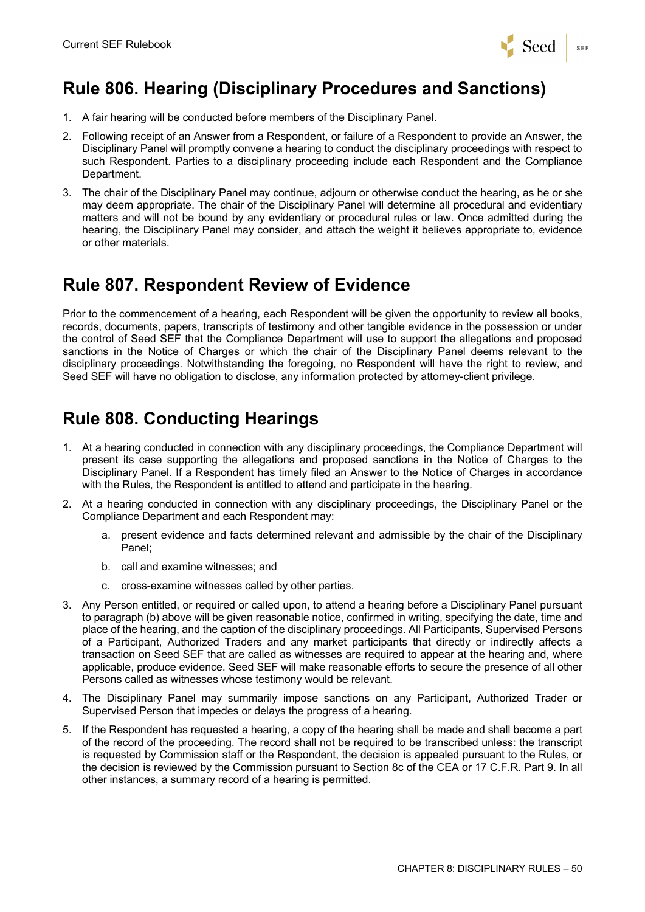## Rule 806. Hearing (Disciplinary Procedures and Sanctions)

1. A fair hearing will be conducted before members of the Disciplinary Panel.
2. Following receipt of an Answer from a Respondent, or failure of a Respondent to provide an Answer, the Disciplinary Panel will promptly convene a hearing to conduct the disciplinary proceedings with respect to such Respondent. Parties to a disciplinary proceeding include each Respondent and the Compliance Department.
3. The chair of the Disciplinary Panel may continue, adjourn or otherwise conduct the hearing, as he or she may deem appropriate. The chair of the Disciplinary Panel will determine all procedural and evidentiary matters and will not be bound by any evidentiary or procedural rules or law. Once admitted during the hearing, the Disciplinary Panel may consider, and attach the weight it believes appropriate to, evidence or other materials.

## Rule 807. Respondent Review of Evidence

Prior to the commencement of a hearing, each Respondent will be given the opportunity to review all books, records, documents, papers, transcripts of testimony and other tangible evidence in the possession or under the control of Seed SEF that the Compliance Department will use to support the allegations and proposed sanctions in the Notice of Charges or which the chair of the Disciplinary Panel deems relevant to the disciplinary proceedings. Notwithstanding the foregoing, no Respondent will have the right to review, and Seed SEF will have no obligation to disclose, any information protected by attorney-client privilege.

## Rule 808. Conducting Hearings

1. At a hearing conducted in connection with any disciplinary proceedings, the Compliance Department will present its case supporting the allegations and proposed sanctions in the Notice of Charges to the Disciplinary Panel. If a Respondent has timely filed an Answer to the Notice of Charges in accordance with the Rules, the Respondent is entitled to attend and participate in the hearing.
2. At a hearing conducted in connection with any disciplinary proceedings, the Disciplinary Panel or the Compliance Department and each Respondent may:
   a. present evidence and facts determined relevant and admissible by the chair of the Disciplinary Panel;
   b. call and examine witnesses; and
   c. cross-examine witnesses called by other parties.
3. Any Person entitled, or required or called upon, to attend a hearing before a Disciplinary Panel pursuant to paragraph (b) above will be given reasonable notice, confirmed in writing, specifying the date, time and place of the hearing, and the caption of the disciplinary proceedings. All Participants, Supervised Persons of a Participant, Authorized Traders and any market participants that directly or indirectly affects a transaction on Seed SEF that are called as witnesses are required to appear at the hearing and, where applicable, produce evidence. Seed SEF will make reasonable efforts to secure the presence of all other Persons called as witnesses whose testimony would be relevant.
4. The Disciplinary Panel may summarily impose sanctions on any Participant, Authorized Trader or Supervised Person that impedes or delays the progress of a hearing.
5. If the Respondent has requested a hearing, a copy of the hearing shall be made and shall become a part of the record of the proceeding. The record shall not be required to be transcribed unless: the transcript is requested by Commission staff or the Respondent, the decision is appealed pursuant to the Rules, or the decision is reviewed by the Commission pursuant to Section 8c of the CEA or 17 C.F.R. Part 9. In all other instances, a summary record of a hearing is permitted.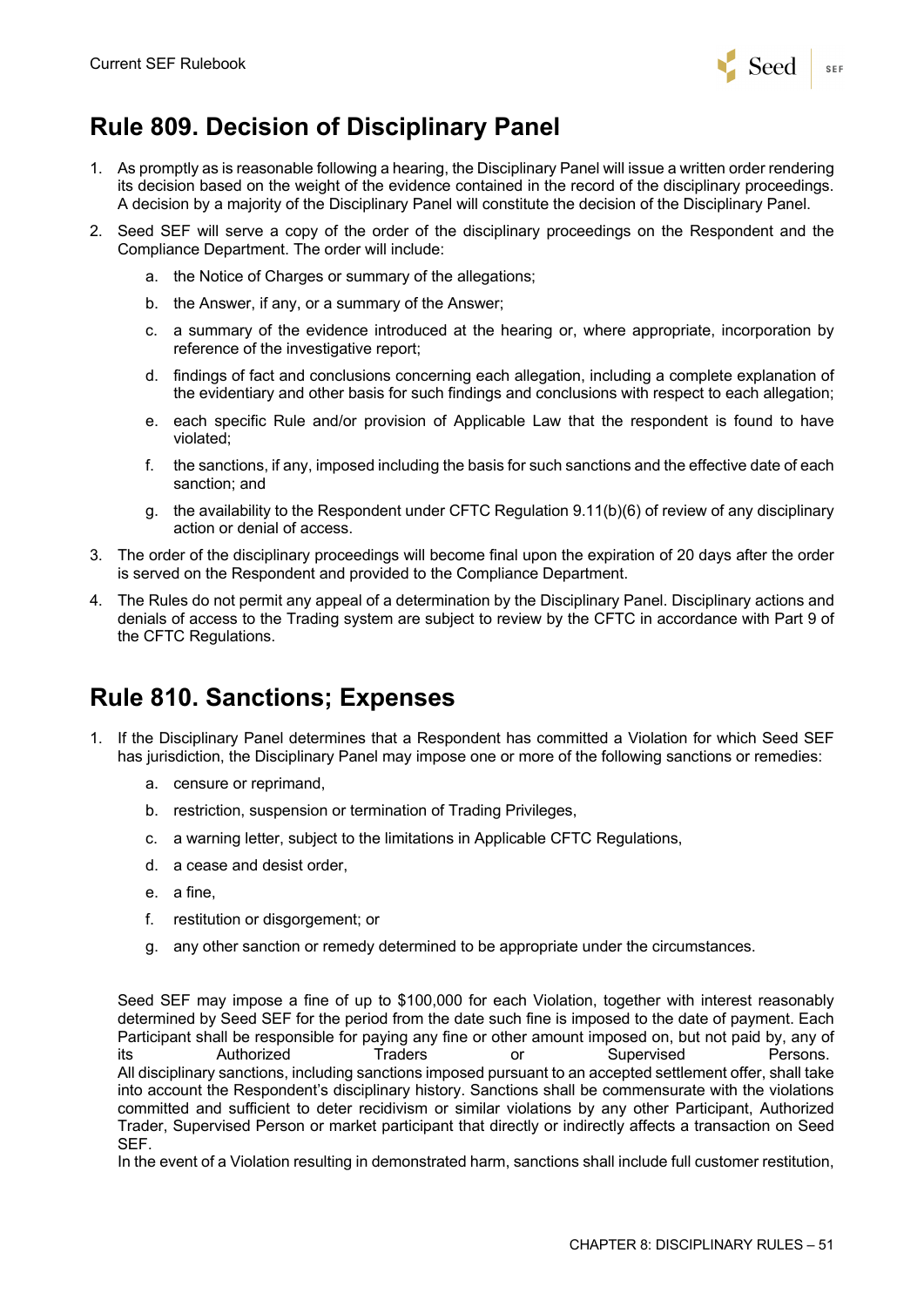## Rule 809. Decision of Disciplinary Panel

1. As promptly as is reasonable following a hearing, the Disciplinary Panel will issue a written order rendering its decision based on the weight of the evidence contained in the record of the disciplinary proceedings. A decision by a majority of the Disciplinary Panel will constitute the decision of the Disciplinary Panel.
2. Seed SEF will serve a copy of the order of the disciplinary proceedings on the Respondent and the Compliance Department. The order will include:
    a. the Notice of Charges or summary of the allegations;
    b. the Answer, if any, or a summary of the Answer;
    c. a summary of the evidence introduced at the hearing or, where appropriate, incorporation by reference of the investigative report;
    d. findings of fact and conclusions concerning each allegation, including a complete explanation of the evidentiary and other basis for such findings and conclusions with respect to each allegation;
    e. each specific Rule and/or provision of Applicable Law that the respondent is found to have violated;
    f. the sanctions, if any, imposed including the basis for such sanctions and the effective date of each sanction; and
    g. the availability to the Respondent under CFTC Regulation 9.11(b)(6) of review of any disciplinary action or denial of access.
3. The order of the disciplinary proceedings will become final upon the expiration of 20 days after the order is served on the Respondent and provided to the Compliance Department.
4. The Rules do not permit any appeal of a determination by the Disciplinary Panel. Disciplinary actions and denials of access to the Trading system are subject to review by the CFTC in accordance with Part 9 of the CFTC Regulations.

## Rule 810. Sanctions; Expenses

1. If the Disciplinary Panel determines that a Respondent has committed a Violation for which Seed SEF has jurisdiction, the Disciplinary Panel may impose one or more of the following sanctions or remedies:
    a. censure or reprimand,
    b. restriction, suspension or termination of Trading Privileges,
    c. a warning letter, subject to the limitations in Applicable CFTC Regulations,
    d. a cease and desist order,
    e. a fine,
    f. restitution or disgorgement; or
    g. any other sanction or remedy determined to be appropriate under the circumstances.

    Seed SEF may impose a fine of up to $100,000 for each Violation, together with interest reasonably determined by Seed SEF for the period from the date such fine is imposed to the date of payment. Each Participant shall be responsible for paying any fine or other amount imposed on, but not paid by, any of its Authorized Traders or Supervised Persons.
    All disciplinary sanctions, including sanctions imposed pursuant to an accepted settlement offer, shall take into account the Respondent's disciplinary history. Sanctions shall be commensurate with the violations committed and sufficient to deter recidivism or similar violations by any other Participant, Authorized Trader, Supervised Person or market participant that directly or indirectly affects a transaction on Seed SEF.
    In the event of a Violation resulting in demonstrated harm, sanctions shall include full customer restitution,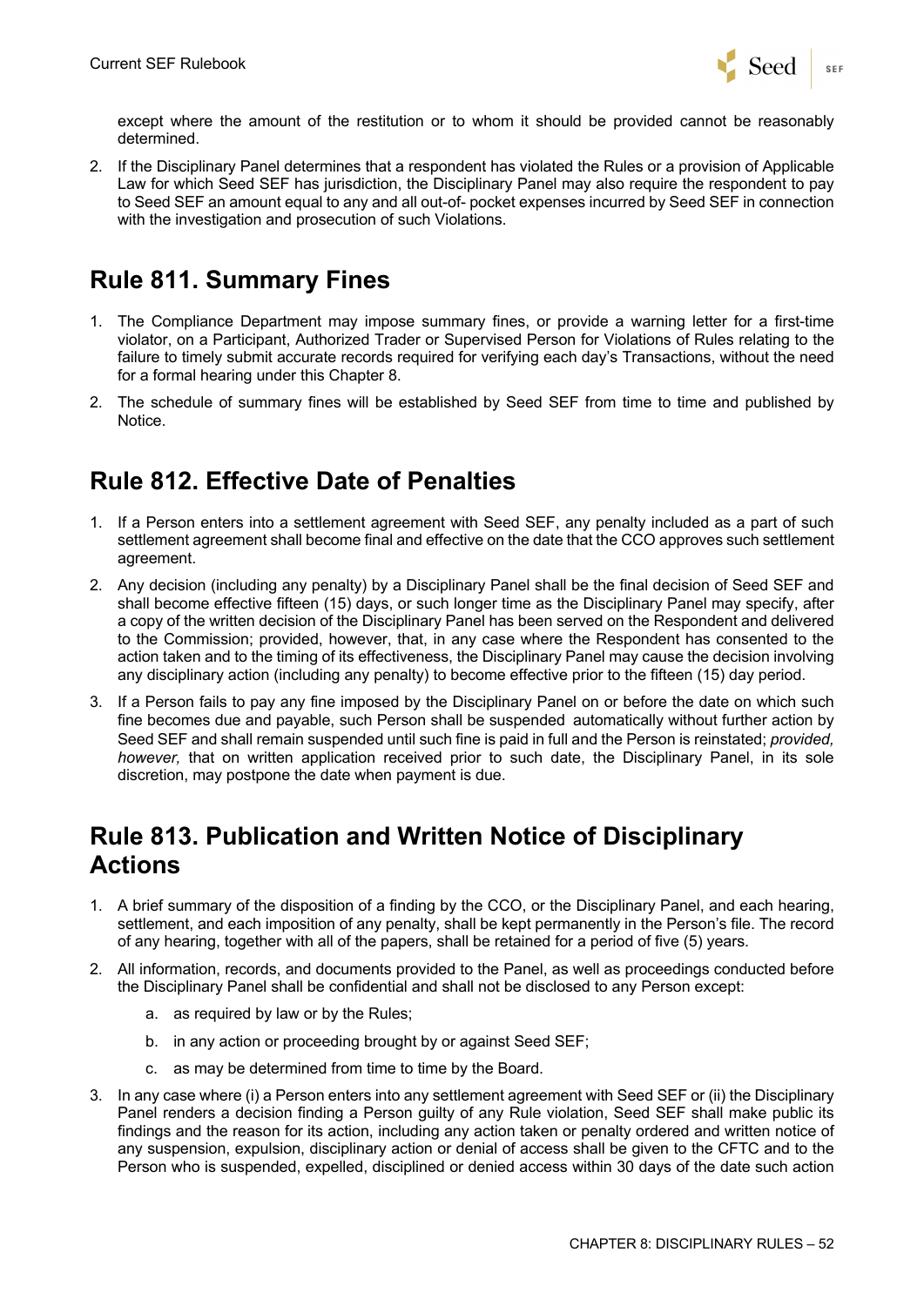except where the amount of the restitution or to whom it should be provided cannot be reasonably determined.

2. If the Disciplinary Panel determines that a respondent has violated the Rules or a provision of Applicable Law for which Seed SEF has jurisdiction, the Disciplinary Panel may also require the respondent to pay to Seed SEF an amount equal to any and all out-of- pocket expenses incurred by Seed SEF in connection with the investigation and prosecution of such Violations.

## Rule 811. Summary Fines

1. The Compliance Department may impose summary fines, or provide a warning letter for a first-time violator, on a Participant, Authorized Trader or Supervised Person for Violations of Rules relating to the failure to timely submit accurate records required for verifying each day's Transactions, without the need for a formal hearing under this Chapter 8.
2. The schedule of summary fines will be established by Seed SEF from time to time and published by Notice.

## Rule 812. Effective Date of Penalties

1. If a Person enters into a settlement agreement with Seed SEF, any penalty included as a part of such settlement agreement shall become final and effective on the date that the CCO approves such settlement agreement.
2. Any decision (including any penalty) by a Disciplinary Panel shall be the final decision of Seed SEF and shall become effective fifteen (15) days, or such longer time as the Disciplinary Panel may specify, after a copy of the written decision of the Disciplinary Panel has been served on the Respondent and delivered to the Commission; provided, however, that, in any case where the Respondent has consented to the action taken and to the timing of its effectiveness, the Disciplinary Panel may cause the decision involving any disciplinary action (including any penalty) to become effective prior to the fifteen (15) day period.
3. If a Person fails to pay any fine imposed by the Disciplinary Panel on or before the date on which such fine becomes due and payable, such Person shall be suspended automatically without further action by Seed SEF and shall remain suspended until such fine is paid in full and the Person is reinstated; *provided, however,* that on written application received prior to such date, the Disciplinary Panel, in its sole discretion, may postpone the date when payment is due.

## Rule 813. Publication and Written Notice of Disciplinary Actions

1. A brief summary of the disposition of a finding by the CCO, or the Disciplinary Panel, and each hearing, settlement, and each imposition of any penalty, shall be kept permanently in the Person's file. The record of any hearing, together with all of the papers, shall be retained for a period of five (5) years.
2. All information, records, and documents provided to the Panel, as well as proceedings conducted before the Disciplinary Panel shall be confidential and shall not be disclosed to any Person except:
    a. as required by law or by the Rules;
    b. in any action or proceeding brought by or against Seed SEF;
    c. as may be determined from time to time by the Board.
3. In any case where (i) a Person enters into any settlement agreement with Seed SEF or (ii) the Disciplinary Panel renders a decision finding a Person guilty of any Rule violation, Seed SEF shall make public its findings and the reason for its action, including any action taken or penalty ordered and written notice of any suspension, expulsion, disciplinary action or denial of access shall be given to the CFTC and to the Person who is suspended, expelled, disciplined or denied access within 30 days of the date such action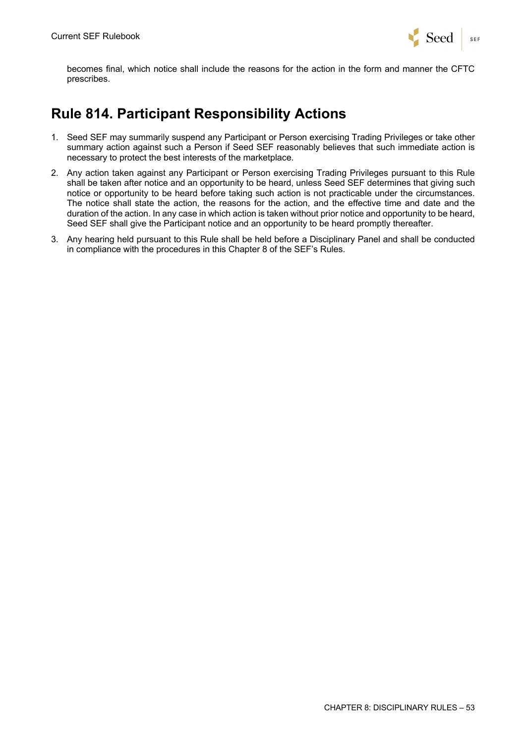becomes final, which notice shall include the reasons for the action in the form and manner the CFTC prescribes.

## Rule 814. Participant Responsibility Actions

1. Seed SEF may summarily suspend any Participant or Person exercising Trading Privileges or take other summary action against such a Person if Seed SEF reasonably believes that such immediate action is necessary to protect the best interests of the marketplace.
2. Any action taken against any Participant or Person exercising Trading Privileges pursuant to this Rule shall be taken after notice and an opportunity to be heard, unless Seed SEF determines that giving such notice or opportunity to be heard before taking such action is not practicable under the circumstances. The notice shall state the action, the reasons for the action, and the effective time and date and the duration of the action. In any case in which action is taken without prior notice and opportunity to be heard, Seed SEF shall give the Participant notice and an opportunity to be heard promptly thereafter.
3. Any hearing held pursuant to this Rule shall be held before a Disciplinary Panel and shall be conducted in compliance with the procedures in this Chapter 8 of the SEF's Rules.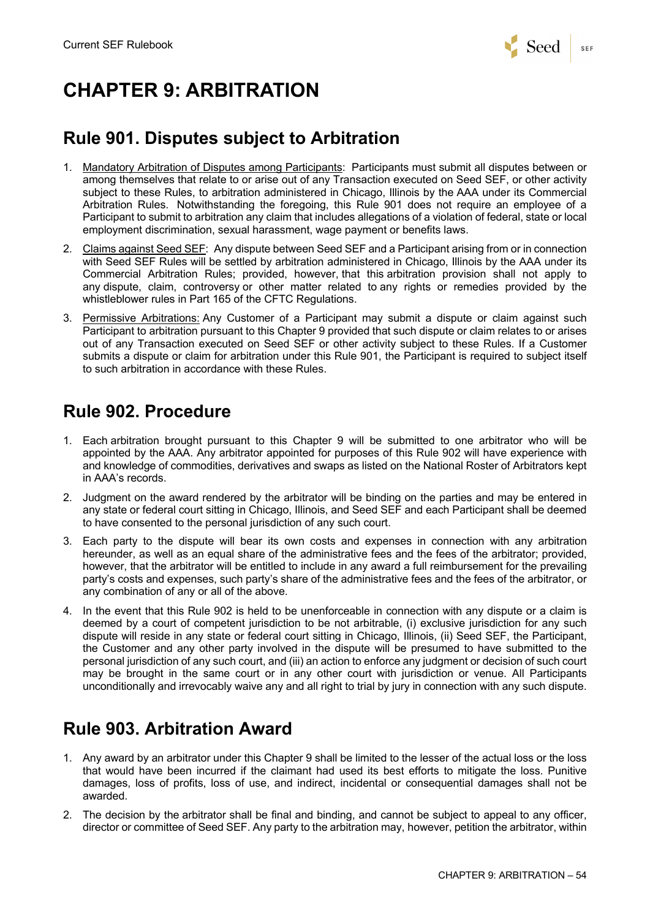# CHAPTER 9: ARBITRATION

## Rule 901. Disputes subject to Arbitration

1. Mandatory Arbitration of Disputes among Participants: Participants must submit all disputes between or among themselves that relate to or arise out of any Transaction executed on Seed SEF, or other activity subject to these Rules, to arbitration administered in Chicago, Illinois by the AAA under its Commercial Arbitration Rules. Notwithstanding the foregoing, this Rule 901 does not require an employee of a Participant to submit to arbitration any claim that includes allegations of a violation of federal, state or local employment discrimination, sexual harassment, wage payment or benefits laws.
2. Claims against Seed SEF: Any dispute between Seed SEF and a Participant arising from or in connection with Seed SEF Rules will be settled by arbitration administered in Chicago, Illinois by the AAA under its Commercial Arbitration Rules; provided, however, that this arbitration provision shall not apply to any dispute, claim, controversy or other matter related to any rights or remedies provided by the whistleblower rules in Part 165 of the CFTC Regulations.
3. Permissive Arbitrations: Any Customer of a Participant may submit a dispute or claim against such Participant to arbitration pursuant to this Chapter 9 provided that such dispute or claim relates to or arises out of any Transaction executed on Seed SEF or other activity subject to these Rules. If a Customer submits a dispute or claim for arbitration under this Rule 901, the Participant is required to subject itself to such arbitration in accordance with these Rules.

## Rule 902. Procedure

1. Each arbitration brought pursuant to this Chapter 9 will be submitted to one arbitrator who will be appointed by the AAA. Any arbitrator appointed for purposes of this Rule 902 will have experience with and knowledge of commodities, derivatives and swaps as listed on the National Roster of Arbitrators kept in AAA's records.
2. Judgment on the award rendered by the arbitrator will be binding on the parties and may be entered in any state or federal court sitting in Chicago, Illinois, and Seed SEF and each Participant shall be deemed to have consented to the personal jurisdiction of any such court.
3. Each party to the dispute will bear its own costs and expenses in connection with any arbitration hereunder, as well as an equal share of the administrative fees and the fees of the arbitrator; provided, however, that the arbitrator will be entitled to include in any award a full reimbursement for the prevailing party's costs and expenses, such party's share of the administrative fees and the fees of the arbitrator, or any combination of any or all of the above.
4. In the event that this Rule 902 is held to be unenforceable in connection with any dispute or a claim is deemed by a court of competent jurisdiction to be not arbitrable, (i) exclusive jurisdiction for any such dispute will reside in any state or federal court sitting in Chicago, Illinois, (ii) Seed SEF, the Participant, the Customer and any other party involved in the dispute will be presumed to have submitted to the personal jurisdiction of any such court, and (iii) an action to enforce any judgment or decision of such court may be brought in the same court or in any other court with jurisdiction or venue. All Participants unconditionally and irrevocably waive any and all right to trial by jury in connection with any such dispute.

## Rule 903. Arbitration Award

1. Any award by an arbitrator under this Chapter 9 shall be limited to the lesser of the actual loss or the loss that would have been incurred if the claimant had used its best efforts to mitigate the loss. Punitive damages, loss of profits, loss of use, and indirect, incidental or consequential damages shall not be awarded.
2. The decision by the arbitrator shall be final and binding, and cannot be subject to appeal to any officer, director or committee of Seed SEF. Any party to the arbitration may, however, petition the arbitrator, within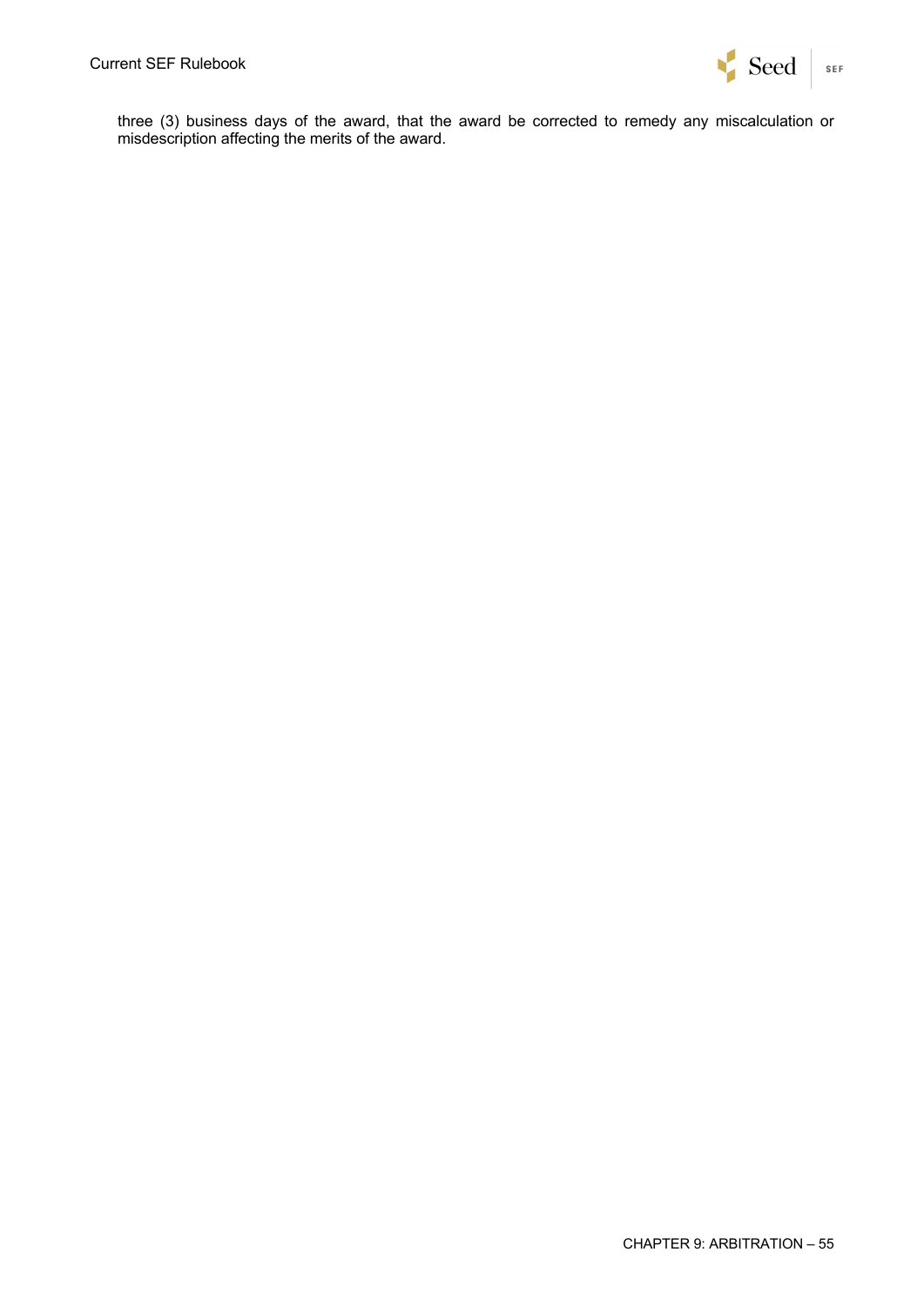three (3) business days of the award, that the award be corrected to remedy any miscalculation or misdescription affecting the merits of the award.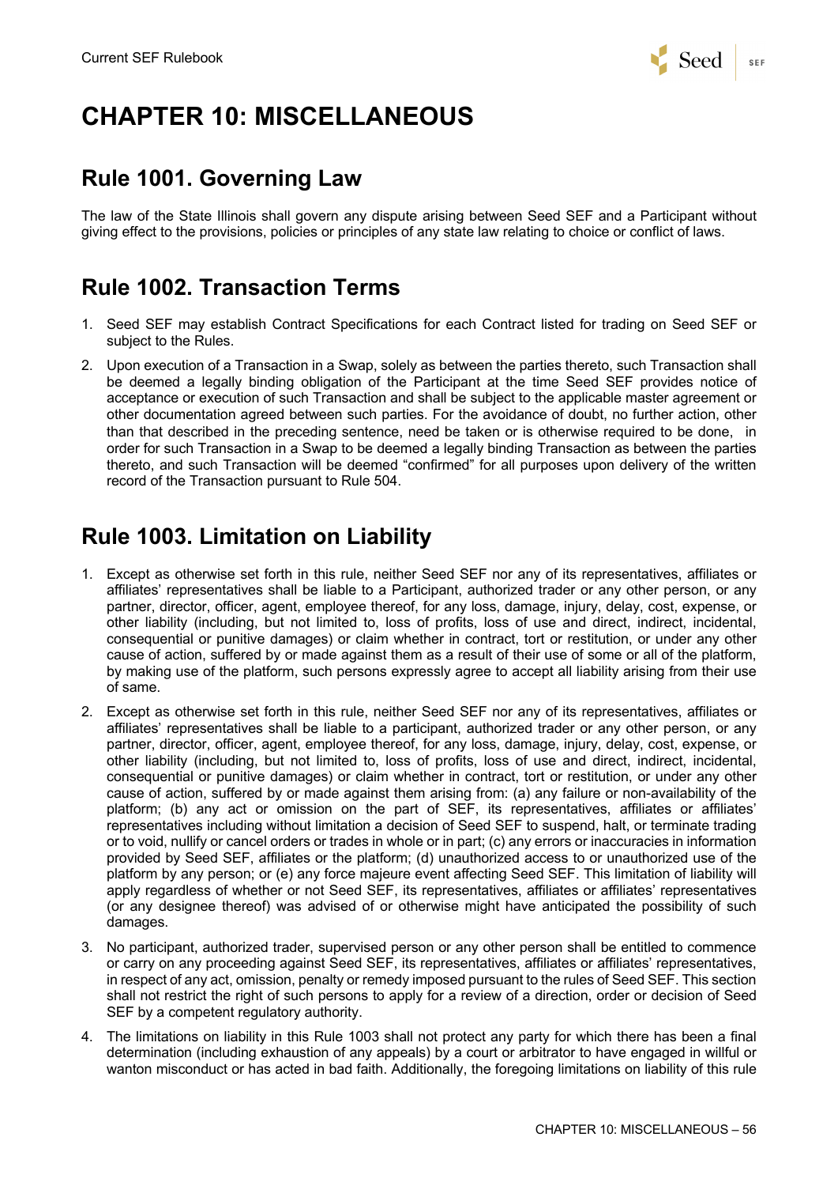# CHAPTER 10: MISCELLANEOUS

## Rule 1001. Governing Law

The law of the State Illinois shall govern any dispute arising between Seed SEF and a Participant without giving effect to the provisions, policies or principles of any state law relating to choice or conflict of laws.

## Rule 1002. Transaction Terms

1. Seed SEF may establish Contract Specifications for each Contract listed for trading on Seed SEF or subject to the Rules.
2. Upon execution of a Transaction in a Swap, solely as between the parties thereto, such Transaction shall be deemed a legally binding obligation of the Participant at the time Seed SEF provides notice of acceptance or execution of such Transaction and shall be subject to the applicable master agreement or other documentation agreed between such parties. For the avoidance of doubt, no further action, other than that described in the preceding sentence, need be taken or is otherwise required to be done, in order for such Transaction in a Swap to be deemed a legally binding Transaction as between the parties thereto, and such Transaction will be deemed "confirmed" for all purposes upon delivery of the written record of the Transaction pursuant to Rule 504.

## Rule 1003. Limitation on Liability

1. Except as otherwise set forth in this rule, neither Seed SEF nor any of its representatives, affiliates or affiliates' representatives shall be liable to a Participant, authorized trader or any other person, or any partner, director, officer, agent, employee thereof, for any loss, damage, injury, delay, cost, expense, or other liability (including, but not limited to, loss of profits, loss of use and direct, indirect, incidental, consequential or punitive damages) or claim whether in contract, tort or restitution, or under any other cause of action, suffered by or made against them as a result of their use of some or all of the platform, by making use of the platform, such persons expressly agree to accept all liability arising from their use of same.
2. Except as otherwise set forth in this rule, neither Seed SEF nor any of its representatives, affiliates or affiliates' representatives shall be liable to a participant, authorized trader or any other person, or any partner, director, officer, agent, employee thereof, for any loss, damage, injury, delay, cost, expense, or other liability (including, but not limited to, loss of profits, loss of use and direct, indirect, incidental, consequential or punitive damages) or claim whether in contract, tort or restitution, or under any other cause of action, suffered by or made against them arising from: (a) any failure or non-availability of the platform; (b) any act or omission on the part of SEF, its representatives, affiliates or affiliates' representatives including without limitation a decision of Seed SEF to suspend, halt, or terminate trading or to void, nullify or cancel orders or trades in whole or in part; (c) any errors or inaccuracies in information provided by Seed SEF, affiliates or the platform; (d) unauthorized access to or unauthorized use of the platform by any person; or (e) any force majeure event affecting Seed SEF. This limitation of liability will apply regardless of whether or not Seed SEF, its representatives, affiliates or affiliates' representatives (or any designee thereof) was advised of or otherwise might have anticipated the possibility of such damages.
3. No participant, authorized trader, supervised person or any other person shall be entitled to commence or carry on any proceeding against Seed SEF, its representatives, affiliates or affiliates' representatives, in respect of any act, omission, penalty or remedy imposed pursuant to the rules of Seed SEF. This section shall not restrict the right of such persons to apply for a review of a direction, order or decision of Seed SEF by a competent regulatory authority.
4. The limitations on liability in this Rule 1003 shall not protect any party for which there has been a final determination (including exhaustion of any appeals) by a court or arbitrator to have engaged in willful or wanton misconduct or has acted in bad faith. Additionally, the foregoing limitations on liability of this rule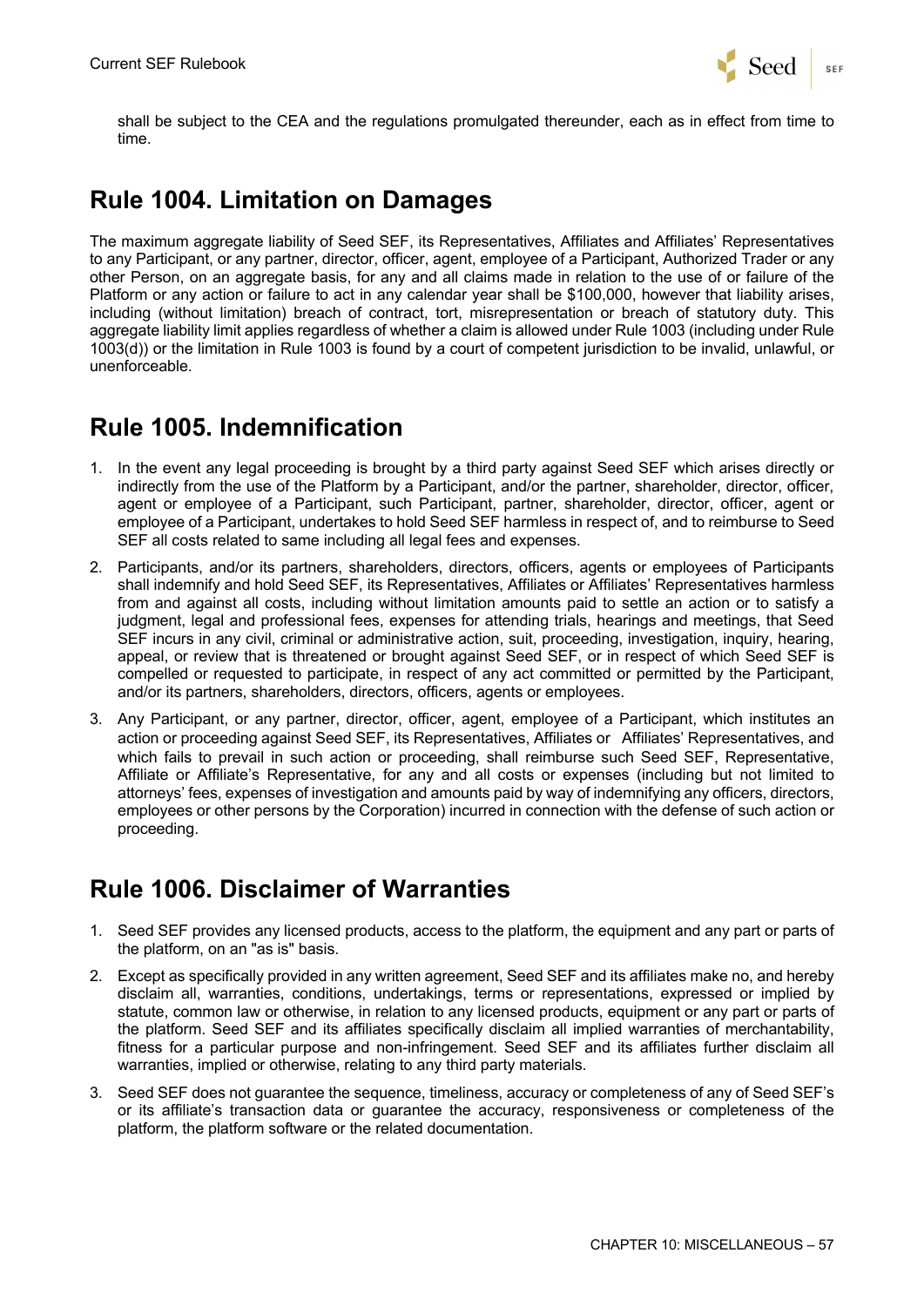shall be subject to the CEA and the regulations promulgated thereunder, each as in effect from time to time.

## Rule 1004. Limitation on Damages

The maximum aggregate liability of Seed SEF, its Representatives, Affiliates and Affiliates' Representatives to any Participant, or any partner, director, officer, agent, employee of a Participant, Authorized Trader or any other Person, on an aggregate basis, for any and all claims made in relation to the use of or failure of the Platform or any action or failure to act in any calendar year shall be $100,000, however that liability arises, including (without limitation) breach of contract, tort, misrepresentation or breach of statutory duty. This aggregate liability limit applies regardless of whether a claim is allowed under Rule 1003 (including under Rule 1003(d)) or the limitation in Rule 1003 is found by a court of competent jurisdiction to be invalid, unlawful, or unenforceable.

## Rule 1005. Indemnification

1. In the event any legal proceeding is brought by a third party against Seed SEF which arises directly or indirectly from the use of the Platform by a Participant, and/or the partner, shareholder, director, officer, agent or employee of a Participant, such Participant, partner, shareholder, director, officer, agent or employee of a Participant, undertakes to hold Seed SEF harmless in respect of, and to reimburse to Seed SEF all costs related to same including all legal fees and expenses.
2. Participants, and/or its partners, shareholders, directors, officers, agents or employees of Participants shall indemnify and hold Seed SEF, its Representatives, Affiliates or Affiliates' Representatives harmless from and against all costs, including without limitation amounts paid to settle an action or to satisfy a judgment, legal and professional fees, expenses for attending trials, hearings and meetings, that Seed SEF incurs in any civil, criminal or administrative action, suit, proceeding, investigation, inquiry, hearing, appeal, or review that is threatened or brought against Seed SEF, or in respect of which Seed SEF is compelled or requested to participate, in respect of any act committed or permitted by the Participant, and/or its partners, shareholders, directors, officers, agents or employees.
3. Any Participant, or any partner, director, officer, agent, employee of a Participant, which institutes an action or proceeding against Seed SEF, its Representatives, Affiliates or Affiliates' Representatives, and which fails to prevail in such action or proceeding, shall reimburse such Seed SEF, Representative, Affiliate or Affiliate's Representative, for any and all costs or expenses (including but not limited to attorneys' fees, expenses of investigation and amounts paid by way of indemnifying any officers, directors, employees or other persons by the Corporation) incurred in connection with the defense of such action or proceeding.

## Rule 1006. Disclaimer of Warranties

1. Seed SEF provides any licensed products, access to the platform, the equipment and any part or parts of the platform, on an "as is" basis.
2. Except as specifically provided in any written agreement, Seed SEF and its affiliates make no, and hereby disclaim all, warranties, conditions, undertakings, terms or representations, expressed or implied by statute, common law or otherwise, in relation to any licensed products, equipment or any part or parts of the platform. Seed SEF and its affiliates specifically disclaim all implied warranties of merchantability, fitness for a particular purpose and non-infringement. Seed SEF and its affiliates further disclaim all warranties, implied or otherwise, relating to any third party materials.
3. Seed SEF does not guarantee the sequence, timeliness, accuracy or completeness of any of Seed SEF's or its affiliate's transaction data or guarantee the accuracy, responsiveness or completeness of the platform, the platform software or the related documentation.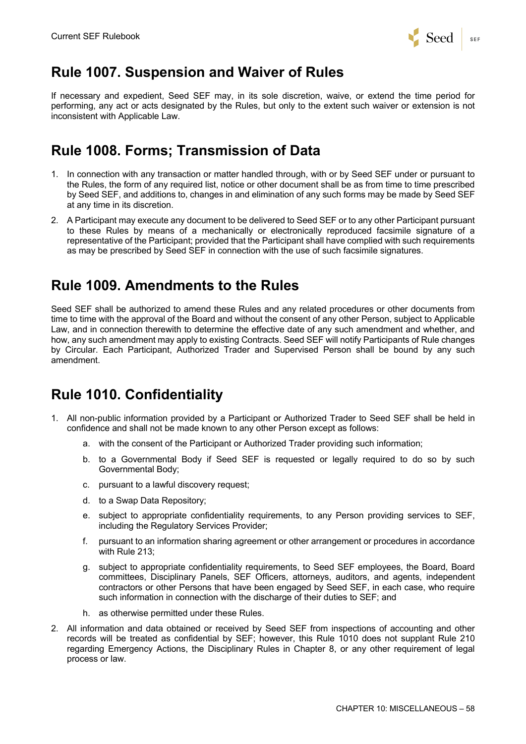## Rule 1007. Suspension and Waiver of Rules

If necessary and expedient, Seed SEF may, in its sole discretion, waive, or extend the time period for performing, any act or acts designated by the Rules, but only to the extent such waiver or extension is not inconsistent with Applicable Law.

## Rule 1008. Forms; Transmission of Data

1. In connection with any transaction or matter handled through, with or by Seed SEF under or pursuant to the Rules, the form of any required list, notice or other document shall be as from time to time prescribed by Seed SEF, and additions to, changes in and elimination of any such forms may be made by Seed SEF at any time in its discretion.
2. A Participant may execute any document to be delivered to Seed SEF or to any other Participant pursuant to these Rules by means of a mechanically or electronically reproduced facsimile signature of a representative of the Participant; provided that the Participant shall have complied with such requirements as may be prescribed by Seed SEF in connection with the use of such facsimile signatures.

## Rule 1009. Amendments to the Rules

Seed SEF shall be authorized to amend these Rules and any related procedures or other documents from time to time with the approval of the Board and without the consent of any other Person, subject to Applicable Law, and in connection therewith to determine the effective date of any such amendment and whether, and how, any such amendment may apply to existing Contracts. Seed SEF will notify Participants of Rule changes by Circular. Each Participant, Authorized Trader and Supervised Person shall be bound by any such amendment.

## Rule 1010. Confidentiality

1. All non-public information provided by a Participant or Authorized Trader to Seed SEF shall be held in confidence and shall not be made known to any other Person except as follows:
   a. with the consent of the Participant or Authorized Trader providing such information;
   b. to a Governmental Body if Seed SEF is requested or legally required to do so by such Governmental Body;
   c. pursuant to a lawful discovery request;
   d. to a Swap Data Repository;
   e. subject to appropriate confidentiality requirements, to any Person providing services to SEF, including the Regulatory Services Provider;
   f. pursuant to an information sharing agreement or other arrangement or procedures in accordance with Rule 213;
   g. subject to appropriate confidentiality requirements, to Seed SEF employees, the Board, Board committees, Disciplinary Panels, SEF Officers, attorneys, auditors, and agents, independent contractors or other Persons that have been engaged by Seed SEF, in each case, who require such information in connection with the discharge of their duties to SEF; and
   h. as otherwise permitted under these Rules.
2. All information and data obtained or received by Seed SEF from inspections of accounting and other records will be treated as confidential by SEF; however, this Rule 1010 does not supplant Rule 210 regarding Emergency Actions, the Disciplinary Rules in Chapter 8, or any other requirement of legal process or law.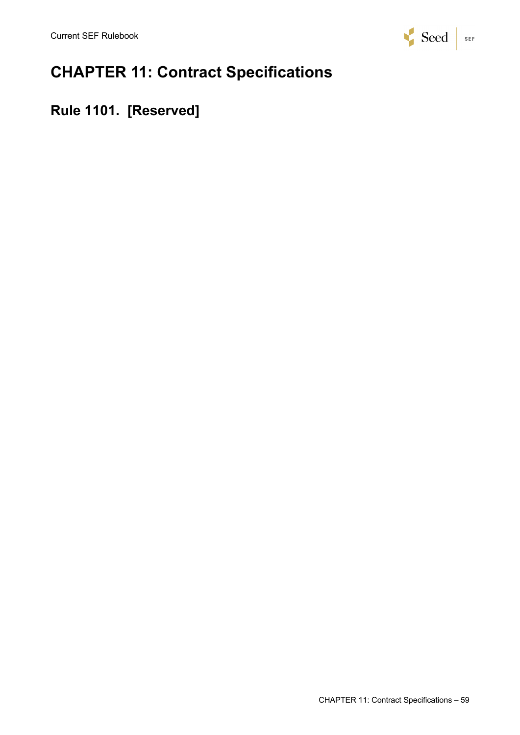# CHAPTER 11: Contract Specifications

## Rule 1101. [Reserved]